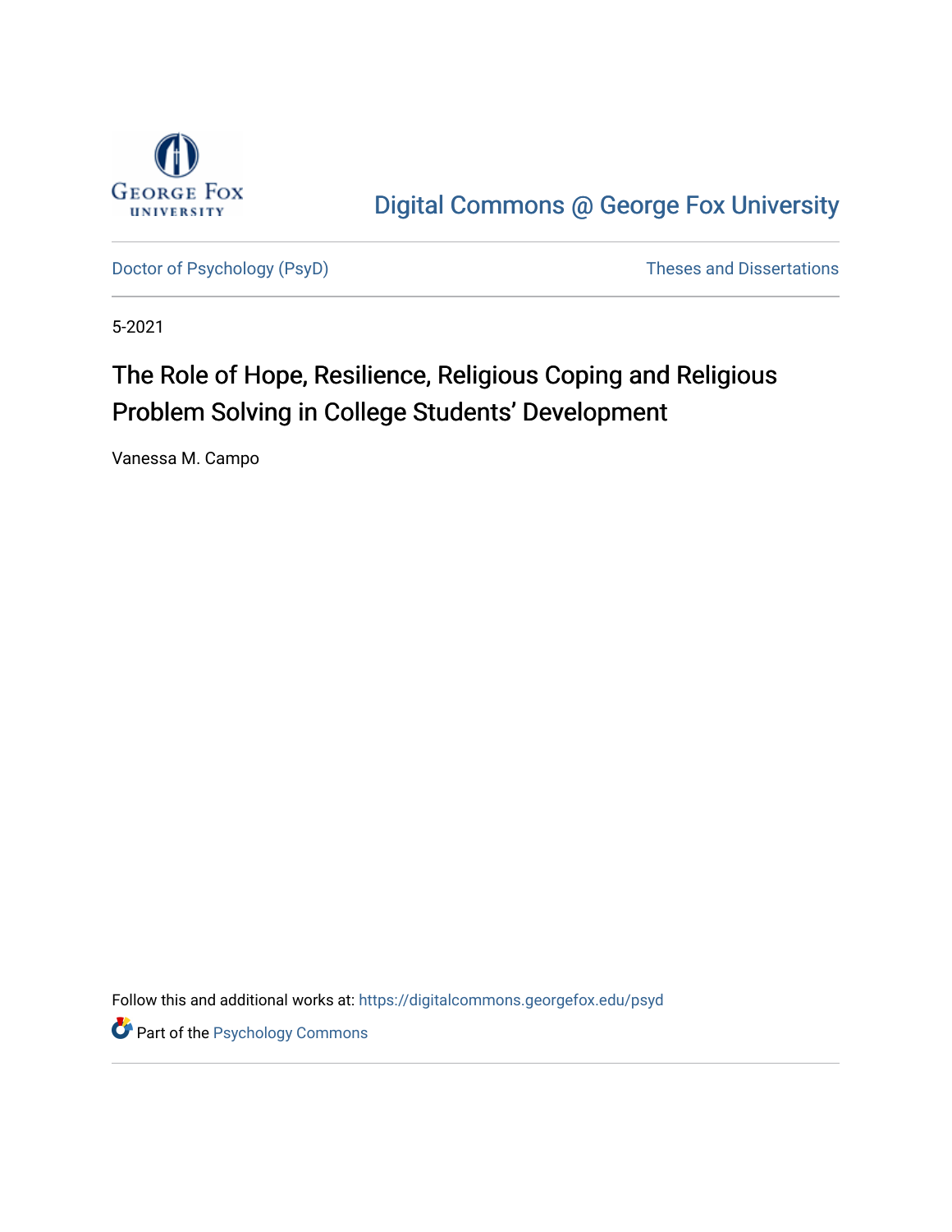Digital Commons @ George Fox University

Doctor of Psychology (PsyD)

Theses and Dissertations

5-2021

# The Role of Hope, Resilience, Religious Coping and Religious Problem Solving in College Students' Development

Vanessa M. Campo

Follow this and additional works at: https://digitalcommons.georgefox.edu/psyd

Part of the Psychology Commons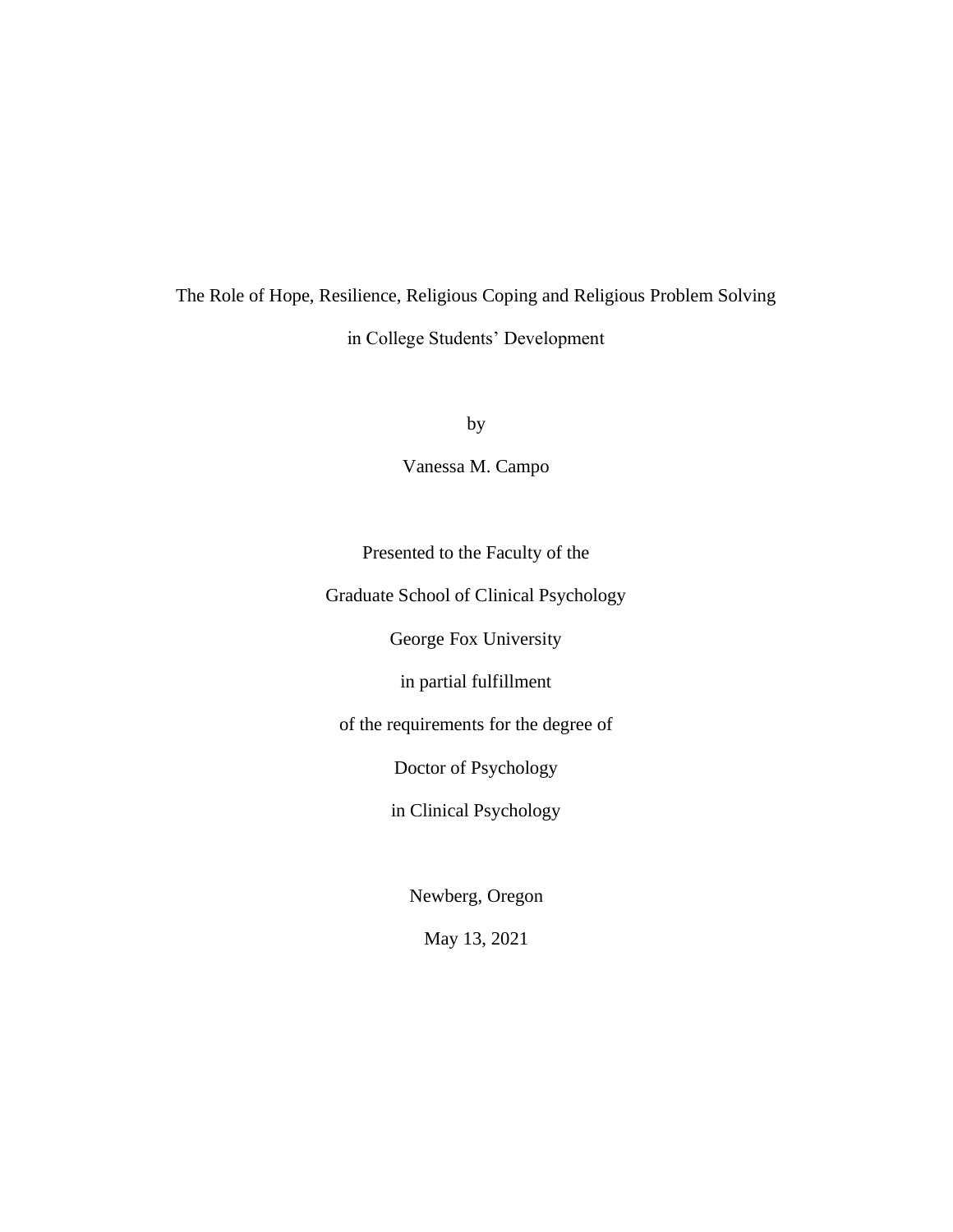The Role of Hope, Resilience, Religious Coping and Religious Problem Solving

in College Students' Development

by

Vanessa M. Campo

Presented to the Faculty of the

Graduate School of Clinical Psychology

George Fox University

in partial fulfillment

of the requirements for the degree of

Doctor of Psychology

in Clinical Psychology

Newberg, Oregon

May 13, 2021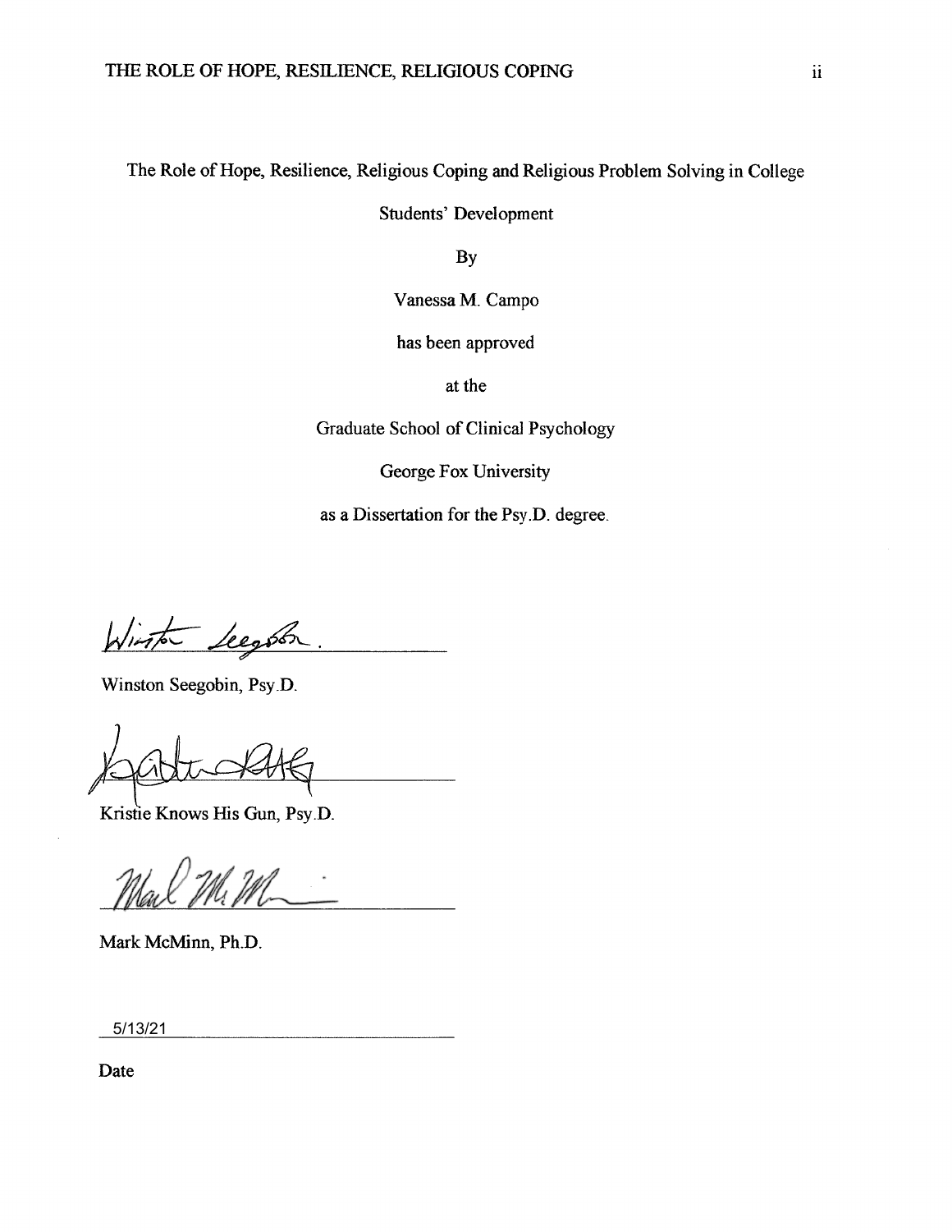The Role of Hope, Resilience, Religious Coping and Religious Problem Solving in College Students' Development

By

Vanessa M. Campo

has been approved

at the

Graduate School of Clinical Psychology

George Fox University

as a Dissertation for the Psy.D. degree.

Winston Seegobin, Psy.D.

Kristie Knows His Gun, Psy.D.

Mark McMinn, Ph.D.

5/13/21

Date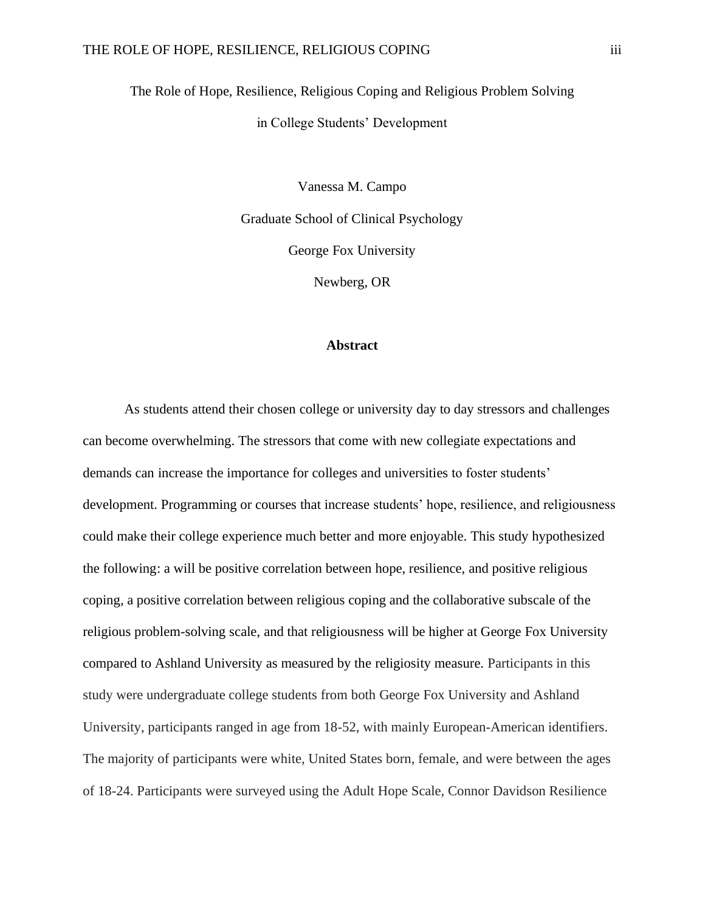The Role of Hope, Resilience, Religious Coping and Religious Problem Solving in College Students' Development

Vanessa M. Campo

Graduate School of Clinical Psychology

George Fox University

Newberg, OR

## Abstract

As students attend their chosen college or university day to day stressors and challenges can become overwhelming. The stressors that come with new collegiate expectations and demands can increase the importance for colleges and universities to foster students' development. Programming or courses that increase students' hope, resilience, and religiousness could make their college experience much better and more enjoyable. This study hypothesized the following: a will be positive correlation between hope, resilience, and positive religious coping, a positive correlation between religious coping and the collaborative subscale of the religious problem-solving scale, and that religiousness will be higher at George Fox University compared to Ashland University as measured by the religiosity measure. Participants in this study were undergraduate college students from both George Fox University and Ashland University, participants ranged in age from 18-52, with mainly European-American identifiers. The majority of participants were white, United States born, female, and were between the ages of 18-24. Participants were surveyed using the Adult Hope Scale, Connor Davidson Resilience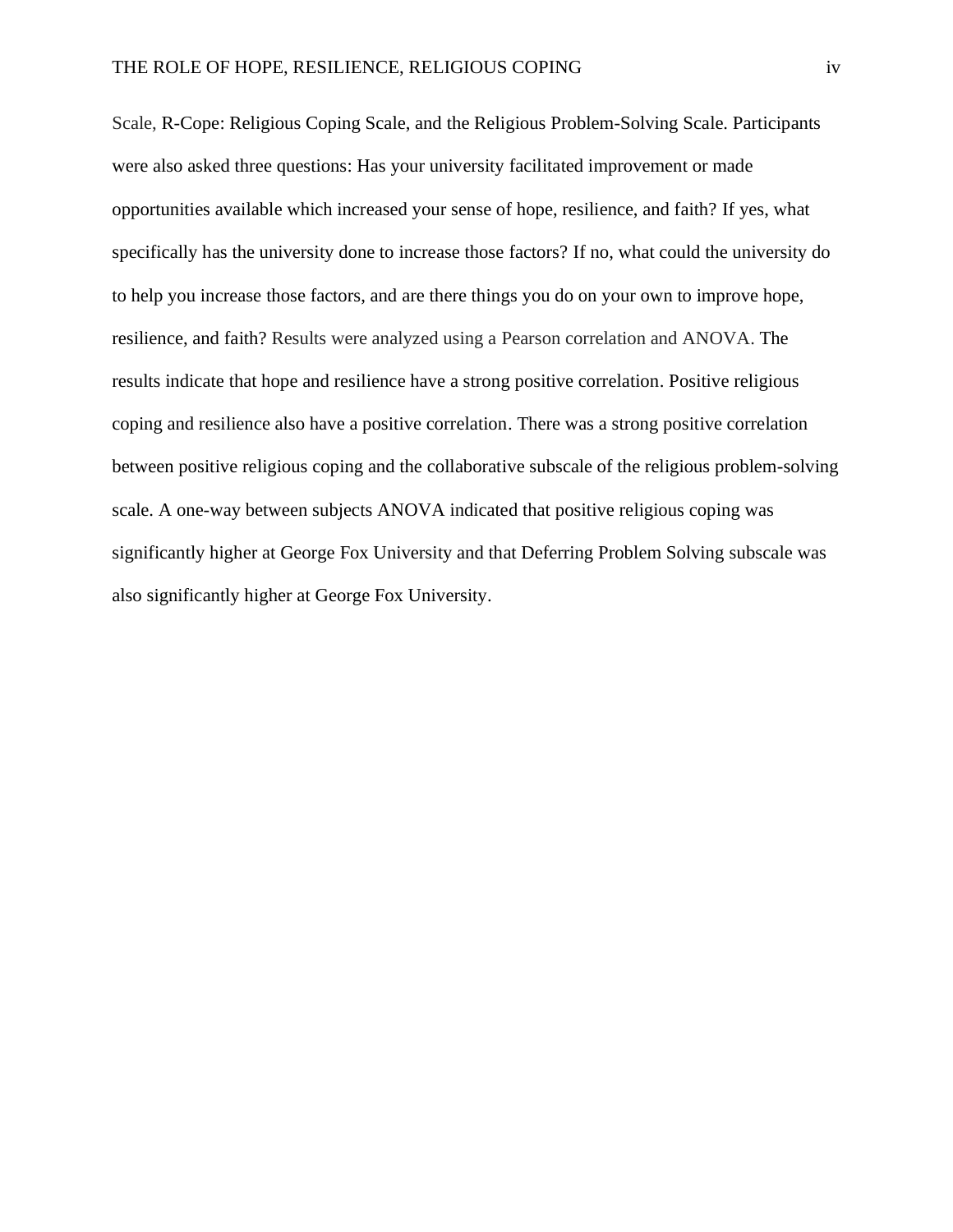Scale, R-Cope: Religious Coping Scale, and the Religious Problem-Solving Scale. Participants were also asked three questions: Has your university facilitated improvement or made opportunities available which increased your sense of hope, resilience, and faith? If yes, what specifically has the university done to increase those factors? If no, what could the university do to help you increase those factors, and are there things you do on your own to improve hope, resilience, and faith? Results were analyzed using a Pearson correlation and ANOVA. The results indicate that hope and resilience have a strong positive correlation. Positive religious coping and resilience also have a positive correlation. There was a strong positive correlation between positive religious coping and the collaborative subscale of the religious problem-solving scale. A one-way between subjects ANOVA indicated that positive religious coping was significantly higher at George Fox University and that Deferring Problem Solving subscale was also significantly higher at George Fox University.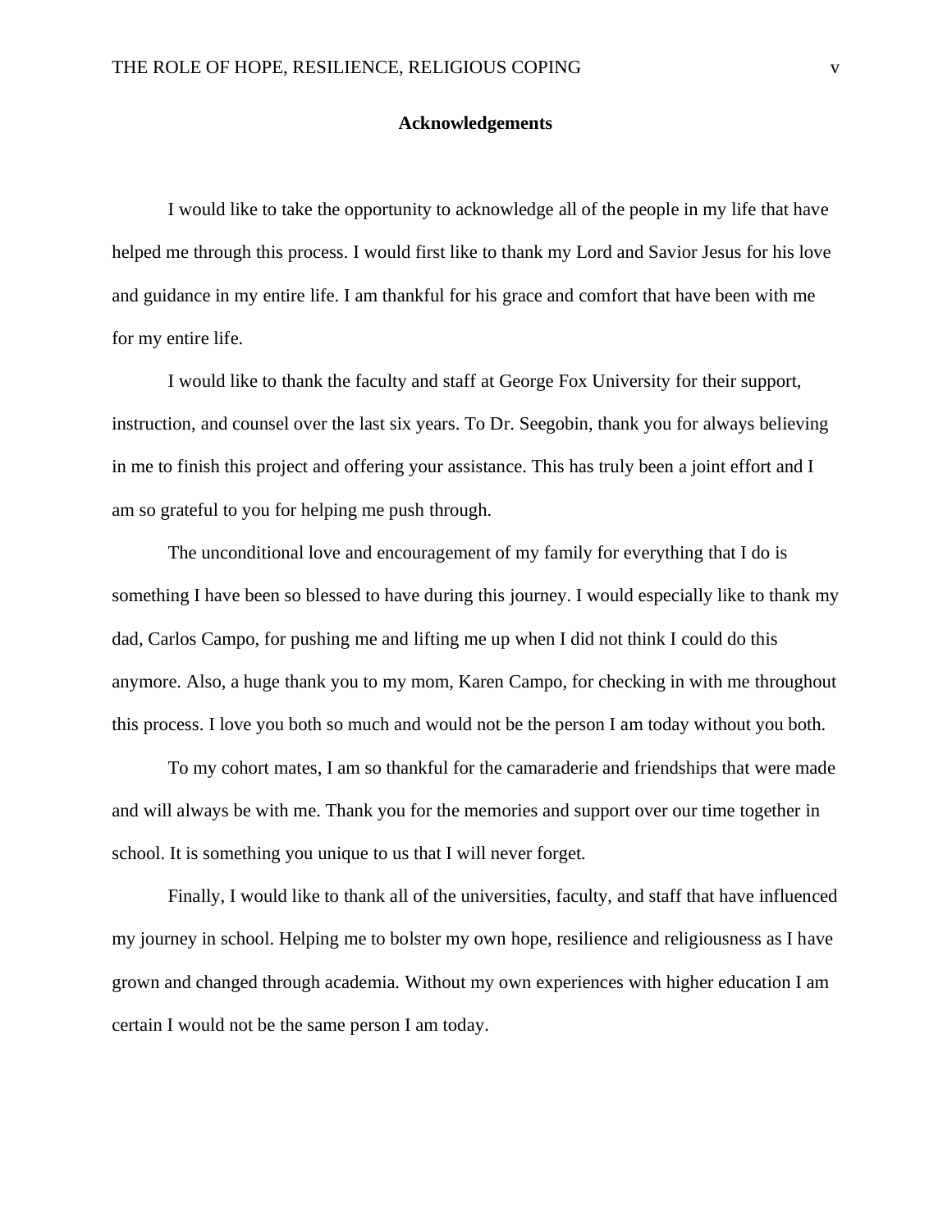## Acknowledgements

I would like to take the opportunity to acknowledge all of the people in my life that have helped me through this process. I would first like to thank my Lord and Savior Jesus for his love and guidance in my entire life. I am thankful for his grace and comfort that have been with me for my entire life.

I would like to thank the faculty and staff at George Fox University for their support, instruction, and counsel over the last six years. To Dr. Seegobin, thank you for always believing in me to finish this project and offering your assistance. This has truly been a joint effort and I am so grateful to you for helping me push through.

The unconditional love and encouragement of my family for everything that I do is something I have been so blessed to have during this journey. I would especially like to thank my dad, Carlos Campo, for pushing me and lifting me up when I did not think I could do this anymore. Also, a huge thank you to my mom, Karen Campo, for checking in with me throughout this process. I love you both so much and would not be the person I am today without you both.

To my cohort mates, I am so thankful for the camaraderie and friendships that were made and will always be with me. Thank you for the memories and support over our time together in school. It is something you unique to us that I will never forget.

Finally, I would like to thank all of the universities, faculty, and staff that have influenced my journey in school. Helping me to bolster my own hope, resilience and religiousness as I have grown and changed through academia. Without my own experiences with higher education I am certain I would not be the same person I am today.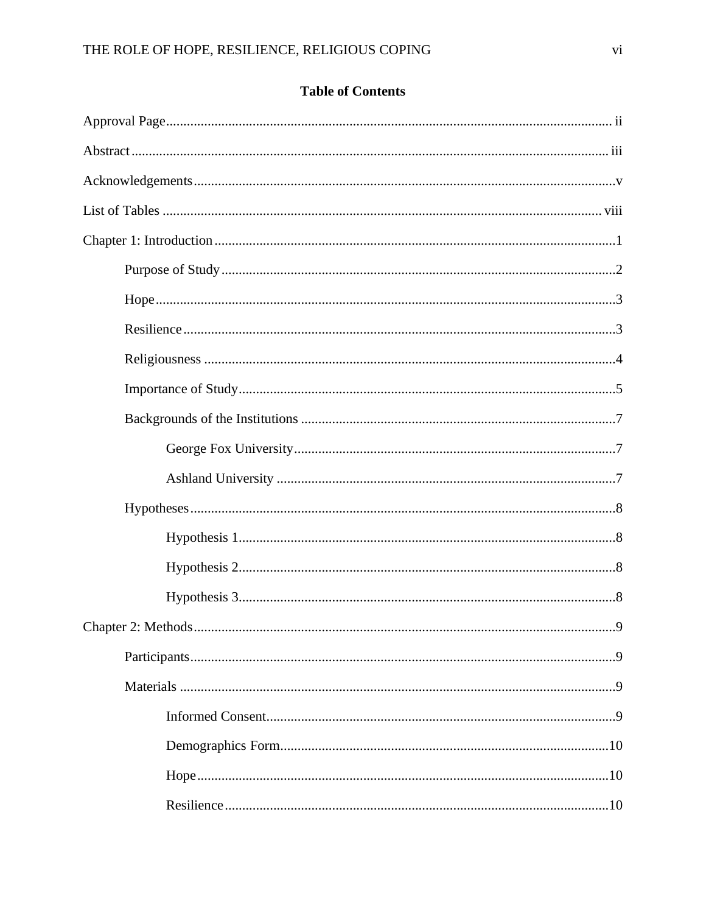## Table of Contents

Approval Page ........................................................................................................................ ii

Abstract ................................................................................................................................. iii

Acknowledgements ...............................................................................................................v

List of Tables ...................................................................................................................... viii

Chapter 1: Introduction ...........................................................................................................1

  Purpose of Study ..............................................................................................................2

  Hope ................................................................................................................................3

  Resilience .........................................................................................................................3

  Religiousness ...................................................................................................................4

  Importance of Study .........................................................................................................5

  Backgrounds of the Institutions .......................................................................................7

    George Fox University .................................................................................................7

    Ashland University .......................................................................................................7

  Hypotheses .......................................................................................................................8

    Hypothesis 1 .................................................................................................................8

    Hypothesis 2 .................................................................................................................8

    Hypothesis 3 .................................................................................................................8

Chapter 2: Methods .................................................................................................................9

  Participants .......................................................................................................................9

  Materials ..........................................................................................................................9

    Informed Consent ..........................................................................................................9

    Demographics Form ....................................................................................................10

    Hope ............................................................................................................................10

    Resilience ....................................................................................................................10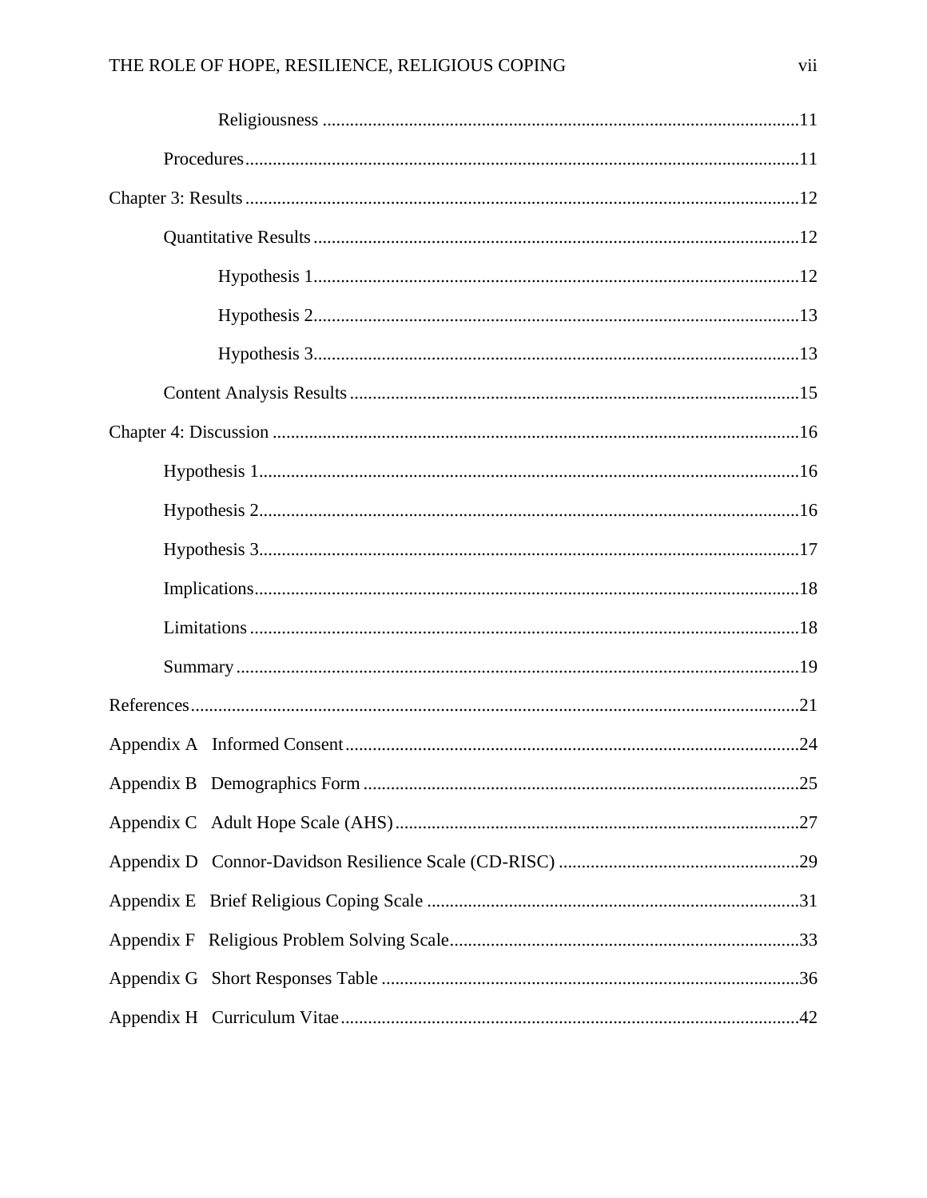Religiousness ....................................................................................................11

Procedures.......................................................................................................................11

Chapter 3: Results...............................................................................................................12

Quantitative Results.........................................................................................................12

Hypothesis 1...............................................................................................................12

Hypothesis 2...............................................................................................................13

Hypothesis 3...............................................................................................................13

Content Analysis Results..................................................................................................15

Chapter 4: Discussion .........................................................................................................16

Hypothesis 1......................................................................................................................16

Hypothesis 2......................................................................................................................16

Hypothesis 3......................................................................................................................17

Implications.......................................................................................................................18

Limitations........................................................................................................................18

Summary...........................................................................................................................19

References...........................................................................................................................21

Appendix A   Informed Consent.........................................................................................24

Appendix B   Demographics Form .....................................................................................25

Appendix C   Adult Hope Scale (AHS)...............................................................................27

Appendix D   Connor-Davidson Resilience Scale (CD-RISC) ...........................................29

Appendix E   Brief Religious Coping Scale .......................................................................31

Appendix F   Religious Problem Solving Scale..................................................................33

Appendix G   Short Responses Table .................................................................................36

Appendix H   Curriculum Vitae..........................................................................................42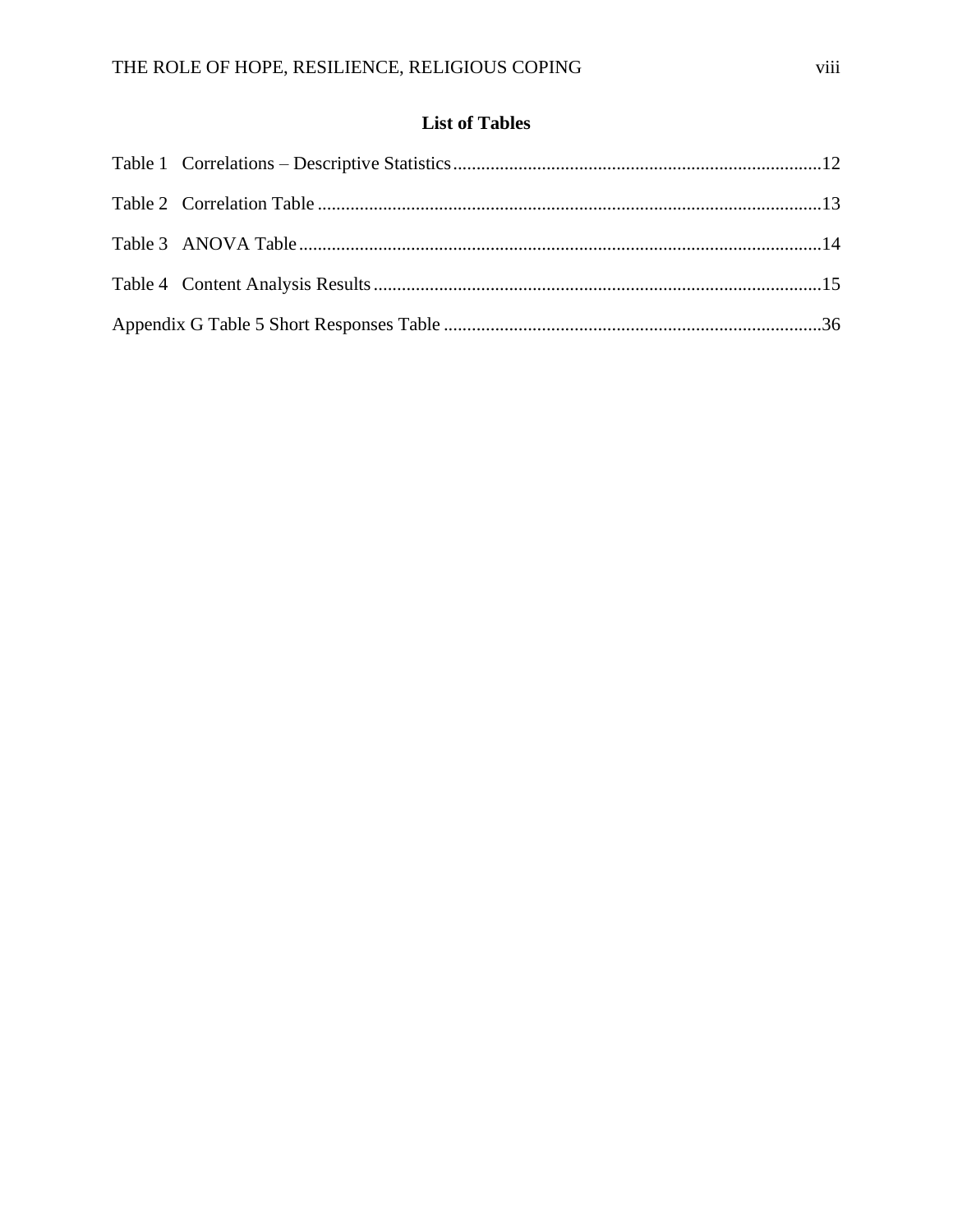# List of Tables

Table 1 Correlations – Descriptive Statistics ............................................................................12

Table 2 Correlation Table ..........................................................................................................13

Table 3 ANOVA Table ..............................................................................................................14

Table 4 Content Analysis Results ..............................................................................................15

Appendix G Table 5 Short Responses Table ..............................................................................36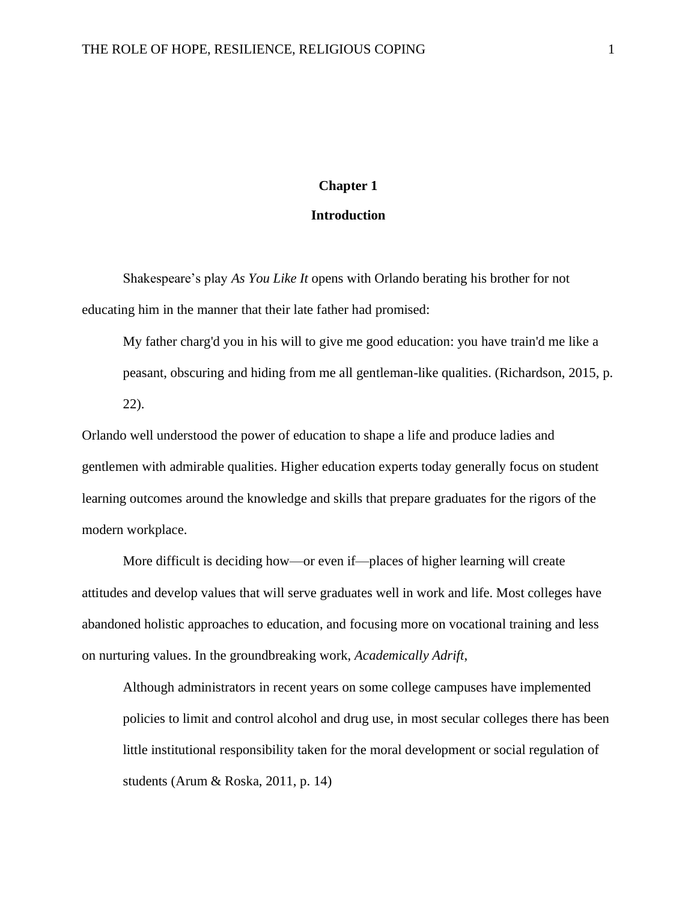# Chapter 1

## Introduction

Shakespeare's play *As You Like It* opens with Orlando berating his brother for not educating him in the manner that their late father had promised:

> My father charg'd you in his will to give me good education: you have train'd me like a peasant, obscuring and hiding from me all gentleman-like qualities. (Richardson, 2015, p. 22).

Orlando well understood the power of education to shape a life and produce ladies and gentlemen with admirable qualities. Higher education experts today generally focus on student learning outcomes around the knowledge and skills that prepare graduates for the rigors of the modern workplace.

More difficult is deciding how—or even if—places of higher learning will create attitudes and develop values that will serve graduates well in work and life. Most colleges have abandoned holistic approaches to education, and focusing more on vocational training and less on nurturing values. In the groundbreaking work, *Academically Adrift*,

> Although administrators in recent years on some college campuses have implemented policies to limit and control alcohol and drug use, in most secular colleges there has been little institutional responsibility taken for the moral development or social regulation of students (Arum & Roska, 2011, p. 14)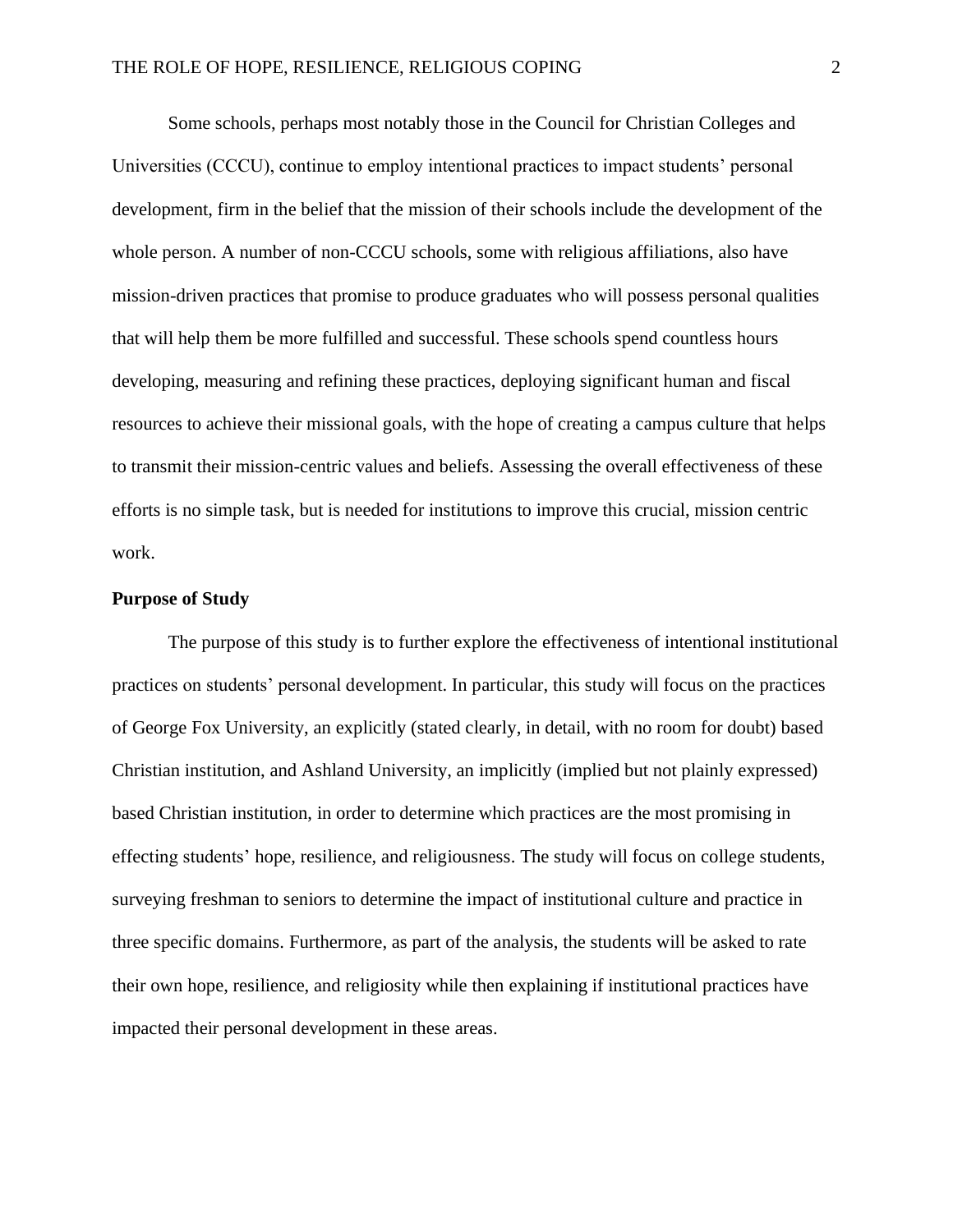Some schools, perhaps most notably those in the Council for Christian Colleges and Universities (CCCU), continue to employ intentional practices to impact students' personal development, firm in the belief that the mission of their schools include the development of the whole person. A number of non-CCCU schools, some with religious affiliations, also have mission-driven practices that promise to produce graduates who will possess personal qualities that will help them be more fulfilled and successful. These schools spend countless hours developing, measuring and refining these practices, deploying significant human and fiscal resources to achieve their missional goals, with the hope of creating a campus culture that helps to transmit their mission-centric values and beliefs. Assessing the overall effectiveness of these efforts is no simple task, but is needed for institutions to improve this crucial, mission centric work.

**Purpose of Study**

The purpose of this study is to further explore the effectiveness of intentional institutional practices on students' personal development. In particular, this study will focus on the practices of George Fox University, an explicitly (stated clearly, in detail, with no room for doubt) based Christian institution, and Ashland University, an implicitly (implied but not plainly expressed) based Christian institution, in order to determine which practices are the most promising in effecting students' hope, resilience, and religiousness. The study will focus on college students, surveying freshman to seniors to determine the impact of institutional culture and practice in three specific domains. Furthermore, as part of the analysis, the students will be asked to rate their own hope, resilience, and religiosity while then explaining if institutional practices have impacted their personal development in these areas.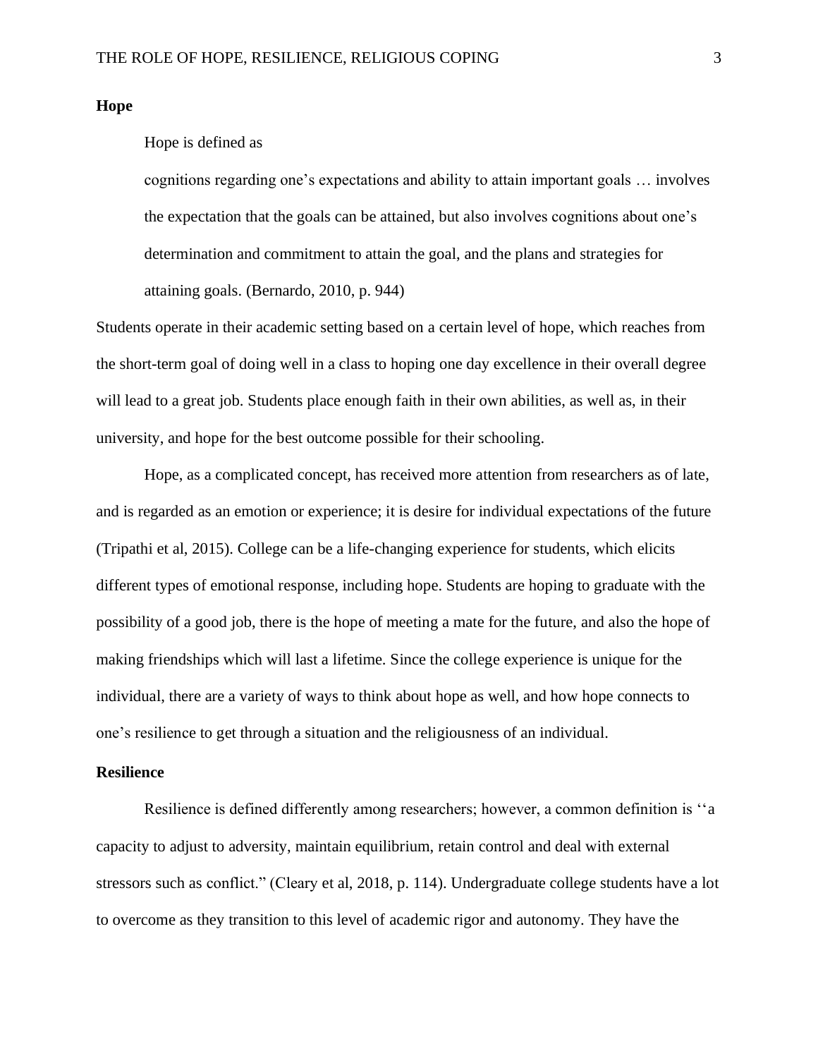## Hope

Hope is defined as

> cognitions regarding one's expectations and ability to attain important goals … involves the expectation that the goals can be attained, but also involves cognitions about one's determination and commitment to attain the goal, and the plans and strategies for attaining goals. (Bernardo, 2010, p. 944)

Students operate in their academic setting based on a certain level of hope, which reaches from the short-term goal of doing well in a class to hoping one day excellence in their overall degree will lead to a great job. Students place enough faith in their own abilities, as well as, in their university, and hope for the best outcome possible for their schooling.

Hope, as a complicated concept, has received more attention from researchers as of late, and is regarded as an emotion or experience; it is desire for individual expectations of the future (Tripathi et al, 2015). College can be a life-changing experience for students, which elicits different types of emotional response, including hope. Students are hoping to graduate with the possibility of a good job, there is the hope of meeting a mate for the future, and also the hope of making friendships which will last a lifetime. Since the college experience is unique for the individual, there are a variety of ways to think about hope as well, and how hope connects to one's resilience to get through a situation and the religiousness of an individual.

## Resilience

Resilience is defined differently among researchers; however, a common definition is ''a capacity to adjust to adversity, maintain equilibrium, retain control and deal with external stressors such as conflict." (Cleary et al, 2018, p. 114). Undergraduate college students have a lot to overcome as they transition to this level of academic rigor and autonomy. They have the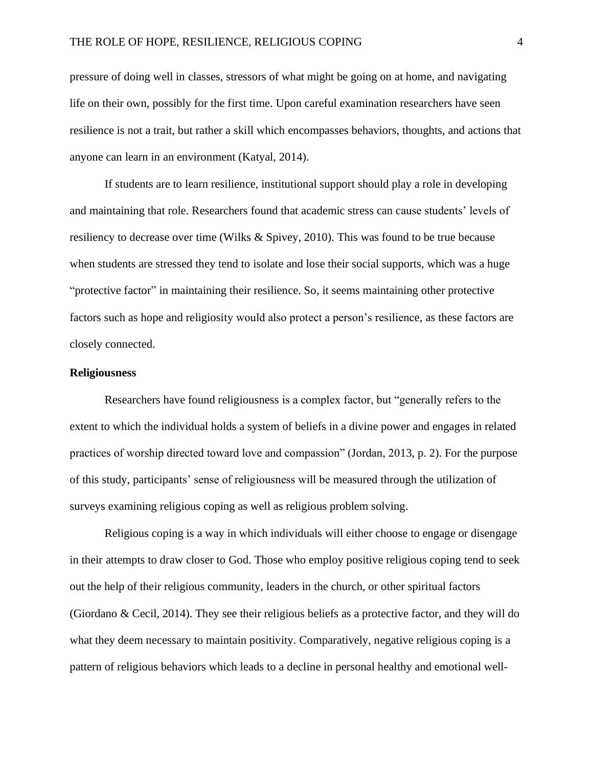pressure of doing well in classes, stressors of what might be going on at home, and navigating life on their own, possibly for the first time. Upon careful examination researchers have seen resilience is not a trait, but rather a skill which encompasses behaviors, thoughts, and actions that anyone can learn in an environment (Katyal, 2014).

If students are to learn resilience, institutional support should play a role in developing and maintaining that role. Researchers found that academic stress can cause students' levels of resiliency to decrease over time (Wilks & Spivey, 2010). This was found to be true because when students are stressed they tend to isolate and lose their social supports, which was a huge "protective factor" in maintaining their resilience. So, it seems maintaining other protective factors such as hope and religiosity would also protect a person's resilience, as these factors are closely connected.

**Religiousness**

Researchers have found religiousness is a complex factor, but "generally refers to the extent to which the individual holds a system of beliefs in a divine power and engages in related practices of worship directed toward love and compassion" (Jordan, 2013, p. 2). For the purpose of this study, participants' sense of religiousness will be measured through the utilization of surveys examining religious coping as well as religious problem solving.

Religious coping is a way in which individuals will either choose to engage or disengage in their attempts to draw closer to God. Those who employ positive religious coping tend to seek out the help of their religious community, leaders in the church, or other spiritual factors (Giordano & Cecil, 2014). They see their religious beliefs as a protective factor, and they will do what they deem necessary to maintain positivity. Comparatively, negative religious coping is a pattern of religious behaviors which leads to a decline in personal healthy and emotional well-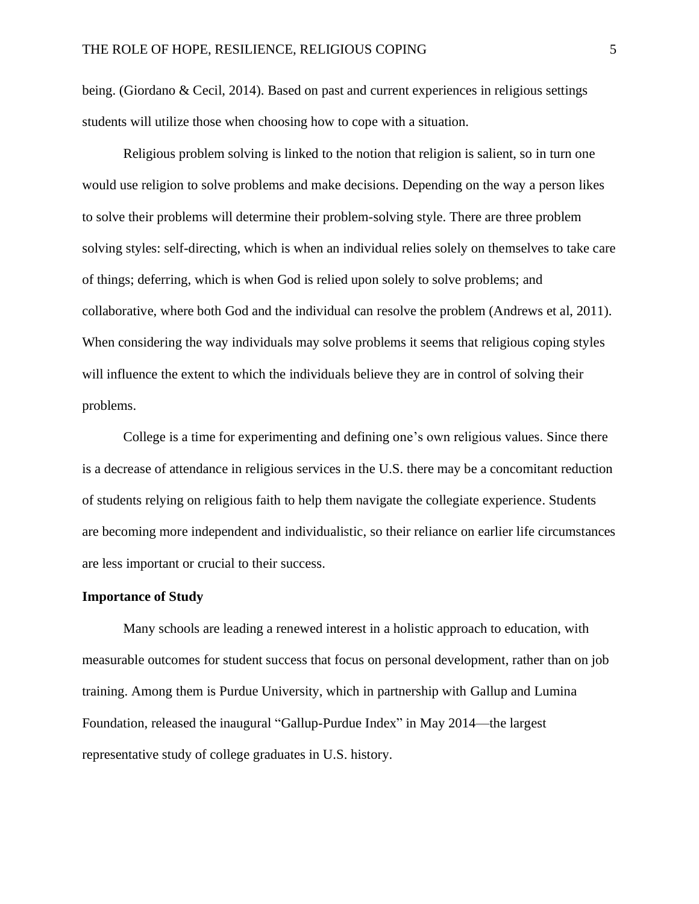being. (Giordano & Cecil, 2014). Based on past and current experiences in religious settings students will utilize those when choosing how to cope with a situation.

Religious problem solving is linked to the notion that religion is salient, so in turn one would use religion to solve problems and make decisions. Depending on the way a person likes to solve their problems will determine their problem-solving style. There are three problem solving styles: self-directing, which is when an individual relies solely on themselves to take care of things; deferring, which is when God is relied upon solely to solve problems; and collaborative, where both God and the individual can resolve the problem (Andrews et al, 2011). When considering the way individuals may solve problems it seems that religious coping styles will influence the extent to which the individuals believe they are in control of solving their problems.

College is a time for experimenting and defining one's own religious values. Since there is a decrease of attendance in religious services in the U.S. there may be a concomitant reduction of students relying on religious faith to help them navigate the collegiate experience. Students are becoming more independent and individualistic, so their reliance on earlier life circumstances are less important or crucial to their success.

**Importance of Study**

Many schools are leading a renewed interest in a holistic approach to education, with measurable outcomes for student success that focus on personal development, rather than on job training. Among them is Purdue University, which in partnership with Gallup and Lumina Foundation, released the inaugural "Gallup-Purdue Index" in May 2014—the largest representative study of college graduates in U.S. history.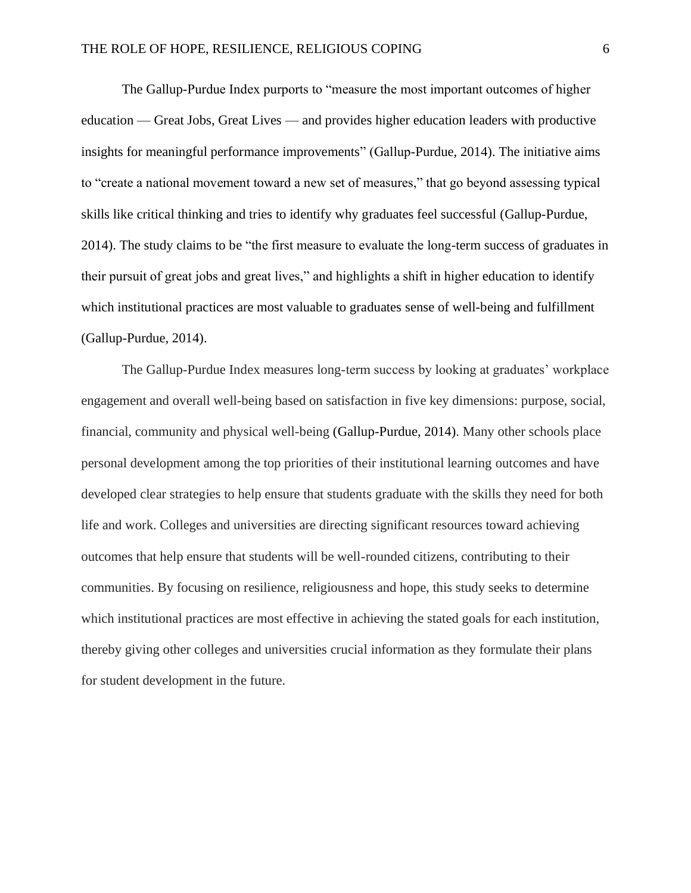The Gallup-Purdue Index purports to "measure the most important outcomes of higher education — Great Jobs, Great Lives — and provides higher education leaders with productive insights for meaningful performance improvements" (Gallup-Purdue, 2014). The initiative aims to "create a national movement toward a new set of measures," that go beyond assessing typical skills like critical thinking and tries to identify why graduates feel successful (Gallup-Purdue, 2014). The study claims to be "the first measure to evaluate the long-term success of graduates in their pursuit of great jobs and great lives," and highlights a shift in higher education to identify which institutional practices are most valuable to graduates sense of well-being and fulfillment (Gallup-Purdue, 2014).

The Gallup-Purdue Index measures long-term success by looking at graduates' workplace engagement and overall well-being based on satisfaction in five key dimensions: purpose, social, financial, community and physical well-being (Gallup-Purdue, 2014). Many other schools place personal development among the top priorities of their institutional learning outcomes and have developed clear strategies to help ensure that students graduate with the skills they need for both life and work. Colleges and universities are directing significant resources toward achieving outcomes that help ensure that students will be well-rounded citizens, contributing to their communities. By focusing on resilience, religiousness and hope, this study seeks to determine which institutional practices are most effective in achieving the stated goals for each institution, thereby giving other colleges and universities crucial information as they formulate their plans for student development in the future.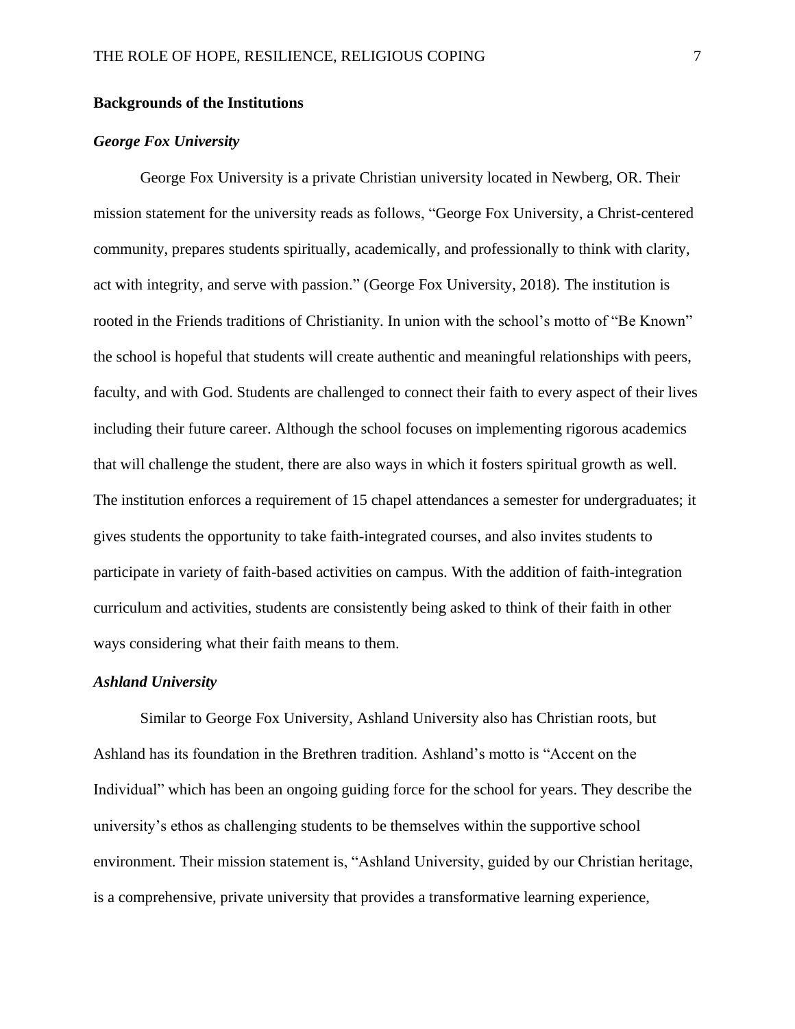## Backgrounds of the Institutions

### *George Fox University*

George Fox University is a private Christian university located in Newberg, OR. Their mission statement for the university reads as follows, "George Fox University, a Christ-centered community, prepares students spiritually, academically, and professionally to think with clarity, act with integrity, and serve with passion." (George Fox University, 2018). The institution is rooted in the Friends traditions of Christianity. In union with the school's motto of "Be Known" the school is hopeful that students will create authentic and meaningful relationships with peers, faculty, and with God. Students are challenged to connect their faith to every aspect of their lives including their future career. Although the school focuses on implementing rigorous academics that will challenge the student, there are also ways in which it fosters spiritual growth as well. The institution enforces a requirement of 15 chapel attendances a semester for undergraduates; it gives students the opportunity to take faith-integrated courses, and also invites students to participate in variety of faith-based activities on campus. With the addition of faith-integration curriculum and activities, students are consistently being asked to think of their faith in other ways considering what their faith means to them.

### *Ashland University*

Similar to George Fox University, Ashland University also has Christian roots, but Ashland has its foundation in the Brethren tradition. Ashland's motto is "Accent on the Individual" which has been an ongoing guiding force for the school for years. They describe the university's ethos as challenging students to be themselves within the supportive school environment. Their mission statement is, "Ashland University, guided by our Christian heritage, is a comprehensive, private university that provides a transformative learning experience,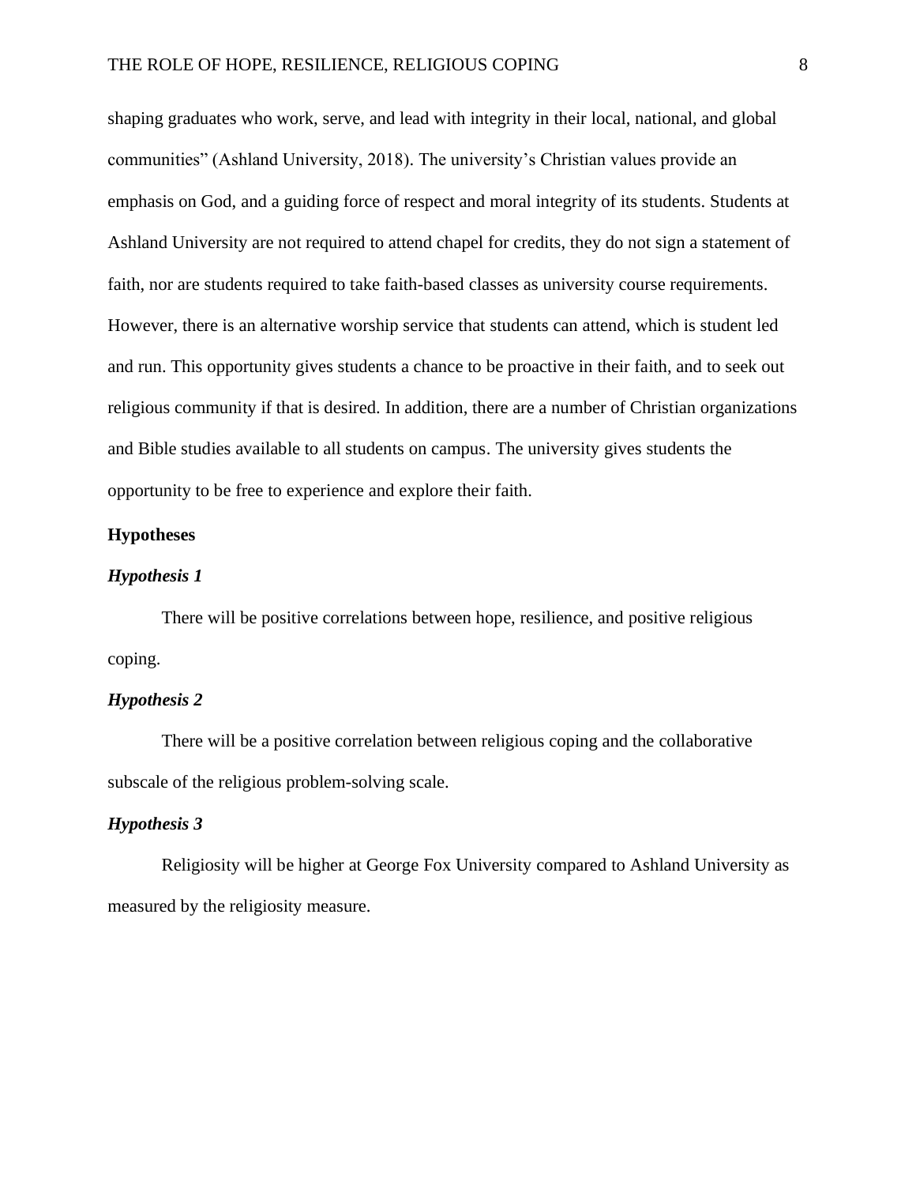shaping graduates who work, serve, and lead with integrity in their local, national, and global communities" (Ashland University, 2018). The university's Christian values provide an emphasis on God, and a guiding force of respect and moral integrity of its students. Students at Ashland University are not required to attend chapel for credits, they do not sign a statement of faith, nor are students required to take faith-based classes as university course requirements. However, there is an alternative worship service that students can attend, which is student led and run. This opportunity gives students a chance to be proactive in their faith, and to seek out religious community if that is desired. In addition, there are a number of Christian organizations and Bible studies available to all students on campus. The university gives students the opportunity to be free to experience and explore their faith.

## Hypotheses

### *Hypothesis 1*

There will be positive correlations between hope, resilience, and positive religious coping.

### *Hypothesis 2*

There will be a positive correlation between religious coping and the collaborative subscale of the religious problem-solving scale.

### *Hypothesis 3*

Religiosity will be higher at George Fox University compared to Ashland University as measured by the religiosity measure.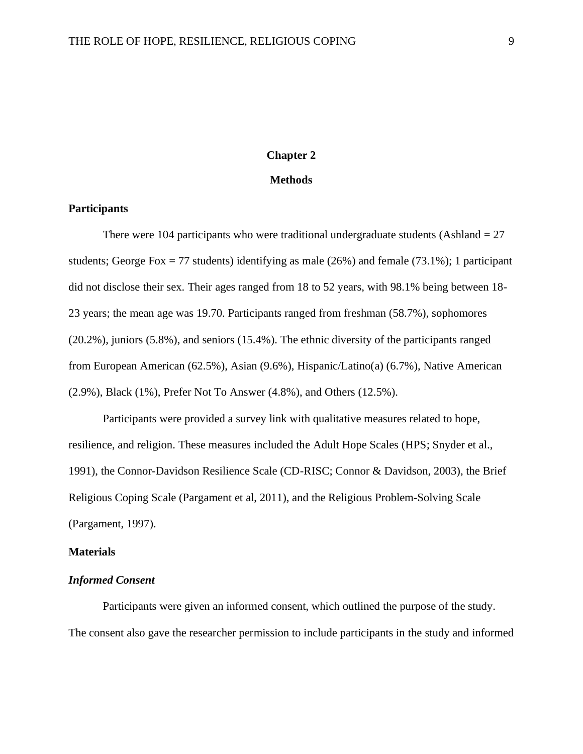# Chapter 2

# Methods

## Participants

There were 104 participants who were traditional undergraduate students (Ashland = 27 students; George Fox = 77 students) identifying as male (26%) and female (73.1%); 1 participant did not disclose their sex. Their ages ranged from 18 to 52 years, with 98.1% being between 18-23 years; the mean age was 19.70. Participants ranged from freshman (58.7%), sophomores (20.2%), juniors (5.8%), and seniors (15.4%). The ethnic diversity of the participants ranged from European American (62.5%), Asian (9.6%), Hispanic/Latino(a) (6.7%), Native American (2.9%), Black (1%), Prefer Not To Answer (4.8%), and Others (12.5%).

Participants were provided a survey link with qualitative measures related to hope, resilience, and religion. These measures included the Adult Hope Scales (HPS; Snyder et al., 1991), the Connor-Davidson Resilience Scale (CD-RISC; Connor & Davidson, 2003), the Brief Religious Coping Scale (Pargament et al, 2011), and the Religious Problem-Solving Scale (Pargament, 1997).

## Materials

### *Informed Consent*

Participants were given an informed consent, which outlined the purpose of the study. The consent also gave the researcher permission to include participants in the study and informed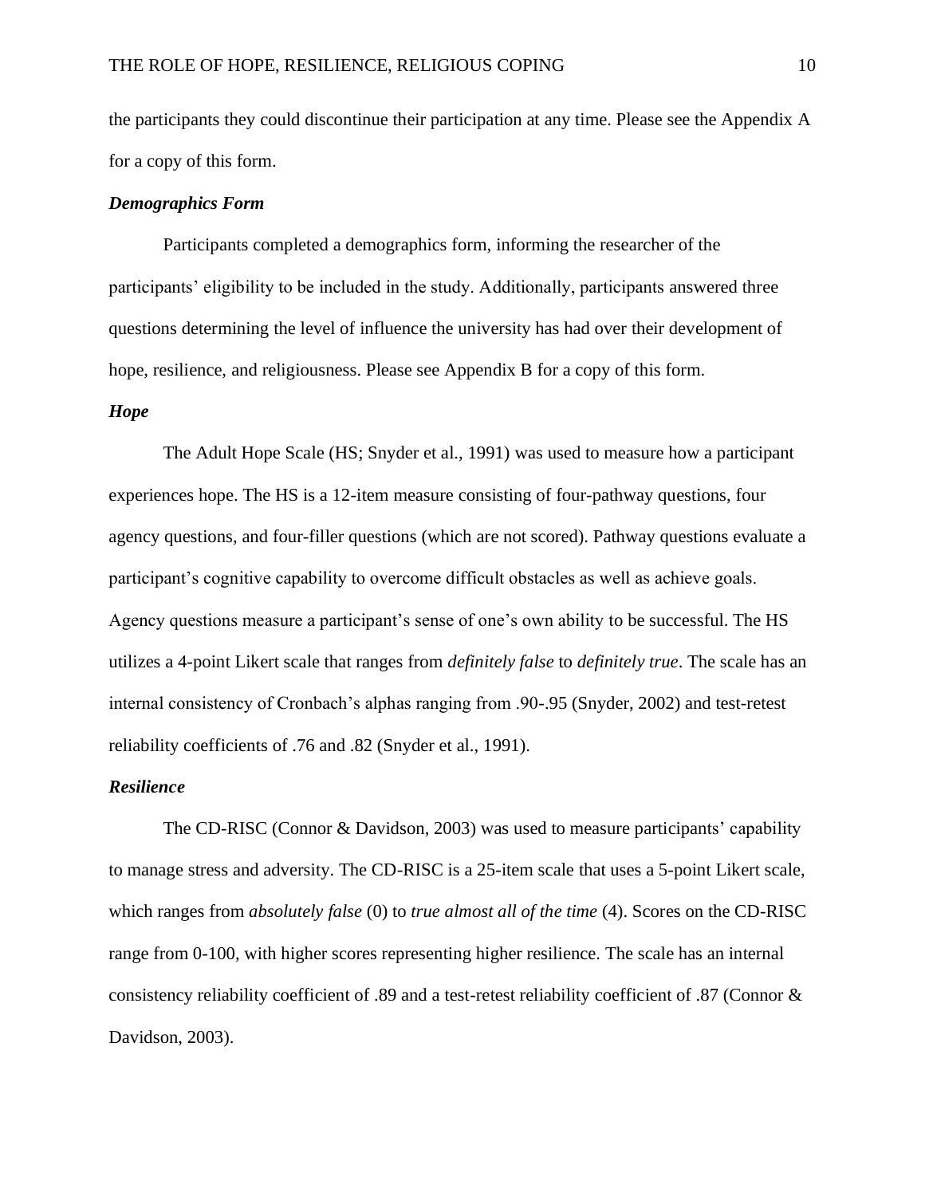the participants they could discontinue their participation at any time. Please see the Appendix A for a copy of this form.

### *Demographics Form*

Participants completed a demographics form, informing the researcher of the participants' eligibility to be included in the study. Additionally, participants answered three questions determining the level of influence the university has had over their development of hope, resilience, and religiousness. Please see Appendix B for a copy of this form.

### *Hope*

The Adult Hope Scale (HS; Snyder et al., 1991) was used to measure how a participant experiences hope. The HS is a 12-item measure consisting of four-pathway questions, four agency questions, and four-filler questions (which are not scored). Pathway questions evaluate a participant's cognitive capability to overcome difficult obstacles as well as achieve goals. Agency questions measure a participant's sense of one's own ability to be successful. The HS utilizes a 4-point Likert scale that ranges from *definitely false* to *definitely true*. The scale has an internal consistency of Cronbach's alphas ranging from .90-.95 (Snyder, 2002) and test-retest reliability coefficients of .76 and .82 (Snyder et al., 1991).

### *Resilience*

The CD-RISC (Connor & Davidson, 2003) was used to measure participants' capability to manage stress and adversity. The CD-RISC is a 25-item scale that uses a 5-point Likert scale, which ranges from *absolutely false* (0) to *true almost all of the time* (4). Scores on the CD-RISC range from 0-100, with higher scores representing higher resilience. The scale has an internal consistency reliability coefficient of .89 and a test-retest reliability coefficient of .87 (Connor & Davidson, 2003).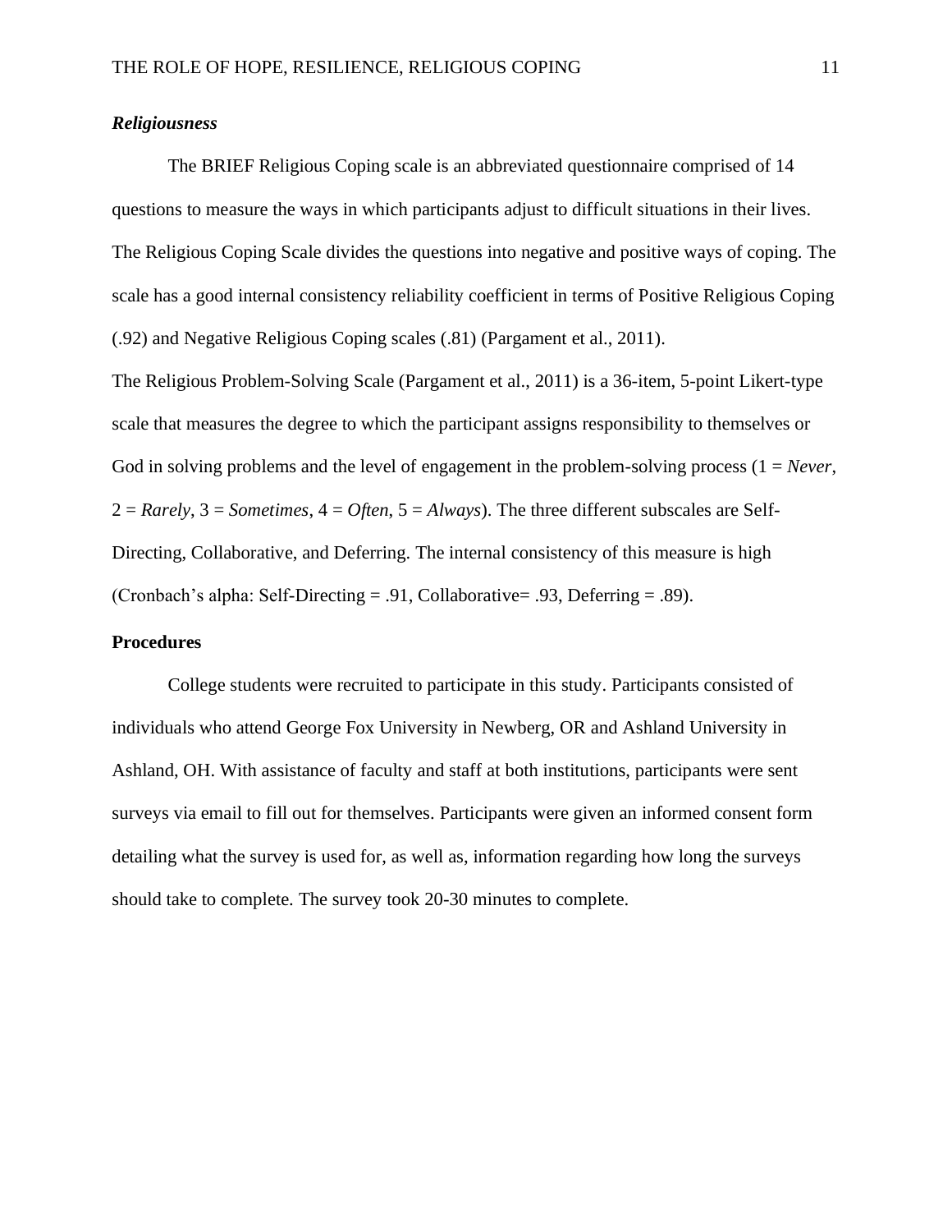### *Religiousness*

The BRIEF Religious Coping scale is an abbreviated questionnaire comprised of 14 questions to measure the ways in which participants adjust to difficult situations in their lives. The Religious Coping Scale divides the questions into negative and positive ways of coping. The scale has a good internal consistency reliability coefficient in terms of Positive Religious Coping (.92) and Negative Religious Coping scales (.81) (Pargament et al., 2011).

The Religious Problem-Solving Scale (Pargament et al., 2011) is a 36-item, 5-point Likert-type scale that measures the degree to which the participant assigns responsibility to themselves or God in solving problems and the level of engagement in the problem-solving process (1 = *Never*, 2 = *Rarely*, 3 = *Sometimes*, 4 = *Often*, 5 = *Always*). The three different subscales are Self-Directing, Collaborative, and Deferring. The internal consistency of this measure is high (Cronbach's alpha: Self-Directing = .91, Collaborative= .93, Deferring = .89).

## **Procedures**

College students were recruited to participate in this study. Participants consisted of individuals who attend George Fox University in Newberg, OR and Ashland University in Ashland, OH. With assistance of faculty and staff at both institutions, participants were sent surveys via email to fill out for themselves. Participants were given an informed consent form detailing what the survey is used for, as well as, information regarding how long the surveys should take to complete. The survey took 20-30 minutes to complete.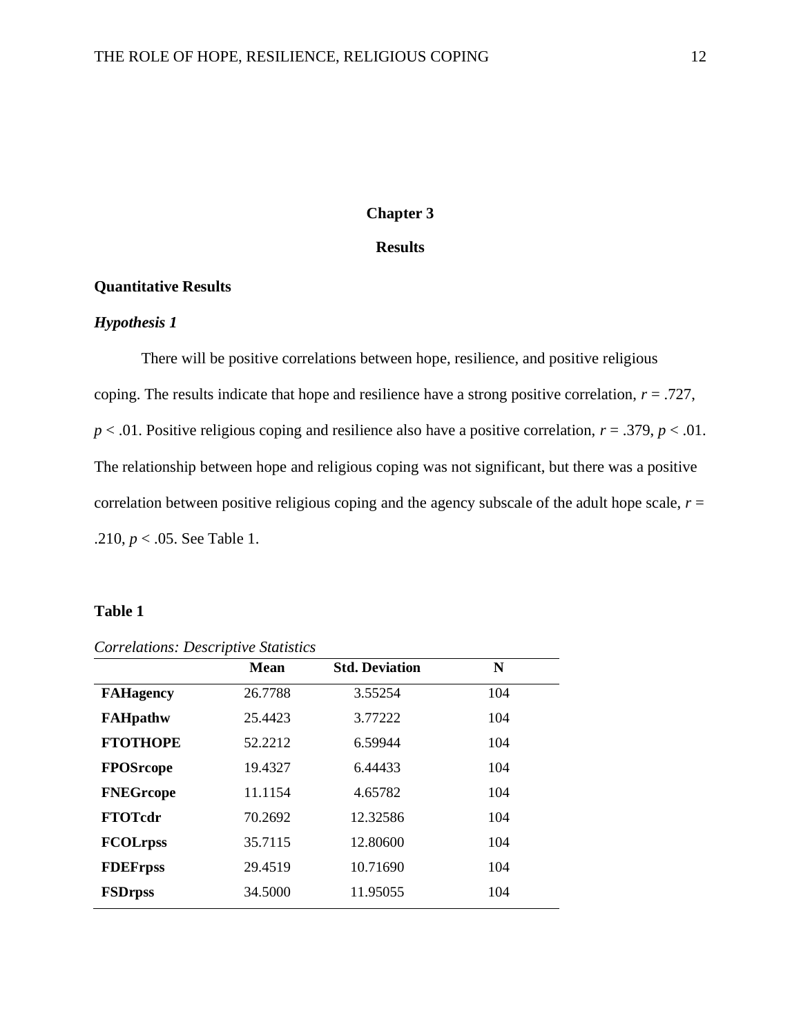# Chapter 3

# Results

## Quantitative Results

### *Hypothesis 1*

There will be positive correlations between hope, resilience, and positive religious coping. The results indicate that hope and resilience have a strong positive correlation, $r = .727$, $p < .01$. Positive religious coping and resilience also have a positive correlation, $r = .379$, $p < .01$. The relationship between hope and religious coping was not significant, but there was a positive correlation between positive religious coping and the agency subscale of the adult hope scale, $r = .210$, $p < .05$. See Table 1.

**Table 1**

*Correlations: Descriptive Statistics*

| | Mean | Std. Deviation | N |
|---|---|---|---|
| **FAHagency** | 26.7788 | 3.55254 | 104 |
| **FAHpathw** | 25.4423 | 3.77222 | 104 |
| **FTOTHOPE** | 52.2212 | 6.59944 | 104 |
| **FPOSrcope** | 19.4327 | 6.44433 | 104 |
| **FNEGrcope** | 11.1154 | 4.65782 | 104 |
| **FTOTcdr** | 70.2692 | 12.32586 | 104 |
| **FCOLrpss** | 35.7115 | 12.80600 | 104 |
| **FDEFrpss** | 29.4519 | 10.71690 | 104 |
| **FSDrpss** | 34.5000 | 11.95055 | 104 |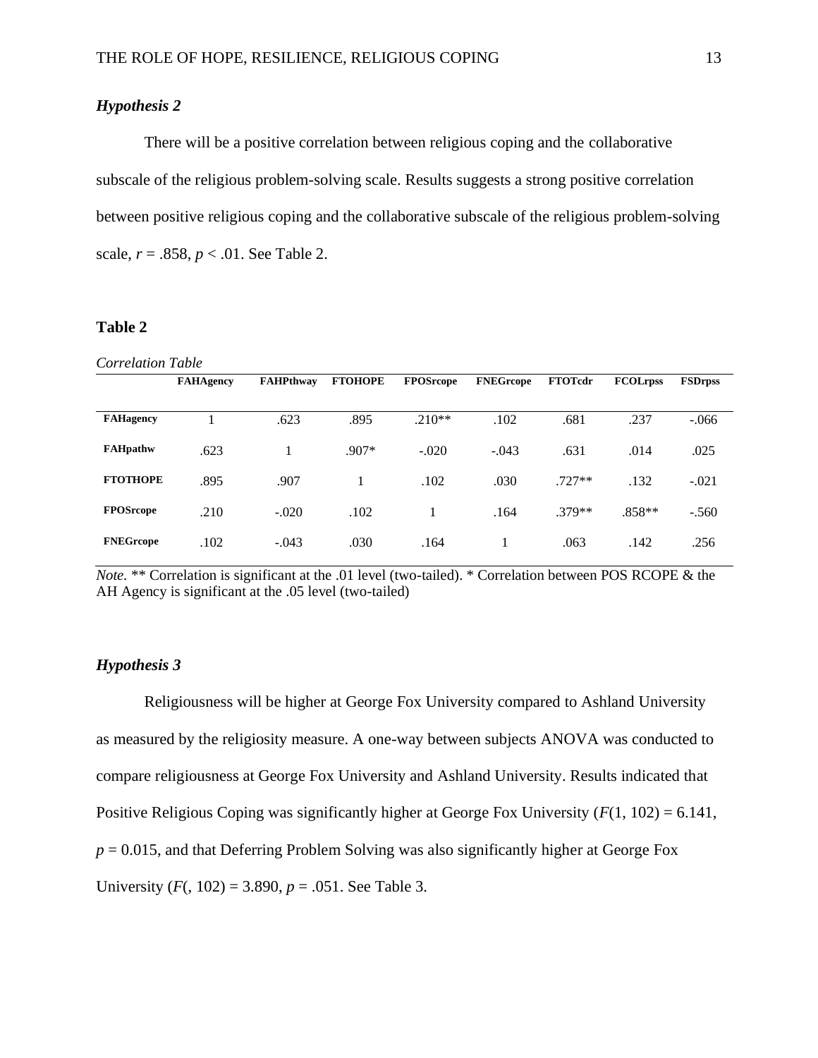### *Hypothesis 2*

There will be a positive correlation between religious coping and the collaborative subscale of the religious problem-solving scale. Results suggests a strong positive correlation between positive religious coping and the collaborative subscale of the religious problem-solving scale, $r = .858$, $p < .01$. See Table 2.

**Table 2**

*Correlation Table*

| | FAHAgency | FAHPthway | FTOHOPE | FPOSrcope | FNEGrcope | FTOTcdr | FCOLrpss | FSDrpss |
|---|---|---|---|---|---|---|---|---|
| **FAHagency** | 1 | .623 | .895 | .210** | .102 | .681 | .237 | -.066 |
| **FAHpathw** | .623 | 1 | .907* | -.020 | -.043 | .631 | .014 | .025 |
| **FTOTHOPE** | .895 | .907 | 1 | .102 | .030 | .727** | .132 | -.021 |
| **FPOSrcope** | .210 | -.020 | .102 | 1 | .164 | .379** | .858** | -.560 |
| **FNEGrcope** | .102 | -.043 | .030 | .164 | 1 | .063 | .142 | .256 |

*Note*. ** Correlation is significant at the .01 level (two-tailed). * Correlation between POS RCOPE & the AH Agency is significant at the .05 level (two-tailed)

### *Hypothesis 3*

Religiousness will be higher at George Fox University compared to Ashland University as measured by the religiosity measure. A one-way between subjects ANOVA was conducted to compare religiousness at George Fox University and Ashland University. Results indicated that Positive Religious Coping was significantly higher at George Fox University ($F$(1, 102) = 6.141, $p = 0.015$, and that Deferring Problem Solving was also significantly higher at George Fox University ($F$(, 102) = 3.890, $p = .051$. See Table 3.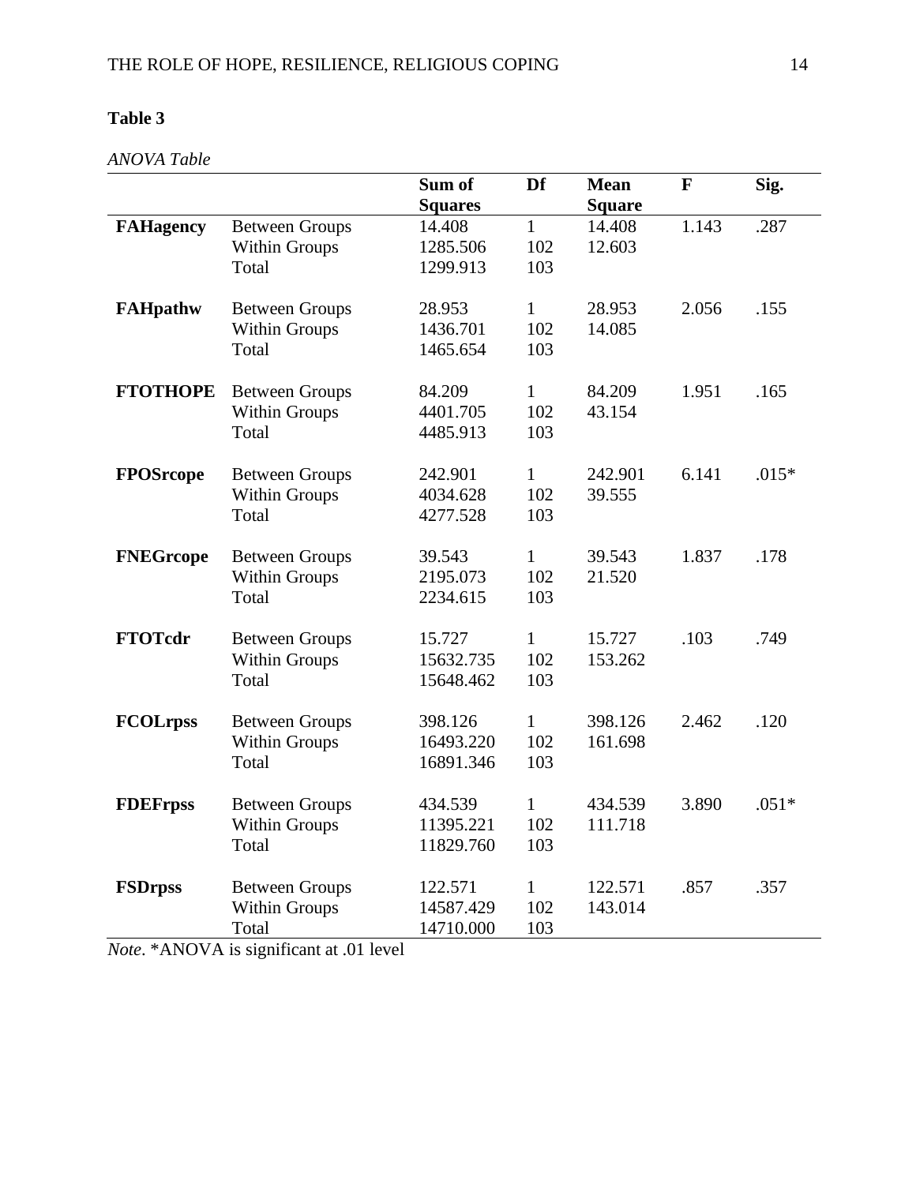**Table 3**

*ANOVA Table*

| | | Sum of Squares | Df | Mean Square | F | Sig. |
|---|---|---|---|---|---|---|
| **FAHagency** | Between Groups | 14.408 | 1 | 14.408 | 1.143 | .287 |
| | Within Groups | 1285.506 | 102 | 12.603 | | |
| | Total | 1299.913 | 103 | | | |
| **FAHpathw** | Between Groups | 28.953 | 1 | 28.953 | 2.056 | .155 |
| | Within Groups | 1436.701 | 102 | 14.085 | | |
| | Total | 1465.654 | 103 | | | |
| **FTOTHOPE** | Between Groups | 84.209 | 1 | 84.209 | 1.951 | .165 |
| | Within Groups | 4401.705 | 102 | 43.154 | | |
| | Total | 4485.913 | 103 | | | |
| **FPOSrcope** | Between Groups | 242.901 | 1 | 242.901 | 6.141 | .015* |
| | Within Groups | 4034.628 | 102 | 39.555 | | |
| | Total | 4277.528 | 103 | | | |
| **FNEGrcope** | Between Groups | 39.543 | 1 | 39.543 | 1.837 | .178 |
| | Within Groups | 2195.073 | 102 | 21.520 | | |
| | Total | 2234.615 | 103 | | | |
| **FTOTcdr** | Between Groups | 15.727 | 1 | 15.727 | .103 | .749 |
| | Within Groups | 15632.735 | 102 | 153.262 | | |
| | Total | 15648.462 | 103 | | | |
| **FCOLrpss** | Between Groups | 398.126 | 1 | 398.126 | 2.462 | .120 |
| | Within Groups | 16493.220 | 102 | 161.698 | | |
| | Total | 16891.346 | 103 | | | |
| **FDEFrpss** | Between Groups | 434.539 | 1 | 434.539 | 3.890 | .051* |
| | Within Groups | 11395.221 | 102 | 111.718 | | |
| | Total | 11829.760 | 103 | | | |
| **FSDrpss** | Between Groups | 122.571 | 1 | 122.571 | .857 | .357 |
| | Within Groups | 14587.429 | 102 | 143.014 | | |
| | Total | 14710.000 | 103 | | | |

*Note*. *ANOVA is significant at .01 level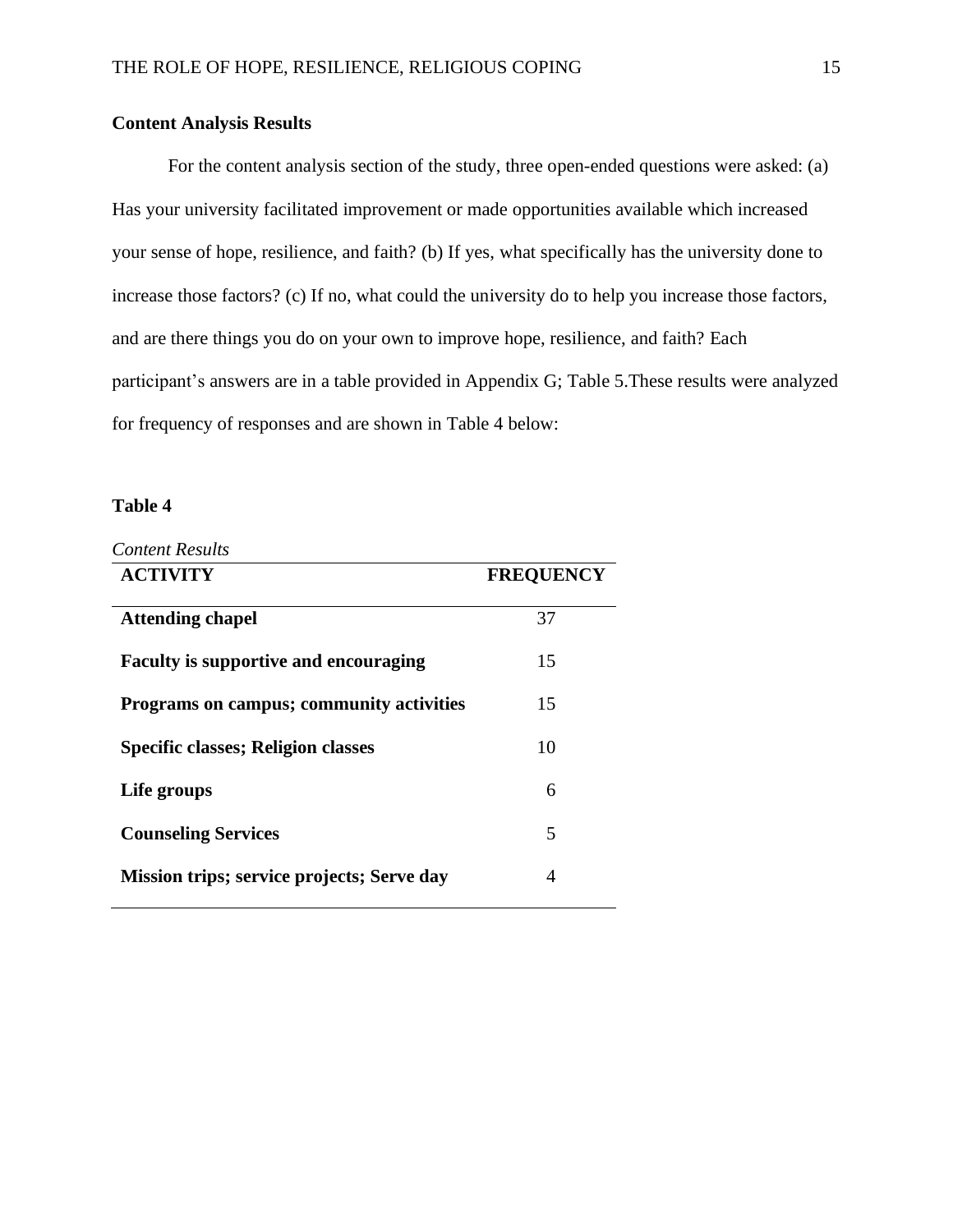**Content Analysis Results**

For the content analysis section of the study, three open-ended questions were asked: (a) Has your university facilitated improvement or made opportunities available which increased your sense of hope, resilience, and faith? (b) If yes, what specifically has the university done to increase those factors? (c) If no, what could the university do to help you increase those factors, and are there things you do on your own to improve hope, resilience, and faith? Each participant's answers are in a table provided in Appendix G; Table 5.These results were analyzed for frequency of responses and are shown in Table 4 below:

**Table 4**

*Content Results*

| ACTIVITY | FREQUENCY |
|---|---|
| **Attending chapel** | 37 |
| **Faculty is supportive and encouraging** | 15 |
| **Programs on campus; community activities** | 15 |
| **Specific classes; Religion classes** | 10 |
| **Life groups** | 6 |
| **Counseling Services** | 5 |
| **Mission trips; service projects; Serve day** | 4 |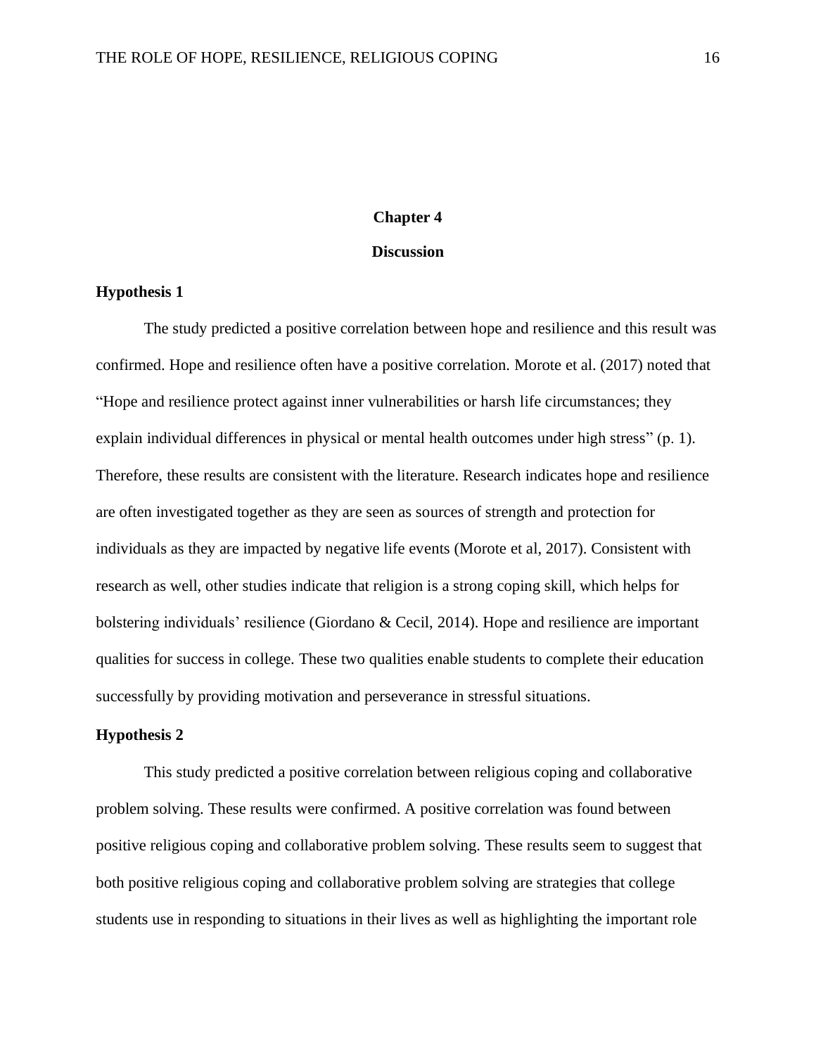# Chapter 4

## Discussion

### Hypothesis 1

The study predicted a positive correlation between hope and resilience and this result was confirmed. Hope and resilience often have a positive correlation. Morote et al. (2017) noted that "Hope and resilience protect against inner vulnerabilities or harsh life circumstances; they explain individual differences in physical or mental health outcomes under high stress" (p. 1). Therefore, these results are consistent with the literature. Research indicates hope and resilience are often investigated together as they are seen as sources of strength and protection for individuals as they are impacted by negative life events (Morote et al, 2017). Consistent with research as well, other studies indicate that religion is a strong coping skill, which helps for bolstering individuals' resilience (Giordano & Cecil, 2014). Hope and resilience are important qualities for success in college. These two qualities enable students to complete their education successfully by providing motivation and perseverance in stressful situations.

### Hypothesis 2

This study predicted a positive correlation between religious coping and collaborative problem solving. These results were confirmed. A positive correlation was found between positive religious coping and collaborative problem solving. These results seem to suggest that both positive religious coping and collaborative problem solving are strategies that college students use in responding to situations in their lives as well as highlighting the important role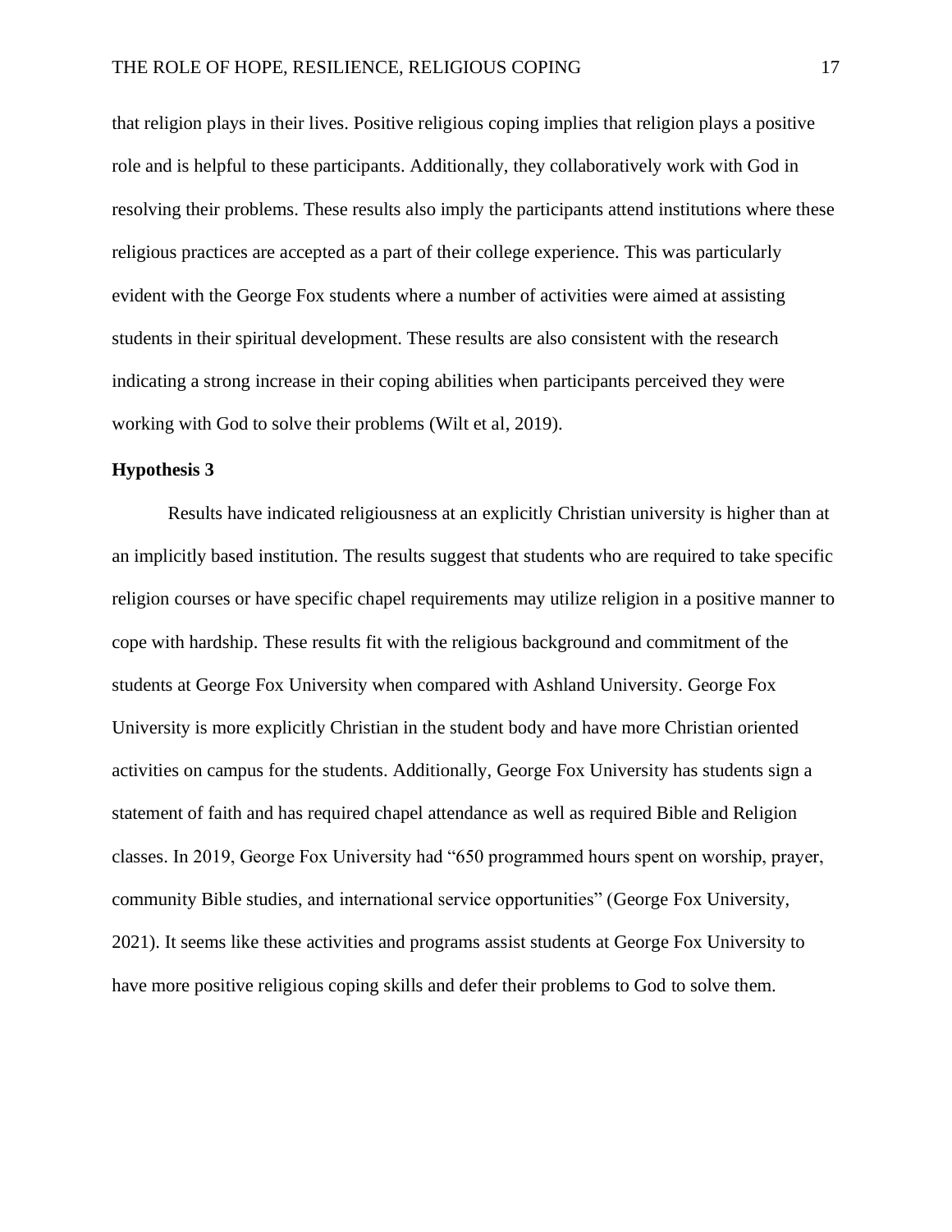that religion plays in their lives. Positive religious coping implies that religion plays a positive role and is helpful to these participants. Additionally, they collaboratively work with God in resolving their problems. These results also imply the participants attend institutions where these religious practices are accepted as a part of their college experience. This was particularly evident with the George Fox students where a number of activities were aimed at assisting students in their spiritual development. These results are also consistent with the research indicating a strong increase in their coping abilities when participants perceived they were working with God to solve their problems (Wilt et al, 2019).

### Hypothesis 3

Results have indicated religiousness at an explicitly Christian university is higher than at an implicitly based institution. The results suggest that students who are required to take specific religion courses or have specific chapel requirements may utilize religion in a positive manner to cope with hardship. These results fit with the religious background and commitment of the students at George Fox University when compared with Ashland University. George Fox University is more explicitly Christian in the student body and have more Christian oriented activities on campus for the students. Additionally, George Fox University has students sign a statement of faith and has required chapel attendance as well as required Bible and Religion classes. In 2019, George Fox University had "650 programmed hours spent on worship, prayer, community Bible studies, and international service opportunities" (George Fox University, 2021). It seems like these activities and programs assist students at George Fox University to have more positive religious coping skills and defer their problems to God to solve them.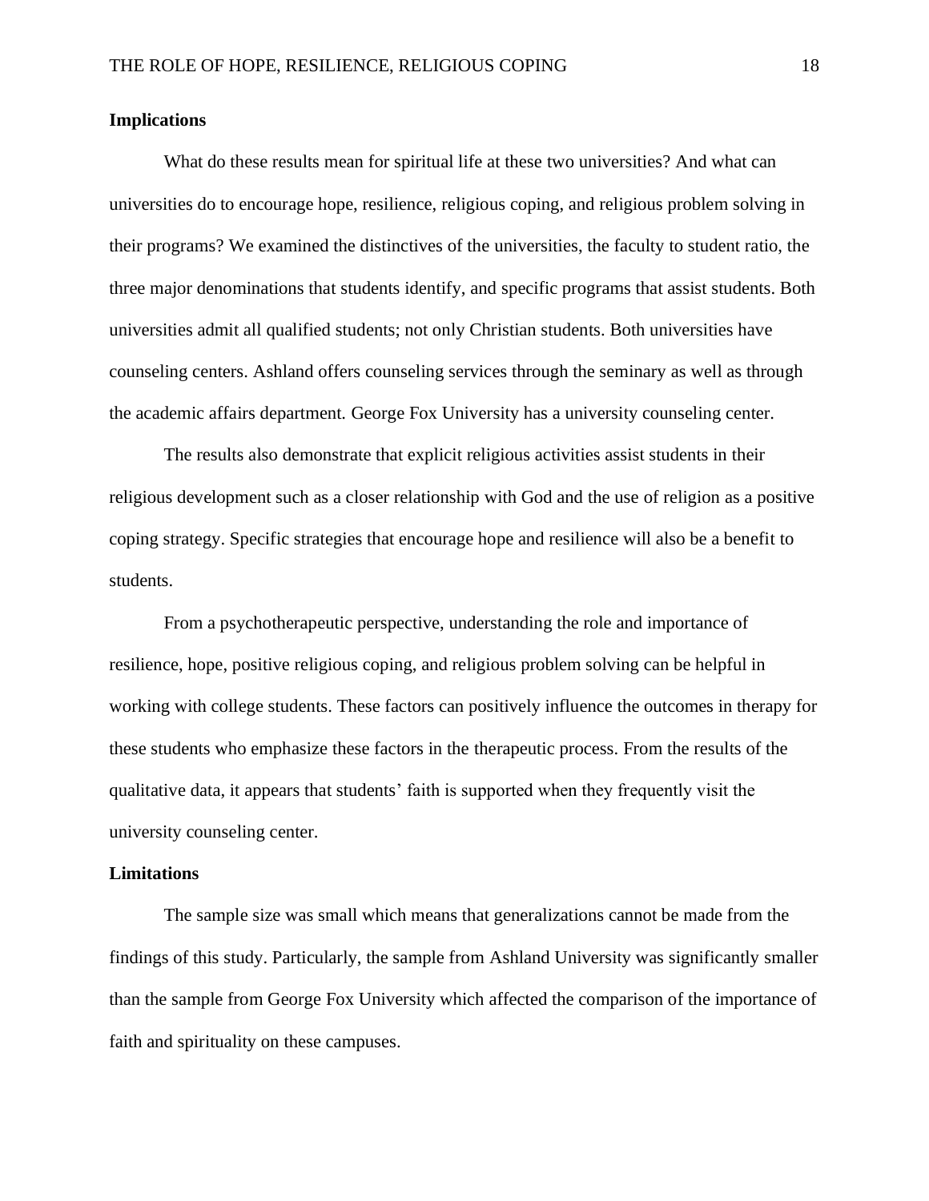## Implications

What do these results mean for spiritual life at these two universities? And what can universities do to encourage hope, resilience, religious coping, and religious problem solving in their programs? We examined the distinctives of the universities, the faculty to student ratio, the three major denominations that students identify, and specific programs that assist students. Both universities admit all qualified students; not only Christian students. Both universities have counseling centers. Ashland offers counseling services through the seminary as well as through the academic affairs department. George Fox University has a university counseling center.

The results also demonstrate that explicit religious activities assist students in their religious development such as a closer relationship with God and the use of religion as a positive coping strategy. Specific strategies that encourage hope and resilience will also be a benefit to students.

From a psychotherapeutic perspective, understanding the role and importance of resilience, hope, positive religious coping, and religious problem solving can be helpful in working with college students. These factors can positively influence the outcomes in therapy for these students who emphasize these factors in the therapeutic process. From the results of the qualitative data, it appears that students' faith is supported when they frequently visit the university counseling center.

## Limitations

The sample size was small which means that generalizations cannot be made from the findings of this study. Particularly, the sample from Ashland University was significantly smaller than the sample from George Fox University which affected the comparison of the importance of faith and spirituality on these campuses.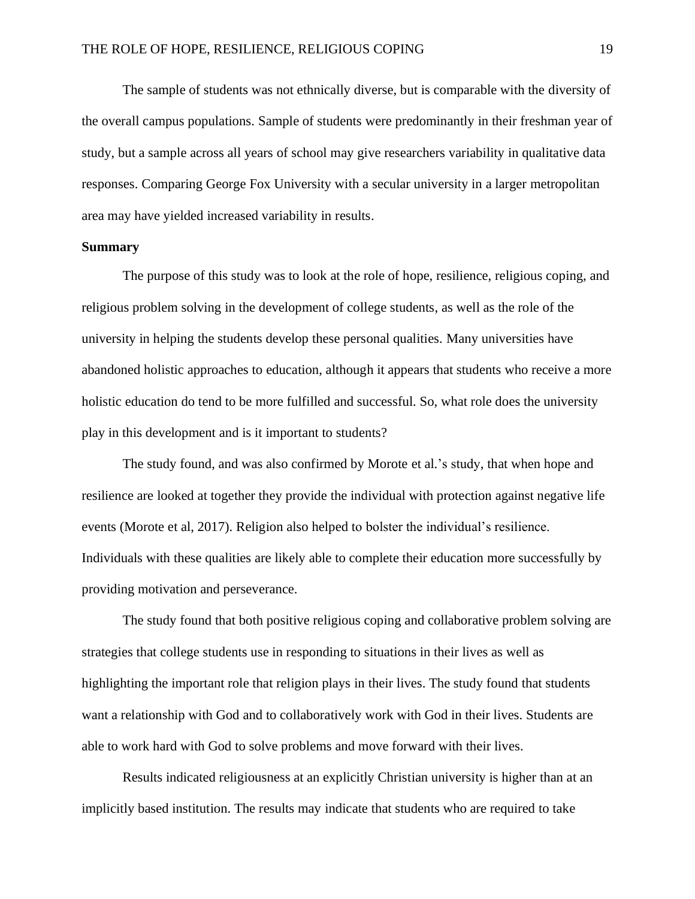The sample of students was not ethnically diverse, but is comparable with the diversity of the overall campus populations. Sample of students were predominantly in their freshman year of study, but a sample across all years of school may give researchers variability in qualitative data responses. Comparing George Fox University with a secular university in a larger metropolitan area may have yielded increased variability in results.

**Summary**

The purpose of this study was to look at the role of hope, resilience, religious coping, and religious problem solving in the development of college students, as well as the role of the university in helping the students develop these personal qualities. Many universities have abandoned holistic approaches to education, although it appears that students who receive a more holistic education do tend to be more fulfilled and successful. So, what role does the university play in this development and is it important to students?

The study found, and was also confirmed by Morote et al.'s study, that when hope and resilience are looked at together they provide the individual with protection against negative life events (Morote et al, 2017). Religion also helped to bolster the individual's resilience. Individuals with these qualities are likely able to complete their education more successfully by providing motivation and perseverance.

The study found that both positive religious coping and collaborative problem solving are strategies that college students use in responding to situations in their lives as well as highlighting the important role that religion plays in their lives. The study found that students want a relationship with God and to collaboratively work with God in their lives. Students are able to work hard with God to solve problems and move forward with their lives.

Results indicated religiousness at an explicitly Christian university is higher than at an implicitly based institution. The results may indicate that students who are required to take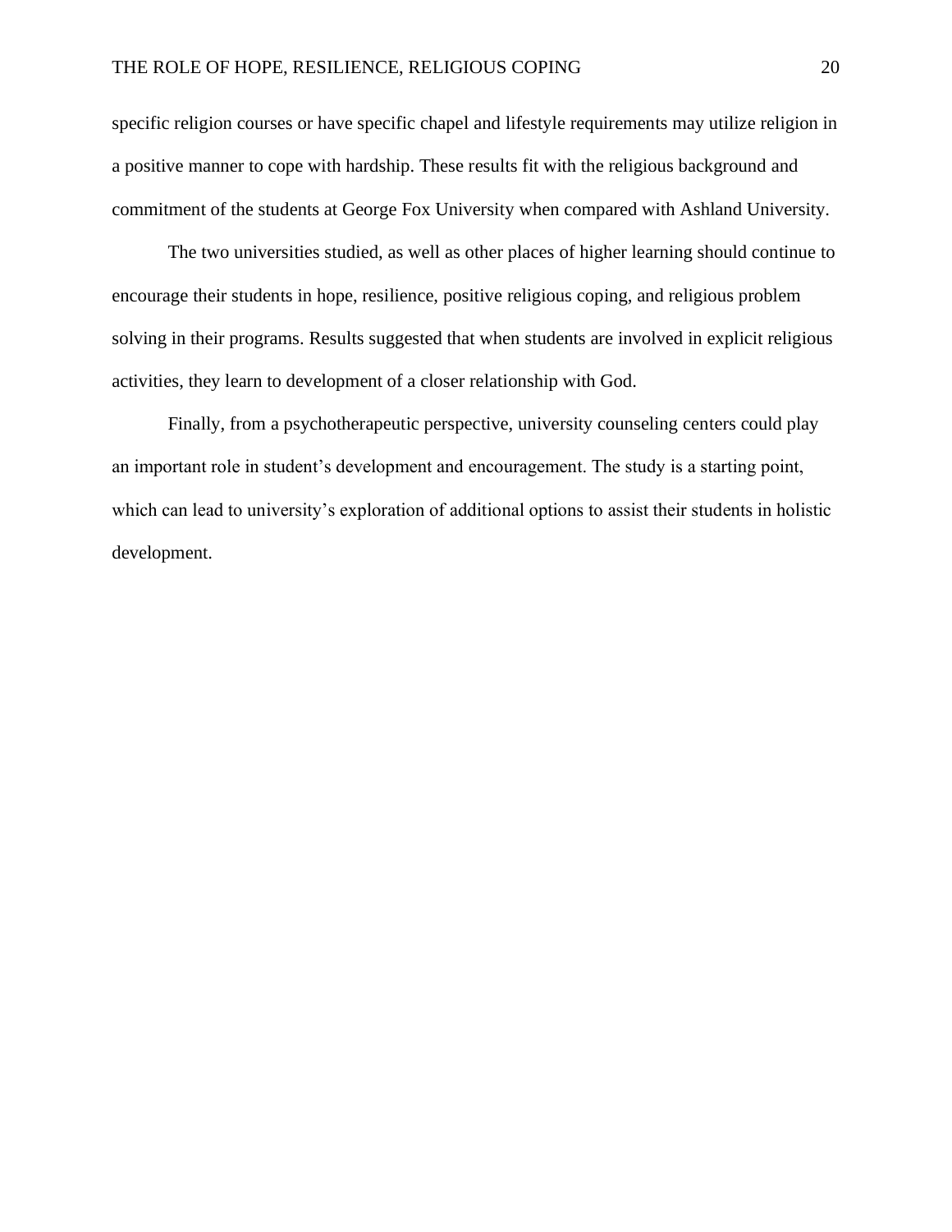specific religion courses or have specific chapel and lifestyle requirements may utilize religion in a positive manner to cope with hardship. These results fit with the religious background and commitment of the students at George Fox University when compared with Ashland University.

The two universities studied, as well as other places of higher learning should continue to encourage their students in hope, resilience, positive religious coping, and religious problem solving in their programs. Results suggested that when students are involved in explicit religious activities, they learn to development of a closer relationship with God.

Finally, from a psychotherapeutic perspective, university counseling centers could play an important role in student's development and encouragement. The study is a starting point, which can lead to university's exploration of additional options to assist their students in holistic development.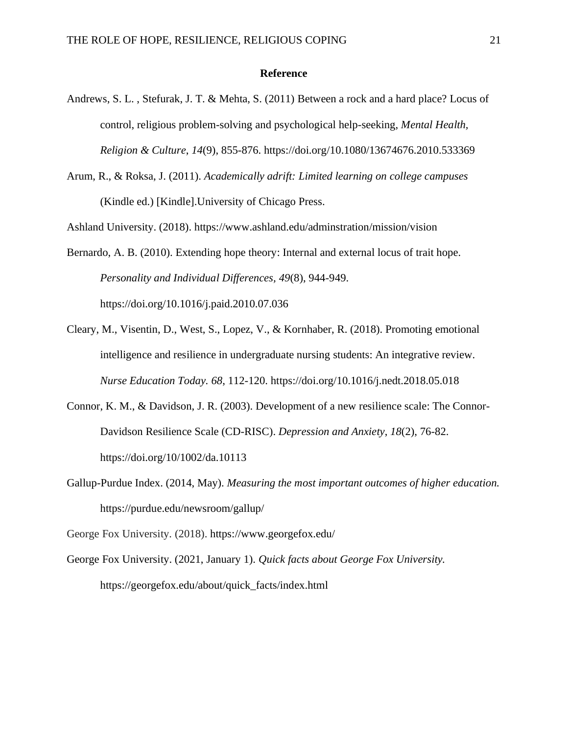## Reference

Andrews, S. L. , Stefurak, J. T. & Mehta, S. (2011) Between a rock and a hard place? Locus of control, religious problem-solving and psychological help-seeking, *Mental Health, Religion & Culture*, *14*(9), 855-876. https://doi.org/10.1080/13674676.2010.533369

Arum, R., & Roksa, J. (2011). *Academically adrift: Limited learning on college campuses* (Kindle ed.) [Kindle].University of Chicago Press.

Ashland University. (2018). https://www.ashland.edu/adminstration/mission/vision

Bernardo, A. B. (2010). Extending hope theory: Internal and external locus of trait hope. *Personality and Individual Differences, 49*(8), 944-949. https://doi.org/10.1016/j.paid.2010.07.036

Cleary, M., Visentin, D., West, S., Lopez, V., & Kornhaber, R. (2018). Promoting emotional intelligence and resilience in undergraduate nursing students: An integrative review. *Nurse Education Today. 68*, 112-120. https://doi.org/10.1016/j.nedt.2018.05.018

Connor, K. M., & Davidson, J. R. (2003). Development of a new resilience scale: The Connor-Davidson Resilience Scale (CD-RISC). *Depression and Anxiety*, *18*(2), 76-82. https://doi.org/10/1002/da.10113

Gallup-Purdue Index. (2014, May). *Measuring the most important outcomes of higher education.* https://purdue.edu/newsroom/gallup/

George Fox University. (2018). https://www.georgefox.edu/

George Fox University. (2021, January 1). *Quick facts about George Fox University.* https://georgefox.edu/about/quick_facts/index.html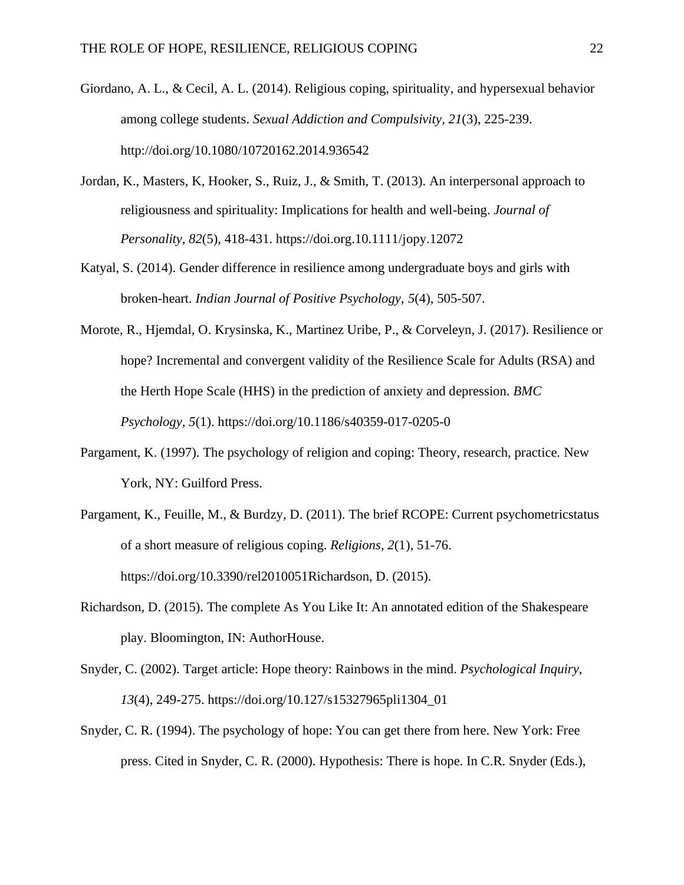Giordano, A. L., & Cecil, A. L. (2014). Religious coping, spirituality, and hypersexual behavior among college students. *Sexual Addiction and Compulsivity, 21*(3), 225-239. http://doi.org/10.1080/10720162.2014.936542

Jordan, K., Masters, K, Hooker, S., Ruiz, J., & Smith, T. (2013). An interpersonal approach to religiousness and spirituality: Implications for health and well-being. *Journal of Personality*, *82*(5), 418-431. https://doi.org.10.1111/jopy.12072

Katyal, S. (2014). Gender difference in resilience among undergraduate boys and girls with broken-heart. *Indian Journal of Positive Psychology*, *5*(4), 505-507.

Morote, R., Hjemdal, O. Krysinska, K., Martinez Uribe, P., & Corveleyn, J. (2017). Resilience or hope? Incremental and convergent validity of the Resilience Scale for Adults (RSA) and the Herth Hope Scale (HHS) in the prediction of anxiety and depression. *BMC Psychology*, *5*(1). https://doi.org/10.1186/s40359-017-0205-0

Pargament, K. (1997). The psychology of religion and coping: Theory, research, practice. New York, NY: Guilford Press.

Pargament, K., Feuille, M., & Burdzy, D. (2011). The brief RCOPE: Current psychometricstatus of a short measure of religious coping. *Religions*, *2*(1), 51-76. https://doi.org/10.3390/rel2010051Richardson, D. (2015).

Richardson, D. (2015). The complete As You Like It: An annotated edition of the Shakespeare play. Bloomington, IN: AuthorHouse.

Snyder, C. (2002). Target article: Hope theory: Rainbows in the mind. *Psychological Inquiry*, *13*(4), 249-275. https://doi.org/10.127/s15327965pli1304_01

Snyder, C. R. (1994). The psychology of hope: You can get there from here. New York: Free press. Cited in Snyder, C. R. (2000). Hypothesis: There is hope. In C.R. Snyder (Eds.),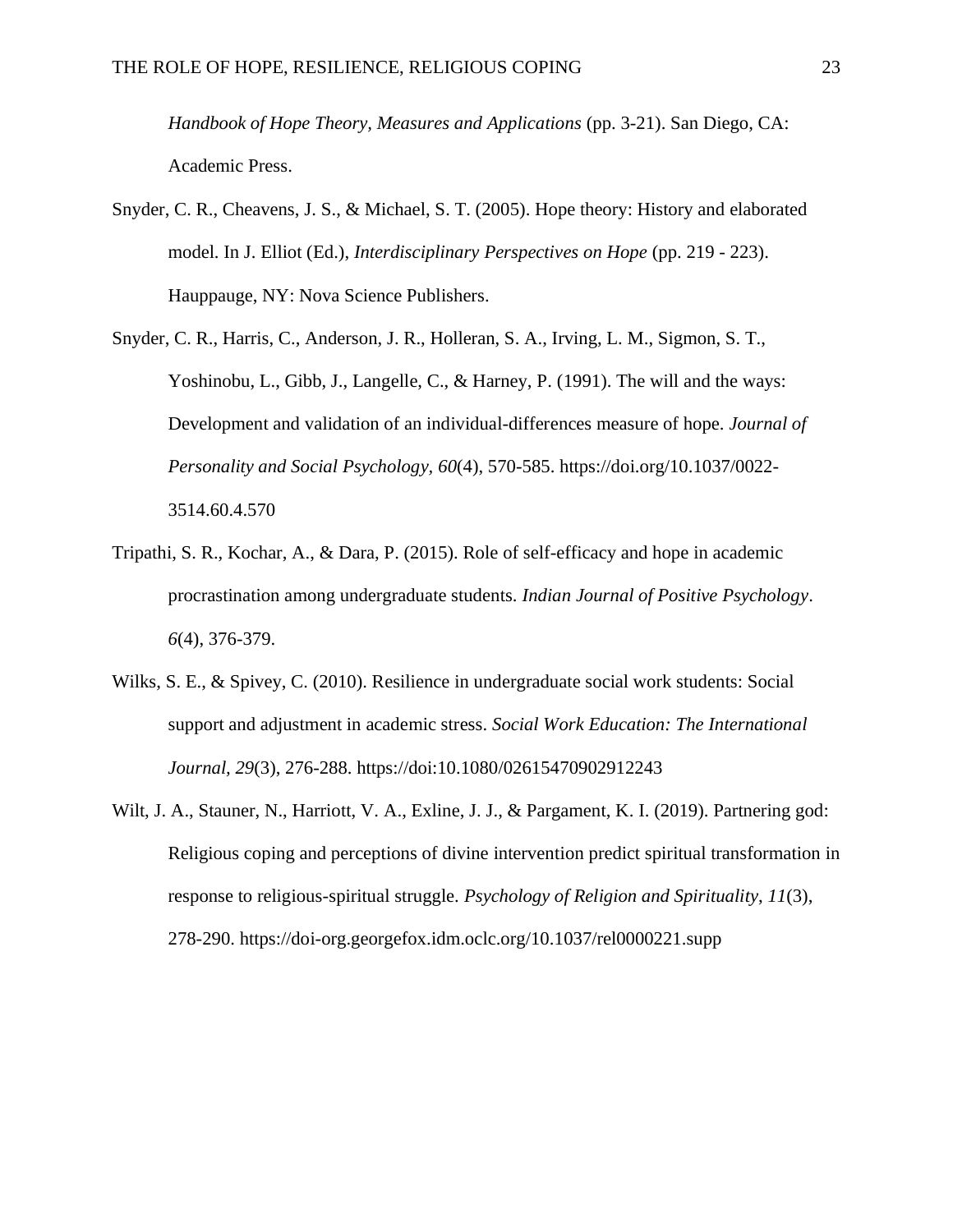*Handbook of Hope Theory, Measures and Applications* (pp. 3-21). San Diego, CA: Academic Press.

Snyder, C. R., Cheavens, J. S., & Michael, S. T. (2005). Hope theory: History and elaborated model. In J. Elliot (Ed.), *Interdisciplinary Perspectives on Hope* (pp. 219 - 223). Hauppauge, NY: Nova Science Publishers.

Snyder, C. R., Harris, C., Anderson, J. R., Holleran, S. A., Irving, L. M., Sigmon, S. T., Yoshinobu, L., Gibb, J., Langelle, C., & Harney, P. (1991). The will and the ways: Development and validation of an individual-differences measure of hope. *Journal of Personality and Social Psychology, 60*(4), 570-585. https://doi.org/10.1037/0022-3514.60.4.570

Tripathi, S. R., Kochar, A., & Dara, P. (2015). Role of self-efficacy and hope in academic procrastination among undergraduate students. *Indian Journal of Positive Psychology*. *6*(4), 376-379.

Wilks, S. E., & Spivey, C. (2010). Resilience in undergraduate social work students: Social support and adjustment in academic stress. *Social Work Education: The International Journal, 29*(3), 276-288. https://doi:10.1080/02615470902912243

Wilt, J. A., Stauner, N., Harriott, V. A., Exline, J. J., & Pargament, K. I. (2019). Partnering god: Religious coping and perceptions of divine intervention predict spiritual transformation in response to religious-spiritual struggle. *Psychology of Religion and Spirituality, 11*(3), 278-290. https://doi-org.georgefox.idm.oclc.org/10.1037/rel0000221.supp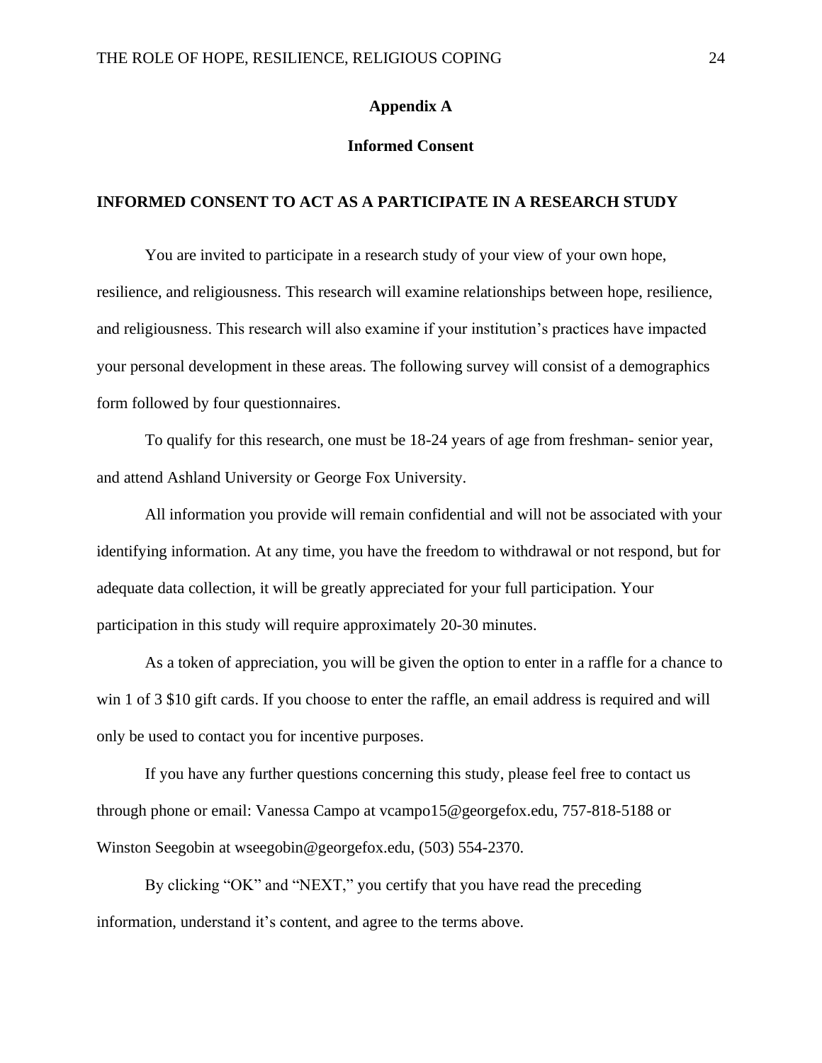## Appendix A

### Informed Consent

**INFORMED CONSENT TO ACT AS A PARTICIPATE IN A RESEARCH STUDY**

You are invited to participate in a research study of your view of your own hope, resilience, and religiousness. This research will examine relationships between hope, resilience, and religiousness. This research will also examine if your institution's practices have impacted your personal development in these areas. The following survey will consist of a demographics form followed by four questionnaires.

To qualify for this research, one must be 18-24 years of age from freshman- senior year, and attend Ashland University or George Fox University.

All information you provide will remain confidential and will not be associated with your identifying information. At any time, you have the freedom to withdrawal or not respond, but for adequate data collection, it will be greatly appreciated for your full participation. Your participation in this study will require approximately 20-30 minutes.

As a token of appreciation, you will be given the option to enter in a raffle for a chance to win 1 of 3 $10 gift cards. If you choose to enter the raffle, an email address is required and will only be used to contact you for incentive purposes.

If you have any further questions concerning this study, please feel free to contact us through phone or email: Vanessa Campo at vcampo15@georgefox.edu, 757-818-5188 or Winston Seegobin at wseegobin@georgefox.edu, (503) 554-2370.

By clicking "OK" and "NEXT," you certify that you have read the preceding information, understand it's content, and agree to the terms above.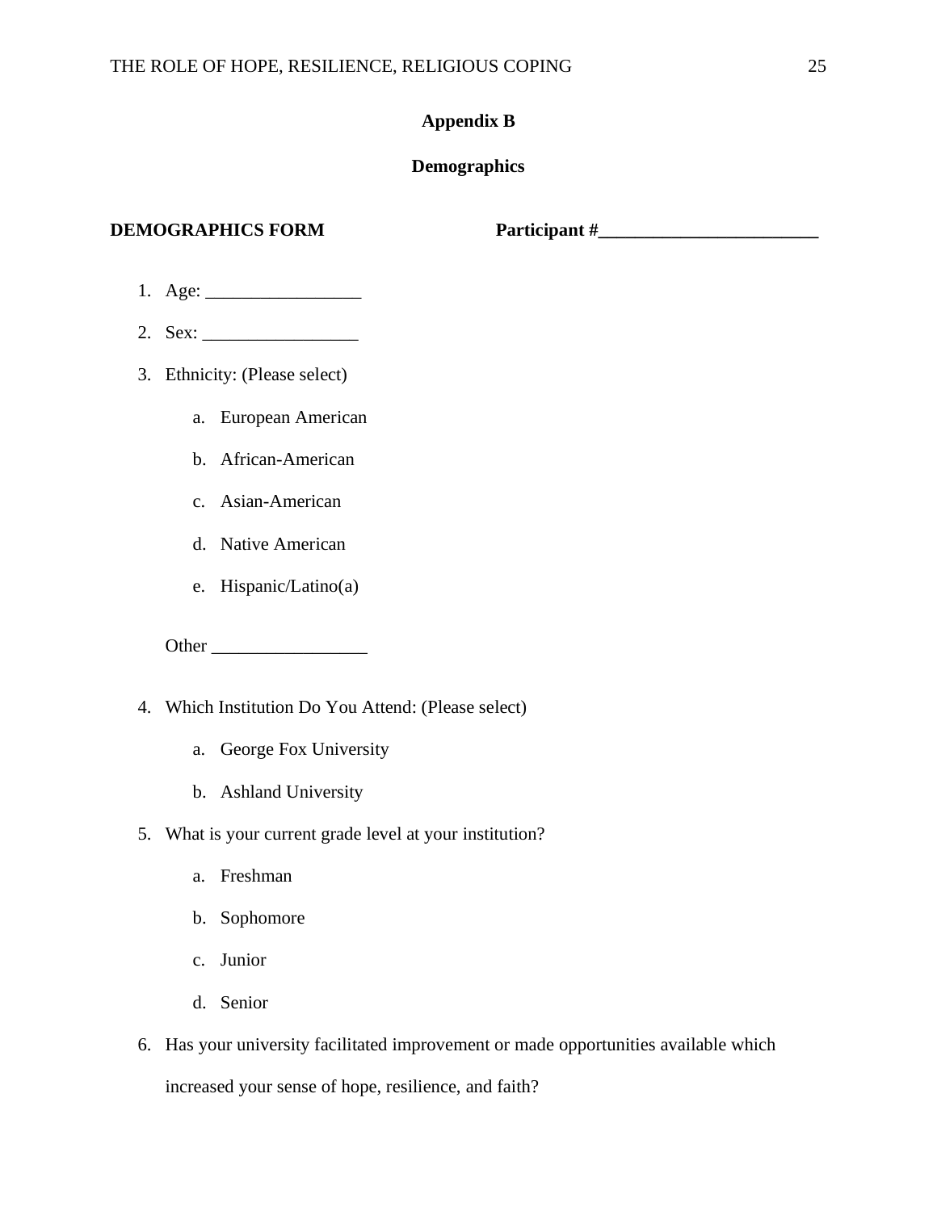## Appendix B

### Demographics

**DEMOGRAPHICS FORM** **Participant #________________________**

1. Age: _________________
2. Sex: _________________
3. Ethnicity: (Please select)
    a. European American
    b. African-American
    c. Asian-American
    d. Native American
    e. Hispanic/Latino(a)

    Other _________________

4. Which Institution Do You Attend: (Please select)
    a. George Fox University
    b. Ashland University
5. What is your current grade level at your institution?
    a. Freshman
    b. Sophomore
    c. Junior
    d. Senior
6. Has your university facilitated improvement or made opportunities available which increased your sense of hope, resilience, and faith?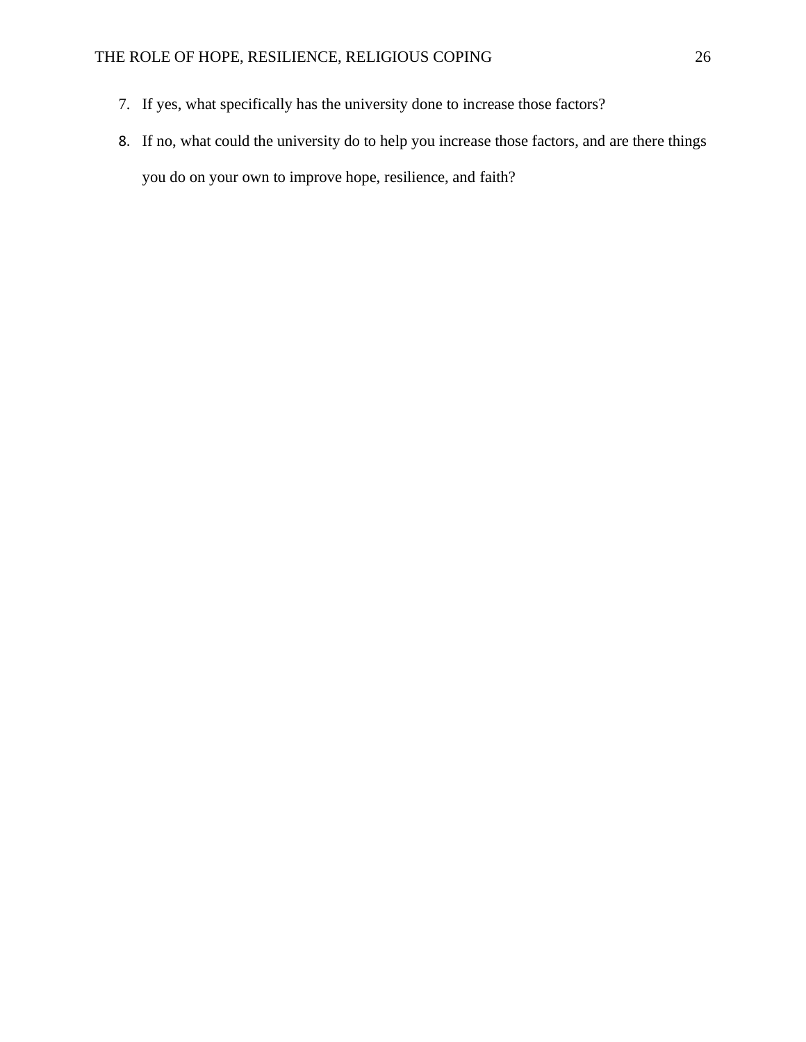7. If yes, what specifically has the university done to increase those factors?
8. If no, what could the university do to help you increase those factors, and are there things you do on your own to improve hope, resilience, and faith?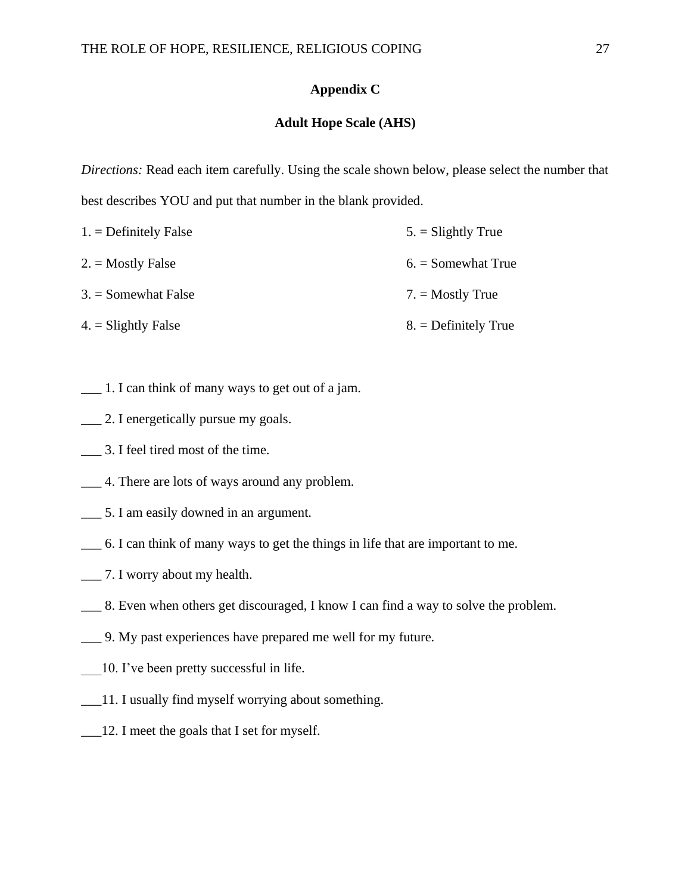# Appendix C

## Adult Hope Scale (AHS)

*Directions:* Read each item carefully. Using the scale shown below, please select the number that best describes YOU and put that number in the blank provided.

1. = Definitely False
2. = Mostly False
3. = Somewhat False
4. = Slightly False
5. = Slightly True
6. = Somewhat True
7. = Mostly True
8. = Definitely True

___ 1. I can think of many ways to get out of a jam.

___ 2. I energetically pursue my goals.

___ 3. I feel tired most of the time.

___ 4. There are lots of ways around any problem.

___ 5. I am easily downed in an argument.

___ 6. I can think of many ways to get the things in life that are important to me.

___ 7. I worry about my health.

___ 8. Even when others get discouraged, I know I can find a way to solve the problem.

___ 9. My past experiences have prepared me well for my future.

___10. I've been pretty successful in life.

___11. I usually find myself worrying about something.

___12. I meet the goals that I set for myself.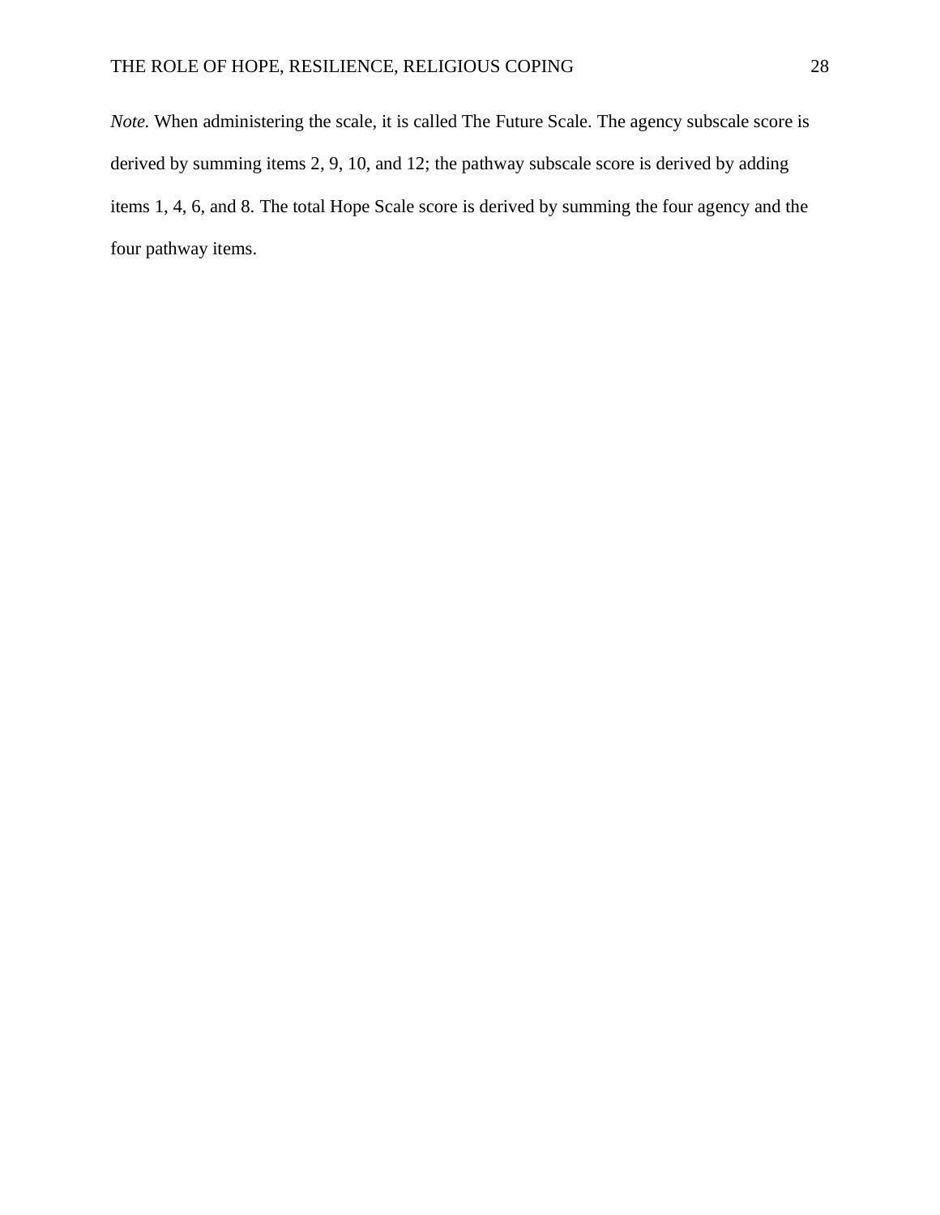*Note.* When administering the scale, it is called The Future Scale. The agency subscale score is derived by summing items 2, 9, 10, and 12; the pathway subscale score is derived by adding items 1, 4, 6, and 8. The total Hope Scale score is derived by summing the four agency and the four pathway items.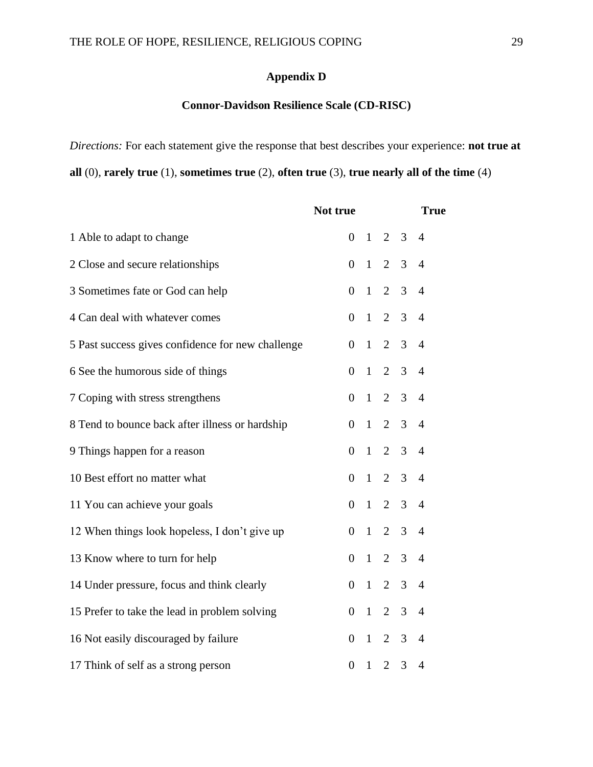## Appendix D

## Connor-Davidson Resilience Scale (CD-RISC)

*Directions:* For each statement give the response that best describes your experience: **not true at all** (0), **rarely true** (1), **sometimes true** (2), **often true** (3), **true nearly all of the time** (4)

| | **Not true** | | | | **True** |
|---|---|---|---|---|---|
| 1 Able to adapt to change | 0 | 1 | 2 | 3 | 4 |
| 2 Close and secure relationships | 0 | 1 | 2 | 3 | 4 |
| 3 Sometimes fate or God can help | 0 | 1 | 2 | 3 | 4 |
| 4 Can deal with whatever comes | 0 | 1 | 2 | 3 | 4 |
| 5 Past success gives confidence for new challenge | 0 | 1 | 2 | 3 | 4 |
| 6 See the humorous side of things | 0 | 1 | 2 | 3 | 4 |
| 7 Coping with stress strengthens | 0 | 1 | 2 | 3 | 4 |
| 8 Tend to bounce back after illness or hardship | 0 | 1 | 2 | 3 | 4 |
| 9 Things happen for a reason | 0 | 1 | 2 | 3 | 4 |
| 10 Best effort no matter what | 0 | 1 | 2 | 3 | 4 |
| 11 You can achieve your goals | 0 | 1 | 2 | 3 | 4 |
| 12 When things look hopeless, I don't give up | 0 | 1 | 2 | 3 | 4 |
| 13 Know where to turn for help | 0 | 1 | 2 | 3 | 4 |
| 14 Under pressure, focus and think clearly | 0 | 1 | 2 | 3 | 4 |
| 15 Prefer to take the lead in problem solving | 0 | 1 | 2 | 3 | 4 |
| 16 Not easily discouraged by failure | 0 | 1 | 2 | 3 | 4 |
| 17 Think of self as a strong person | 0 | 1 | 2 | 3 | 4 |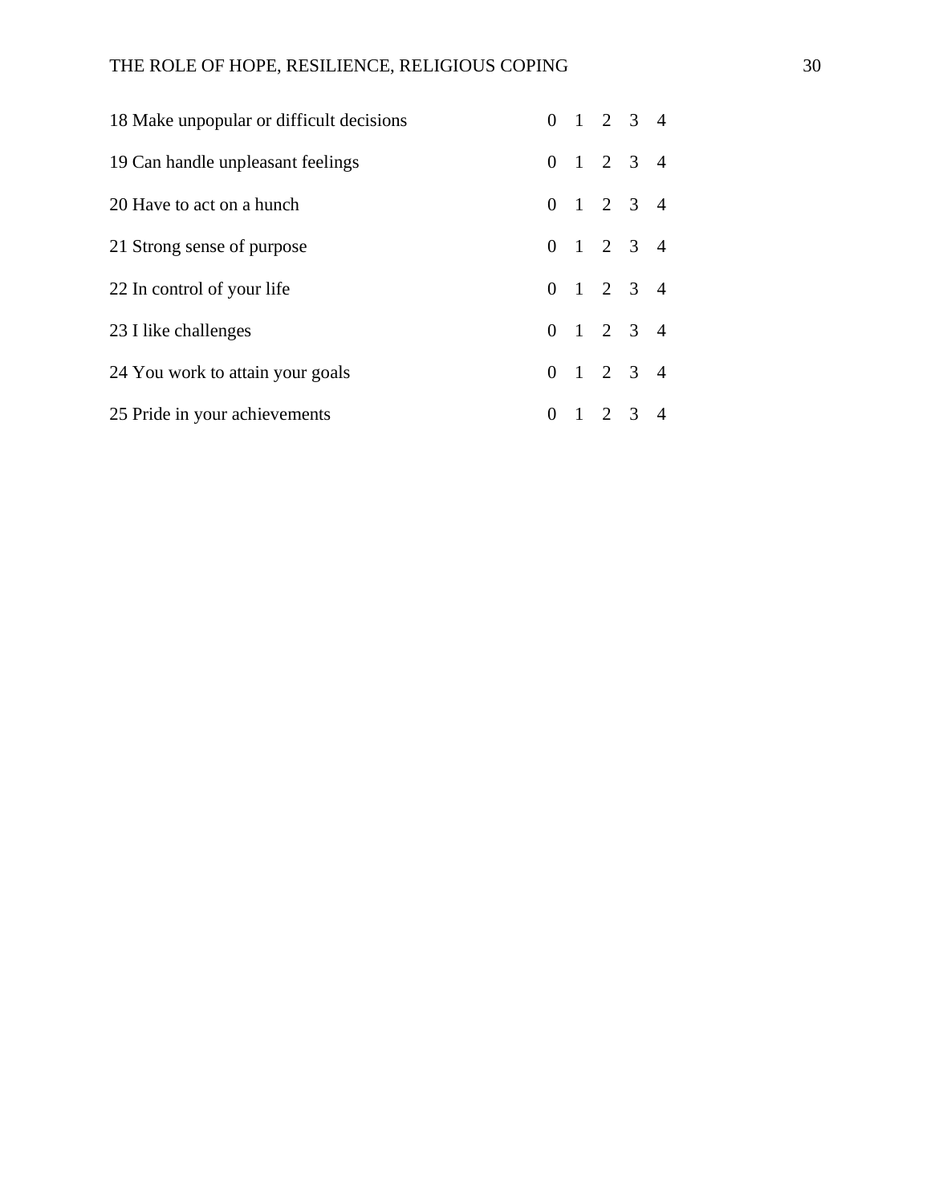| | | | | | |
|---|---|---|---|---|---|
| 18 Make unpopular or difficult decisions | 0 | 1 | 2 | 3 | 4 |
| 19 Can handle unpleasant feelings | 0 | 1 | 2 | 3 | 4 |
| 20 Have to act on a hunch | 0 | 1 | 2 | 3 | 4 |
| 21 Strong sense of purpose | 0 | 1 | 2 | 3 | 4 |
| 22 In control of your life | 0 | 1 | 2 | 3 | 4 |
| 23 I like challenges | 0 | 1 | 2 | 3 | 4 |
| 24 You work to attain your goals | 0 | 1 | 2 | 3 | 4 |
| 25 Pride in your achievements | 0 | 1 | 2 | 3 | 4 |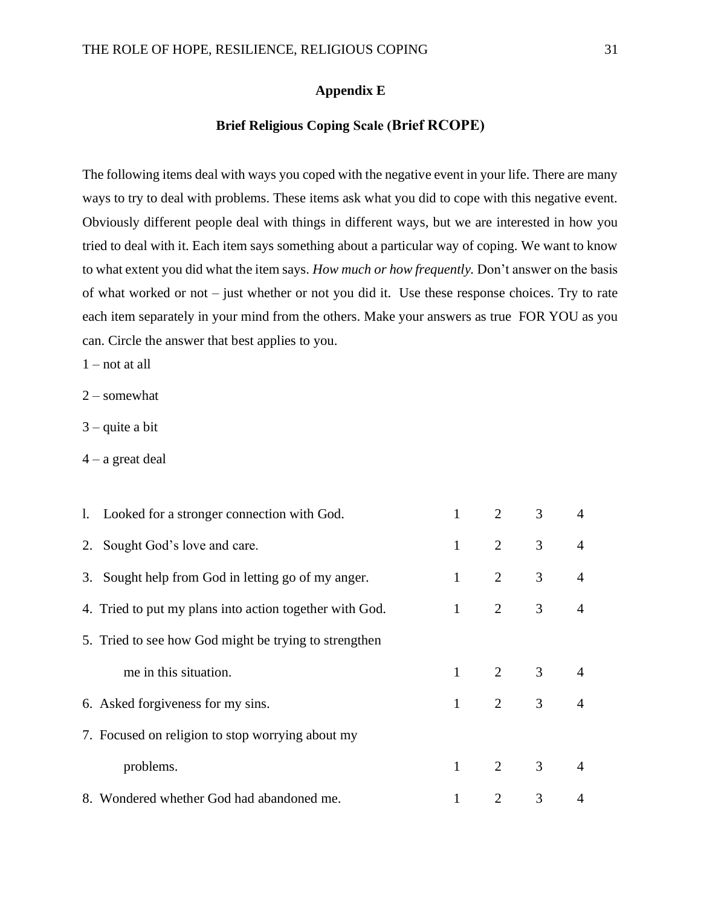## Appendix E

### Brief Religious Coping Scale (Brief RCOPE)

The following items deal with ways you coped with the negative event in your life. There are many ways to try to deal with problems. These items ask what you did to cope with this negative event. Obviously different people deal with things in different ways, but we are interested in how you tried to deal with it. Each item says something about a particular way of coping. We want to know to what extent you did what the item says. *How much or how frequently.* Don't answer on the basis of what worked or not – just whether or not you did it. Use these response choices. Try to rate each item separately in your mind from the others. Make your answers as true FOR YOU as you can. Circle the answer that best applies to you.

1 – not at all

2 – somewhat

3 – quite a bit

4 – a great deal

| Item | | | | |
|---|---|---|---|---|
| l. Looked for a stronger connection with God. | 1 | 2 | 3 | 4 |
| 2. Sought God's love and care. | 1 | 2 | 3 | 4 |
| 3. Sought help from God in letting go of my anger. | 1 | 2 | 3 | 4 |
| 4. Tried to put my plans into action together with God. | 1 | 2 | 3 | 4 |
| 5. Tried to see how God might be trying to strengthen me in this situation. | 1 | 2 | 3 | 4 |
| 6. Asked forgiveness for my sins. | 1 | 2 | 3 | 4 |
| 7. Focused on religion to stop worrying about my problems. | 1 | 2 | 3 | 4 |
| 8. Wondered whether God had abandoned me. | 1 | 2 | 3 | 4 |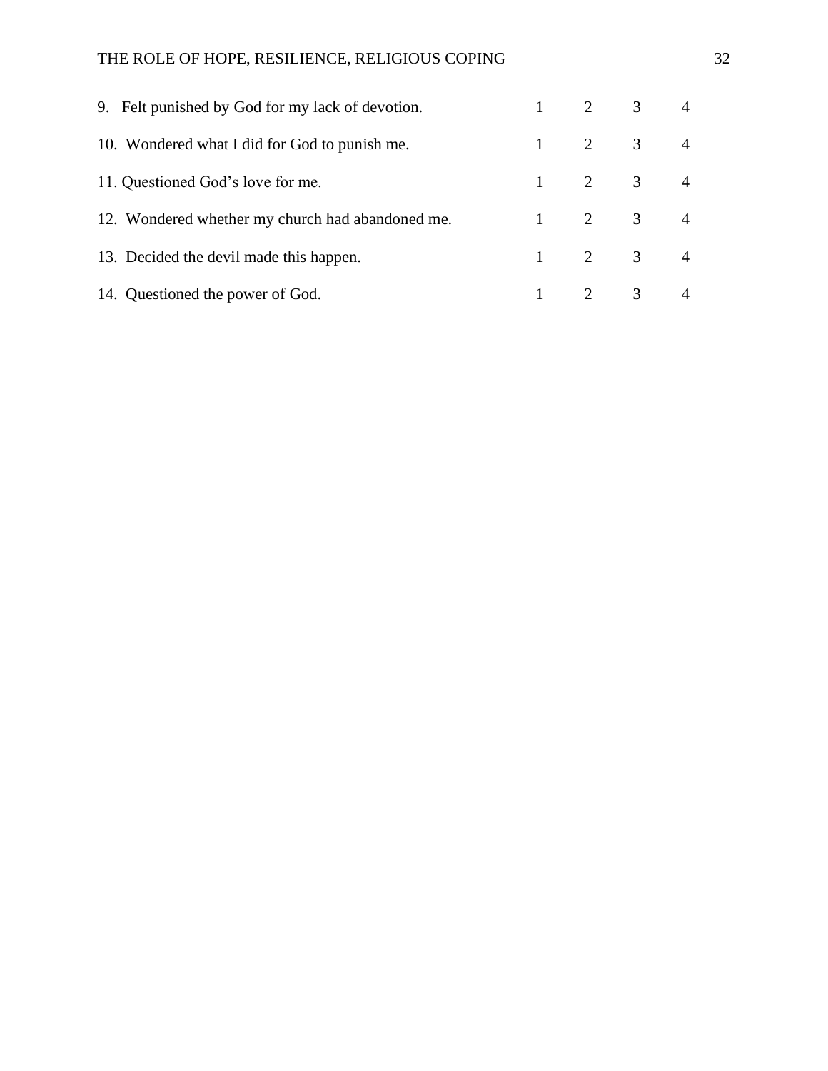| | | | | |
|---|---|---|---|---|
| 9. Felt punished by God for my lack of devotion. | 1 | 2 | 3 | 4 |
| 10. Wondered what I did for God to punish me. | 1 | 2 | 3 | 4 |
| 11. Questioned God's love for me. | 1 | 2 | 3 | 4 |
| 12. Wondered whether my church had abandoned me. | 1 | 2 | 3 | 4 |
| 13. Decided the devil made this happen. | 1 | 2 | 3 | 4 |
| 14. Questioned the power of God. | 1 | 2 | 3 | 4 |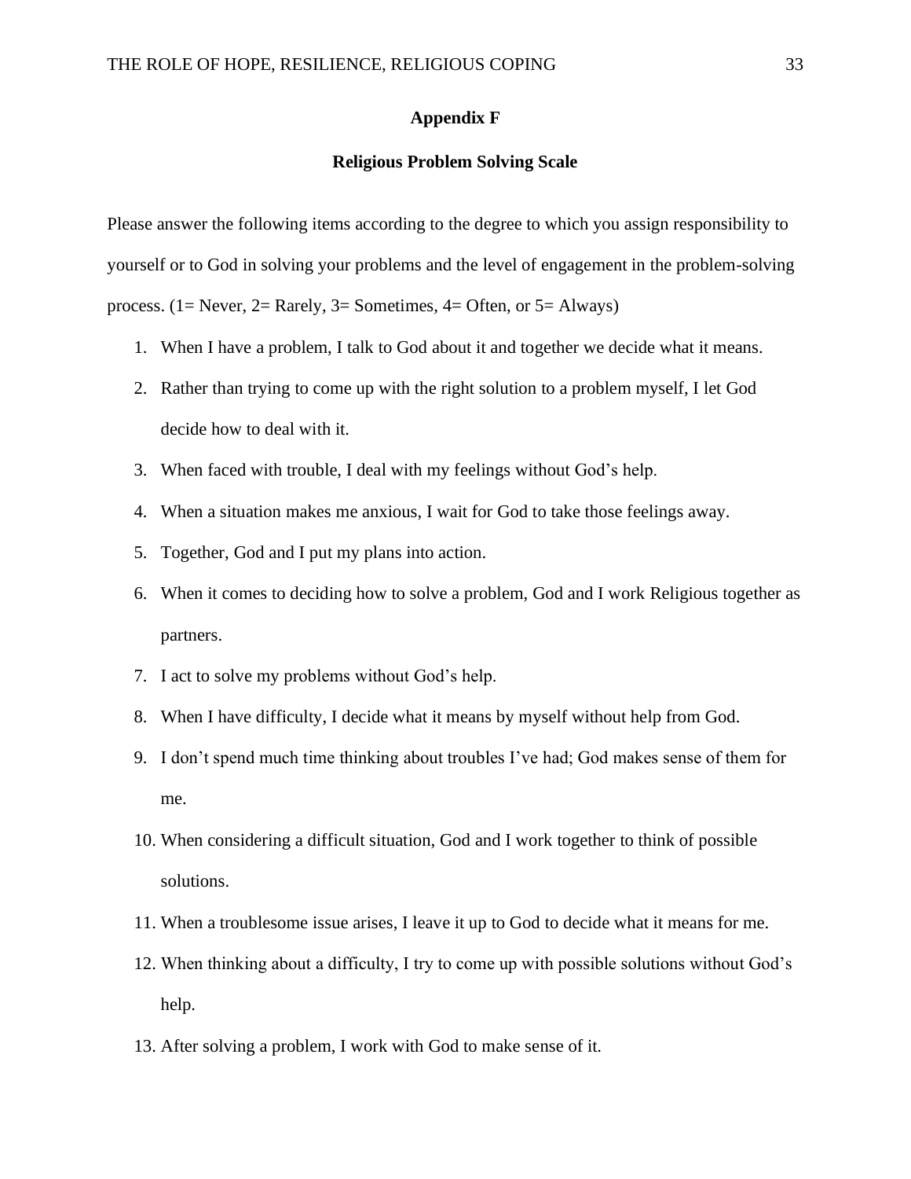## Appendix F

### Religious Problem Solving Scale

Please answer the following items according to the degree to which you assign responsibility to yourself or to God in solving your problems and the level of engagement in the problem-solving process. (1= Never, 2= Rarely, 3= Sometimes, 4= Often, or 5= Always)

1. When I have a problem, I talk to God about it and together we decide what it means.
2. Rather than trying to come up with the right solution to a problem myself, I let God decide how to deal with it.
3. When faced with trouble, I deal with my feelings without God's help.
4. When a situation makes me anxious, I wait for God to take those feelings away.
5. Together, God and I put my plans into action.
6. When it comes to deciding how to solve a problem, God and I work Religious together as partners.
7. I act to solve my problems without God's help.
8. When I have difficulty, I decide what it means by myself without help from God.
9. I don't spend much time thinking about troubles I've had; God makes sense of them for me.
10. When considering a difficult situation, God and I work together to think of possible solutions.
11. When a troublesome issue arises, I leave it up to God to decide what it means for me.
12. When thinking about a difficulty, I try to come up with possible solutions without God's help.
13. After solving a problem, I work with God to make sense of it.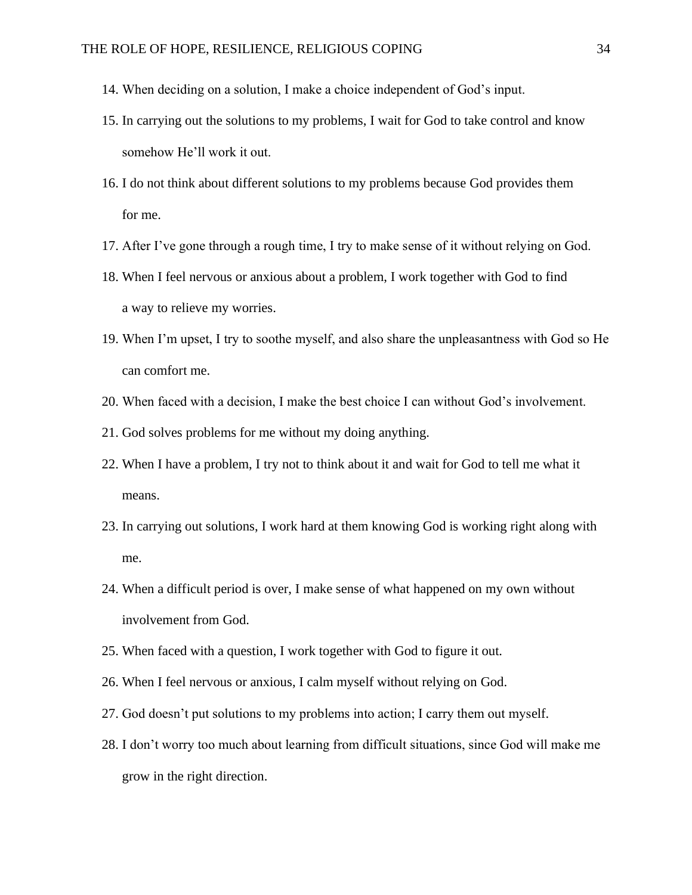14. When deciding on a solution, I make a choice independent of God's input.
15. In carrying out the solutions to my problems, I wait for God to take control and know somehow He'll work it out.
16. I do not think about different solutions to my problems because God provides them for me.
17. After I've gone through a rough time, I try to make sense of it without relying on God.
18. When I feel nervous or anxious about a problem, I work together with God to find a way to relieve my worries.
19. When I'm upset, I try to soothe myself, and also share the unpleasantness with God so He can comfort me.
20. When faced with a decision, I make the best choice I can without God's involvement.
21. God solves problems for me without my doing anything.
22. When I have a problem, I try not to think about it and wait for God to tell me what it means.
23. In carrying out solutions, I work hard at them knowing God is working right along with me.
24. When a difficult period is over, I make sense of what happened on my own without involvement from God.
25. When faced with a question, I work together with God to figure it out.
26. When I feel nervous or anxious, I calm myself without relying on God.
27. God doesn't put solutions to my problems into action; I carry them out myself.
28. I don't worry too much about learning from difficult situations, since God will make me grow in the right direction.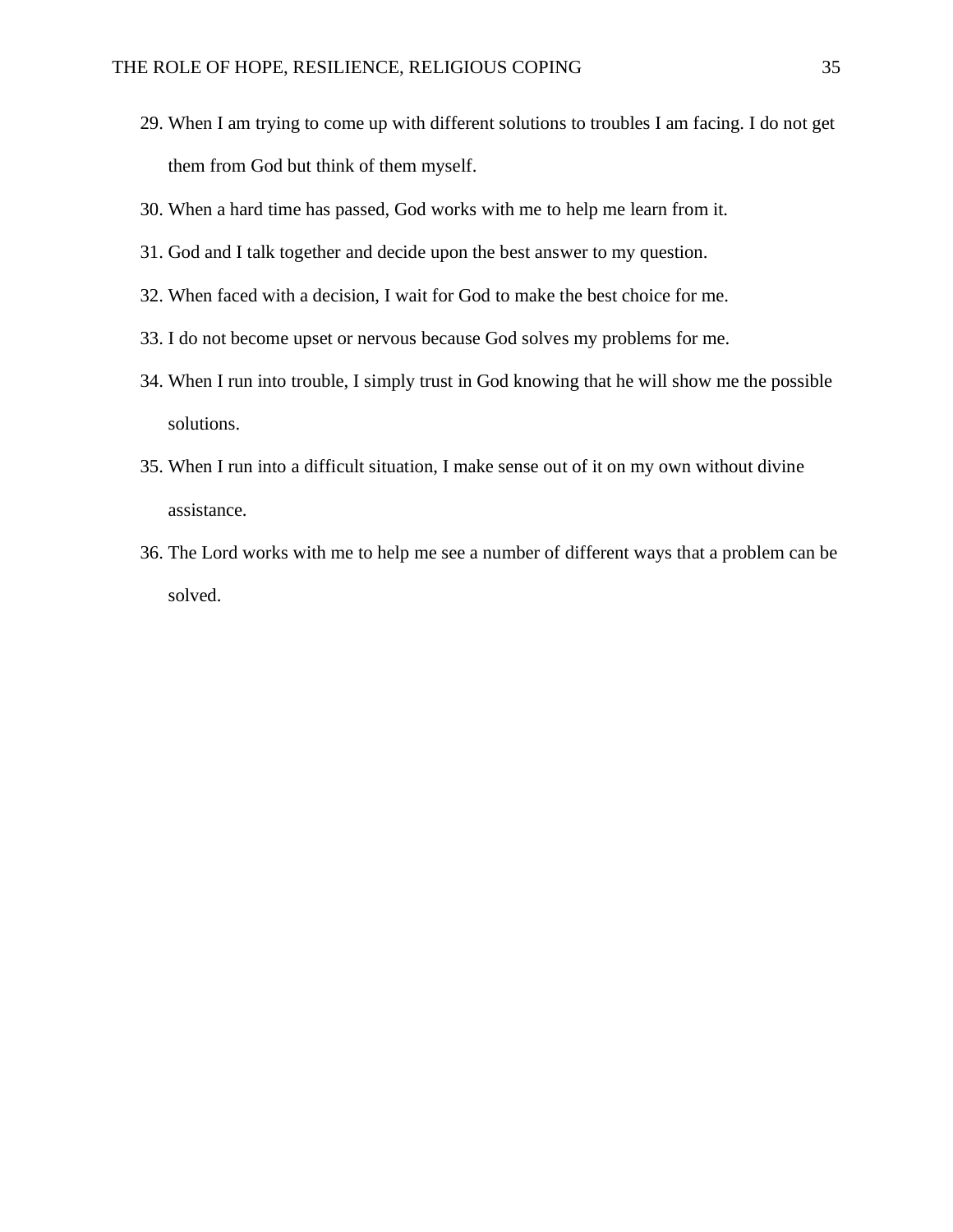29. When I am trying to come up with different solutions to troubles I am facing. I do not get them from God but think of them myself.
30. When a hard time has passed, God works with me to help me learn from it.
31. God and I talk together and decide upon the best answer to my question.
32. When faced with a decision, I wait for God to make the best choice for me.
33. I do not become upset or nervous because God solves my problems for me.
34. When I run into trouble, I simply trust in God knowing that he will show me the possible solutions.
35. When I run into a difficult situation, I make sense out of it on my own without divine assistance.
36. The Lord works with me to help me see a number of different ways that a problem can be solved.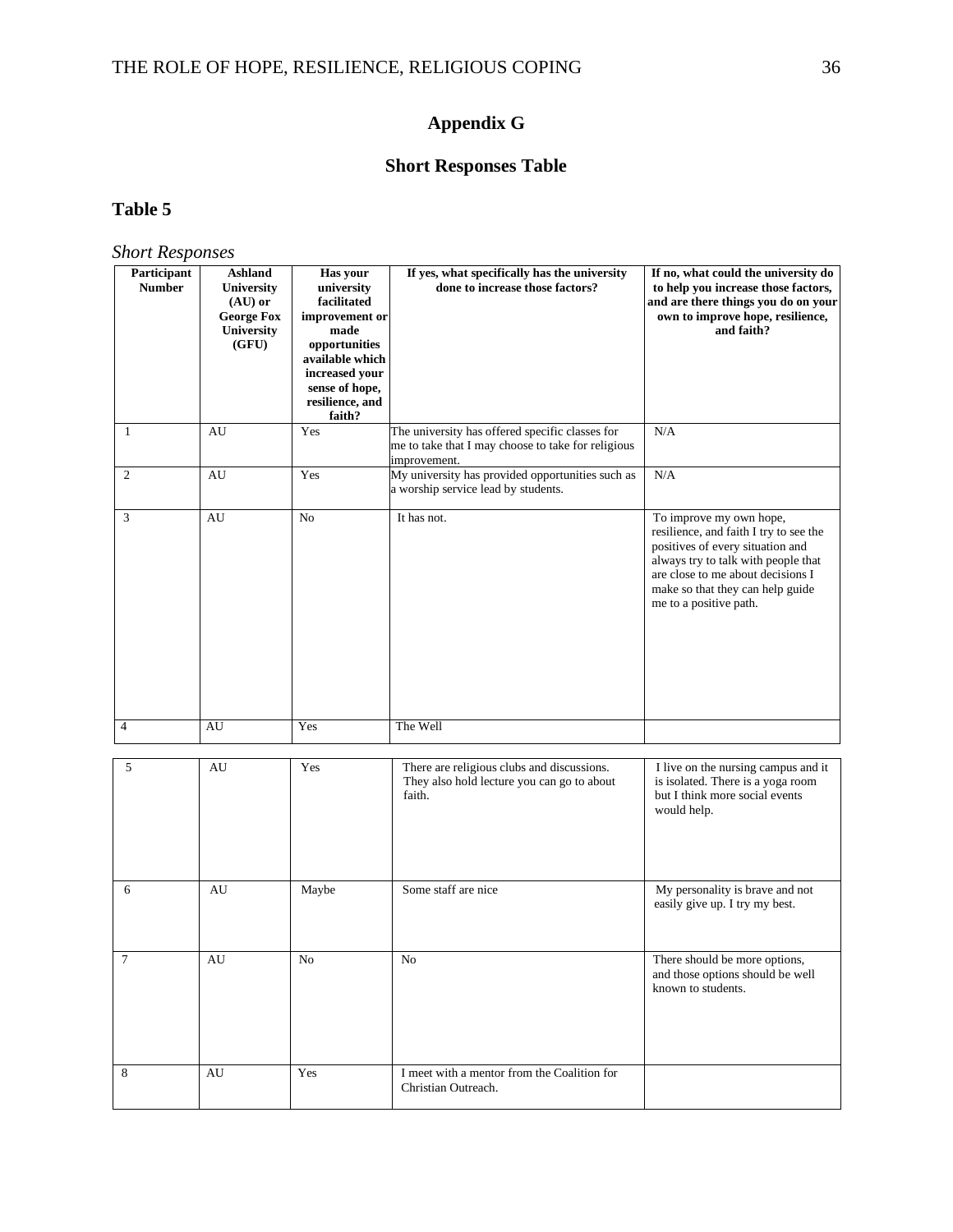# Appendix G

## Short Responses Table

**Table 5**

*Short Responses*

| Participant Number | Ashland University (AU) or George Fox University (GFU) | Has your university facilitated improvement or made opportunities available which increased your sense of hope, resilience, and faith? | If yes, what specifically has the university done to increase those factors? | If no, what could the university do to help you increase those factors, and are there things you do on your own to improve hope, resilience, and faith? |
|---|---|---|---|---|
| 1 | AU | Yes | The university has offered specific classes for me to take that I may choose to take for religious improvement. | N/A |
| 2 | AU | Yes | My university has provided opportunities such as a worship service lead by students. | N/A |
| 3 | AU | No | It has not. | To improve my own hope, resilience, and faith I try to see the positives of every situation and always try to talk with people that are close to me about decisions I make so that they can help guide me to a positive path. |
| 4 | AU | Yes | The Well | |
| 5 | AU | Yes | There are religious clubs and discussions. They also hold lecture you can go to about faith. | I live on the nursing campus and it is isolated. There is a yoga room but I think more social events would help. |
| 6 | AU | Maybe | Some staff are nice | My personality is brave and not easily give up. I try my best. |
| 7 | AU | No | No | There should be more options, and those options should be well known to students. |
| 8 | AU | Yes | I meet with a mentor from the Coalition for Christian Outreach. | |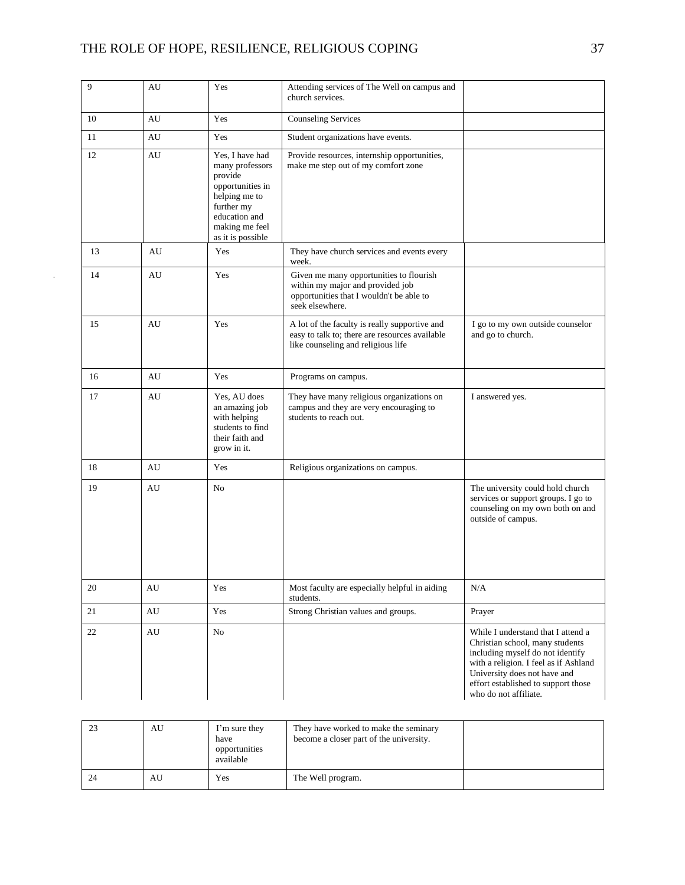| 9 | AU | Yes | Attending services of The Well on campus and church services. | |
|---|---|---|---|---|
| 10 | AU | Yes | Counseling Services | |
| 11 | AU | Yes | Student organizations have events. | |
| 12 | AU | Yes, I have had many professors provide opportunities in helping me to further my education and making me feel as it is possible | Provide resources, internship opportunities, make me step out of my comfort zone | |
| 13 | AU | Yes | They have church services and events every week. | |
| 14 | AU | Yes | Given me many opportunities to flourish within my major and provided job opportunities that I wouldn't be able to seek elsewhere. | |
| 15 | AU | Yes | A lot of the faculty is really supportive and easy to talk to; there are resources available like counseling and religious life | I go to my own outside counselor and go to church. |
| 16 | AU | Yes | Programs on campus. | |
| 17 | AU | Yes, AU does an amazing job with helping students to find their faith and grow in it. | They have many religious organizations on campus and they are very encouraging to students to reach out. | I answered yes. |
| 18 | AU | Yes | Religious organizations on campus. | |
| 19 | AU | No | | The university could hold church services or support groups. I go to counseling on my own both on and outside of campus. |
| 20 | AU | Yes | Most faculty are especially helpful in aiding students. | N/A |
| 21 | AU | Yes | Strong Christian values and groups. | Prayer |
| 22 | AU | No | | While I understand that I attend a Christian school, many students including myself do not identify with a religion. I feel as if Ashland University does not have and effort established to support those who do not affiliate. |
| 23 | AU | I'm sure they have opportunities available | They have worked to make the seminary become a closer part of the university. | |
| 24 | AU | Yes | The Well program. | |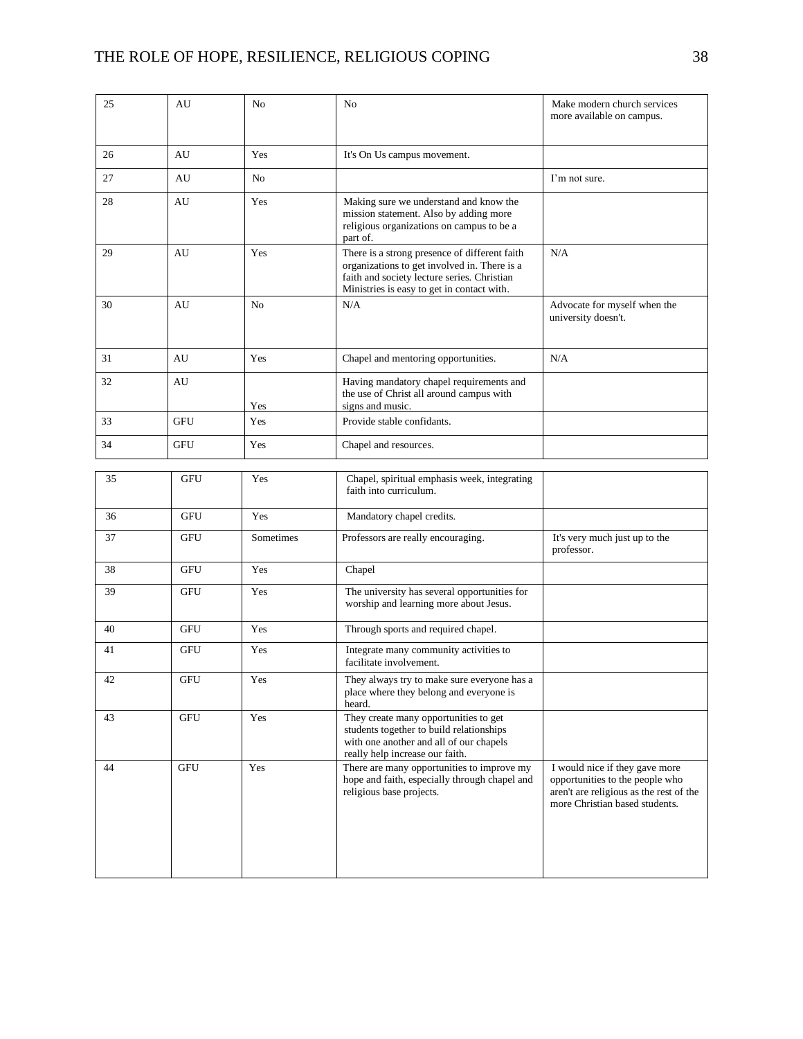| | | | | |
|---|---|---|---|---|
| 25 | AU | No | No | Make modern church services more available on campus. |
| 26 | AU | Yes | It's On Us campus movement. | |
| 27 | AU | No | | I'm not sure. |
| 28 | AU | Yes | Making sure we understand and know the mission statement. Also by adding more religious organizations on campus to be a part of. | |
| 29 | AU | Yes | There is a strong presence of different faith organizations to get involved in. There is a faith and society lecture series. Christian Ministries is easy to get in contact with. | N/A |
| 30 | AU | No | N/A | Advocate for myself when the university doesn't. |
| 31 | AU | Yes | Chapel and mentoring opportunities. | N/A |
| 32 | AU | Yes | Having mandatory chapel requirements and the use of Christ all around campus with signs and music. | |
| 33 | GFU | Yes | Provide stable confidants. | |
| 34 | GFU | Yes | Chapel and resources. | |
| 35 | GFU | Yes | Chapel, spiritual emphasis week, integrating faith into curriculum. | |
| 36 | GFU | Yes | Mandatory chapel credits. | |
| 37 | GFU | Sometimes | Professors are really encouraging. | It's very much just up to the professor. |
| 38 | GFU | Yes | Chapel | |
| 39 | GFU | Yes | The university has several opportunities for worship and learning more about Jesus. | |
| 40 | GFU | Yes | Through sports and required chapel. | |
| 41 | GFU | Yes | Integrate many community activities to facilitate involvement. | |
| 42 | GFU | Yes | They always try to make sure everyone has a place where they belong and everyone is heard. | |
| 43 | GFU | Yes | They create many opportunities to get students together to build relationships with one another and all of our chapels really help increase our faith. | |
| 44 | GFU | Yes | There are many opportunities to improve my hope and faith, especially through chapel and religious base projects. | I would nice if they gave more opportunities to the people who aren't are religious as the rest of the more Christian based students. |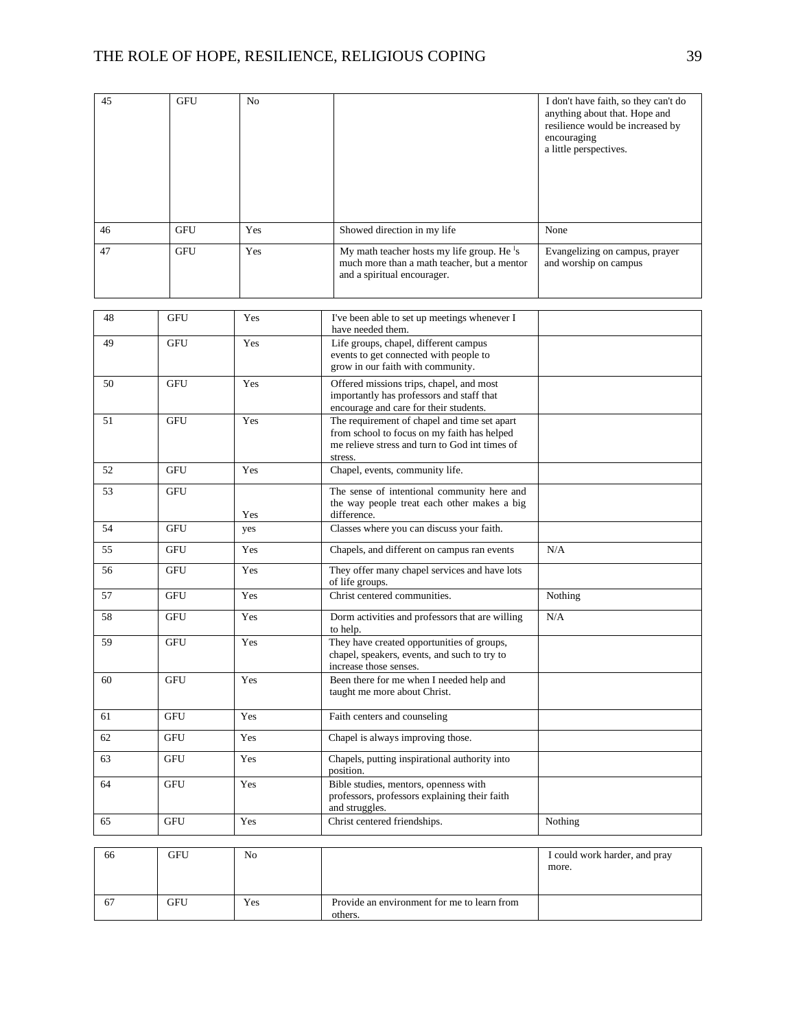| | | | | |
|---|---|---|---|---|
| 45 | GFU | No | | I don't have faith, so they can't do anything about that. Hope and resilience would be increased by encouraging a little perspectives. |
| 46 | GFU | Yes | Showed direction in my life | None |
| 47 | GFU | Yes | My math teacher hosts my life group. He 's much more than a math teacher, but a mentor and a spiritual encourager. | Evangelizing on campus, prayer and worship on campus |
| 48 | GFU | Yes | I've been able to set up meetings whenever I have needed them. | |
| 49 | GFU | Yes | Life groups, chapel, different campus events to get connected with people to grow in our faith with community. | |
| 50 | GFU | Yes | Offered missions trips, chapel, and most importantly has professors and staff that encourage and care for their students. | |
| 51 | GFU | Yes | The requirement of chapel and time set apart from school to focus on my faith has helped me relieve stress and turn to God int times of stress. | |
| 52 | GFU | Yes | Chapel, events, community life. | |
| 53 | GFU | Yes | The sense of intentional community here and the way people treat each other makes a big difference. | |
| 54 | GFU | yes | Classes where you can discuss your faith. | |
| 55 | GFU | Yes | Chapels, and different on campus ran events | N/A |
| 56 | GFU | Yes | They offer many chapel services and have lots of life groups. | |
| 57 | GFU | Yes | Christ centered communities. | Nothing |
| 58 | GFU | Yes | Dorm activities and professors that are willing to help. | N/A |
| 59 | GFU | Yes | They have created opportunities of groups, chapel, speakers, events, and such to try to increase those senses. | |
| 60 | GFU | Yes | Been there for me when I needed help and taught me more about Christ. | |
| 61 | GFU | Yes | Faith centers and counseling | |
| 62 | GFU | Yes | Chapel is always improving those. | |
| 63 | GFU | Yes | Chapels, putting inspirational authority into position. | |
| 64 | GFU | Yes | Bible studies, mentors, openness with professors, professors explaining their faith and struggles. | |
| 65 | GFU | Yes | Christ centered friendships. | Nothing |
| 66 | GFU | No | | I could work harder, and pray more. |
| 67 | GFU | Yes | Provide an environment for me to learn from others. | |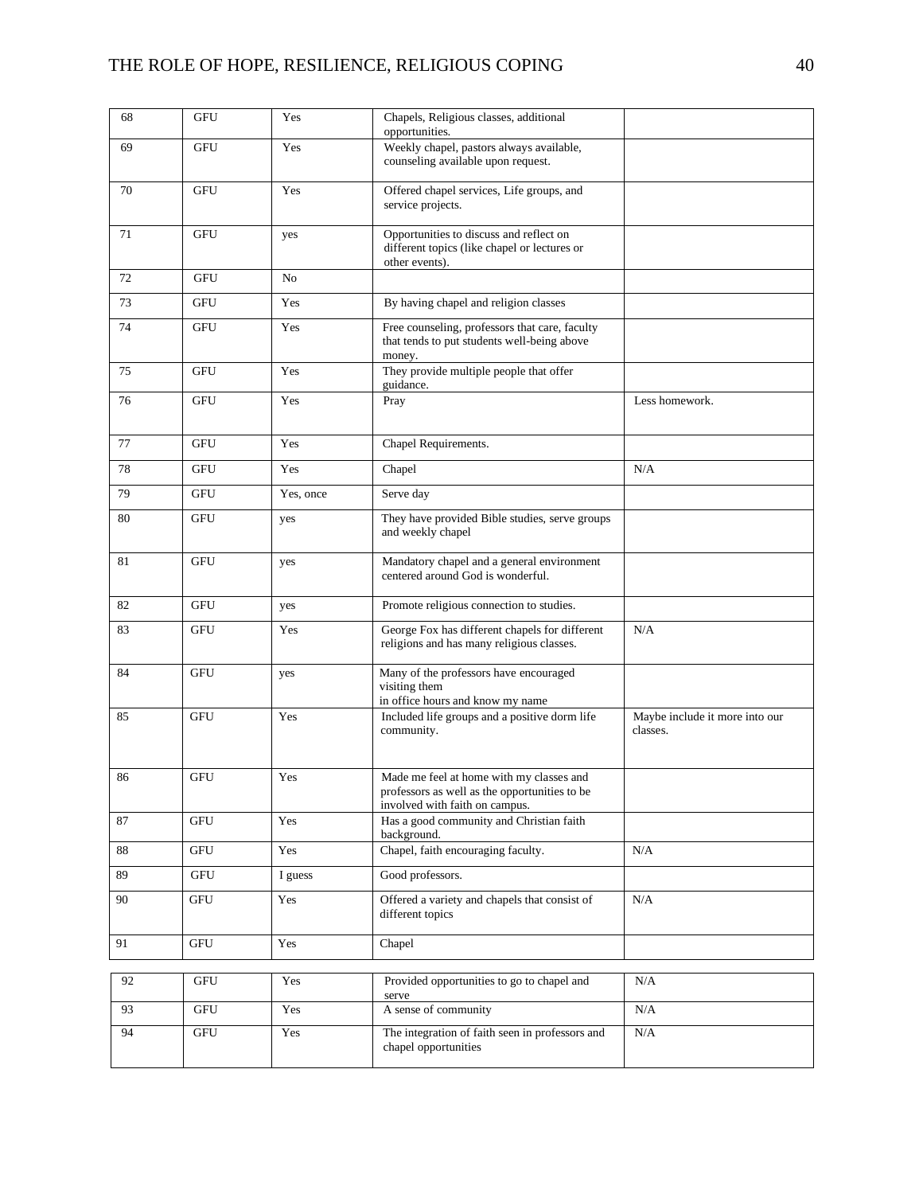| 68 | GFU | Yes | Chapels, Religious classes, additional opportunities. | |
|---|---|---|---|---|
| 69 | GFU | Yes | Weekly chapel, pastors always available, counseling available upon request. | |
| 70 | GFU | Yes | Offered chapel services, Life groups, and service projects. | |
| 71 | GFU | yes | Opportunities to discuss and reflect on different topics (like chapel or lectures or other events). | |
| 72 | GFU | No | | |
| 73 | GFU | Yes | By having chapel and religion classes | |
| 74 | GFU | Yes | Free counseling, professors that care, faculty that tends to put students well-being above money. | |
| 75 | GFU | Yes | They provide multiple people that offer guidance. | |
| 76 | GFU | Yes | Pray | Less homework. |
| 77 | GFU | Yes | Chapel Requirements. | |
| 78 | GFU | Yes | Chapel | N/A |
| 79 | GFU | Yes, once | Serve day | |
| 80 | GFU | yes | They have provided Bible studies, serve groups and weekly chapel | |
| 81 | GFU | yes | Mandatory chapel and a general environment centered around God is wonderful. | |
| 82 | GFU | yes | Promote religious connection to studies. | |
| 83 | GFU | Yes | George Fox has different chapels for different religions and has many religious classes. | N/A |
| 84 | GFU | yes | Many of the professors have encouraged visiting them in office hours and know my name | |
| 85 | GFU | Yes | Included life groups and a positive dorm life community. | Maybe include it more into our classes. |
| 86 | GFU | Yes | Made me feel at home with my classes and professors as well as the opportunities to be involved with faith on campus. | |
| 87 | GFU | Yes | Has a good community and Christian faith background. | |
| 88 | GFU | Yes | Chapel, faith encouraging faculty. | N/A |
| 89 | GFU | I guess | Good professors. | |
| 90 | GFU | Yes | Offered a variety and chapels that consist of different topics | N/A |
| 91 | GFU | Yes | Chapel | |
| 92 | GFU | Yes | Provided opportunities to go to chapel and serve | N/A |
| 93 | GFU | Yes | A sense of community | N/A |
| 94 | GFU | Yes | The integration of faith seen in professors and chapel opportunities | N/A |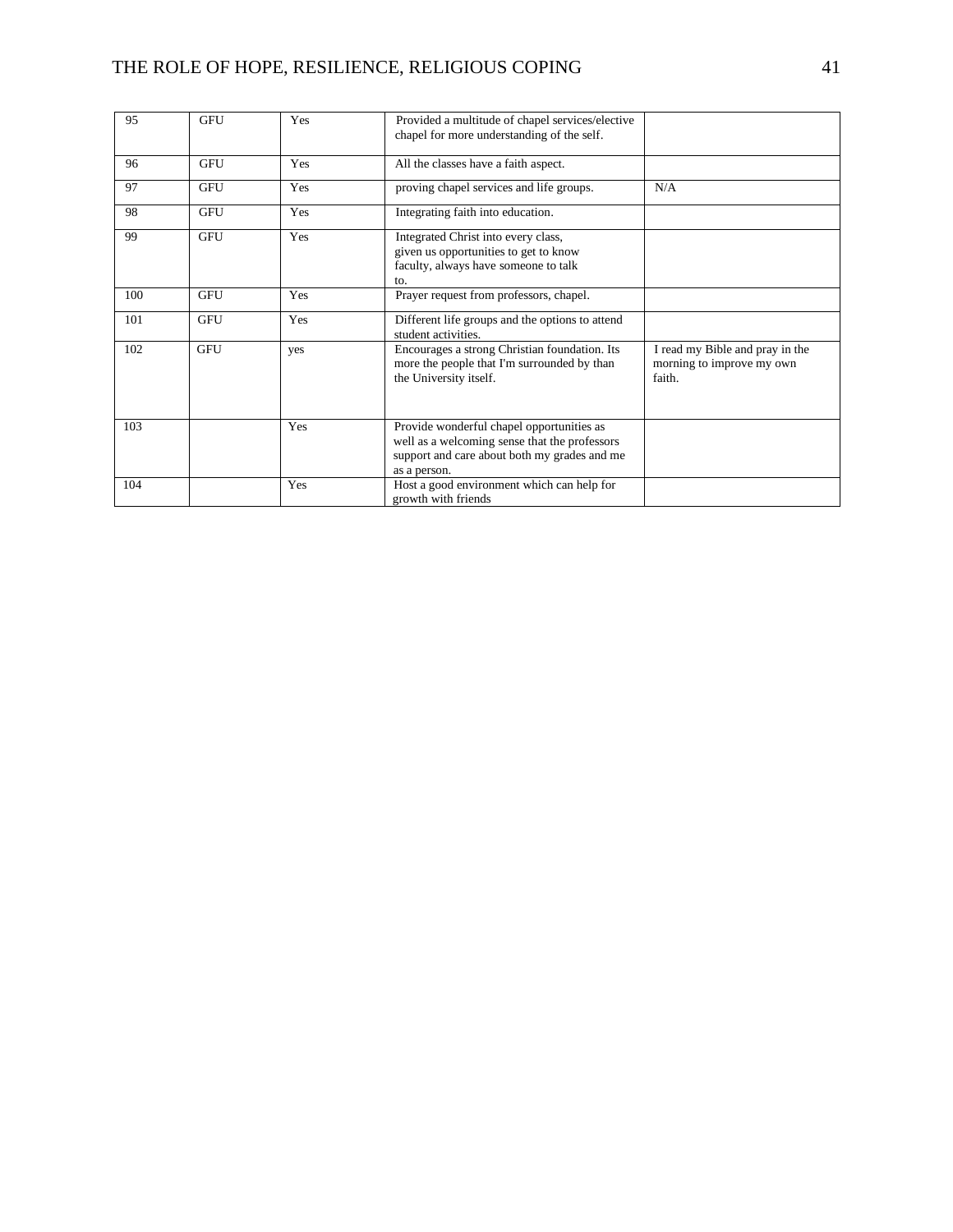| | | | | |
|---|---|---|---|---|
| 95 | GFU | Yes | Provided a multitude of chapel services/elective chapel for more understanding of the self. | |
| 96 | GFU | Yes | All the classes have a faith aspect. | |
| 97 | GFU | Yes | proving chapel services and life groups. | N/A |
| 98 | GFU | Yes | Integrating faith into education. | |
| 99 | GFU | Yes | Integrated Christ into every class, given us opportunities to get to know faculty, always have someone to talk to. | |
| 100 | GFU | Yes | Prayer request from professors, chapel. | |
| 101 | GFU | Yes | Different life groups and the options to attend student activities. | |
| 102 | GFU | yes | Encourages a strong Christian foundation. Its more the people that I'm surrounded by than the University itself. | I read my Bible and pray in the morning to improve my own faith. |
| 103 | | Yes | Provide wonderful chapel opportunities as well as a welcoming sense that the professors support and care about both my grades and me as a person. | |
| 104 | | Yes | Host a good environment which can help for growth with friends | |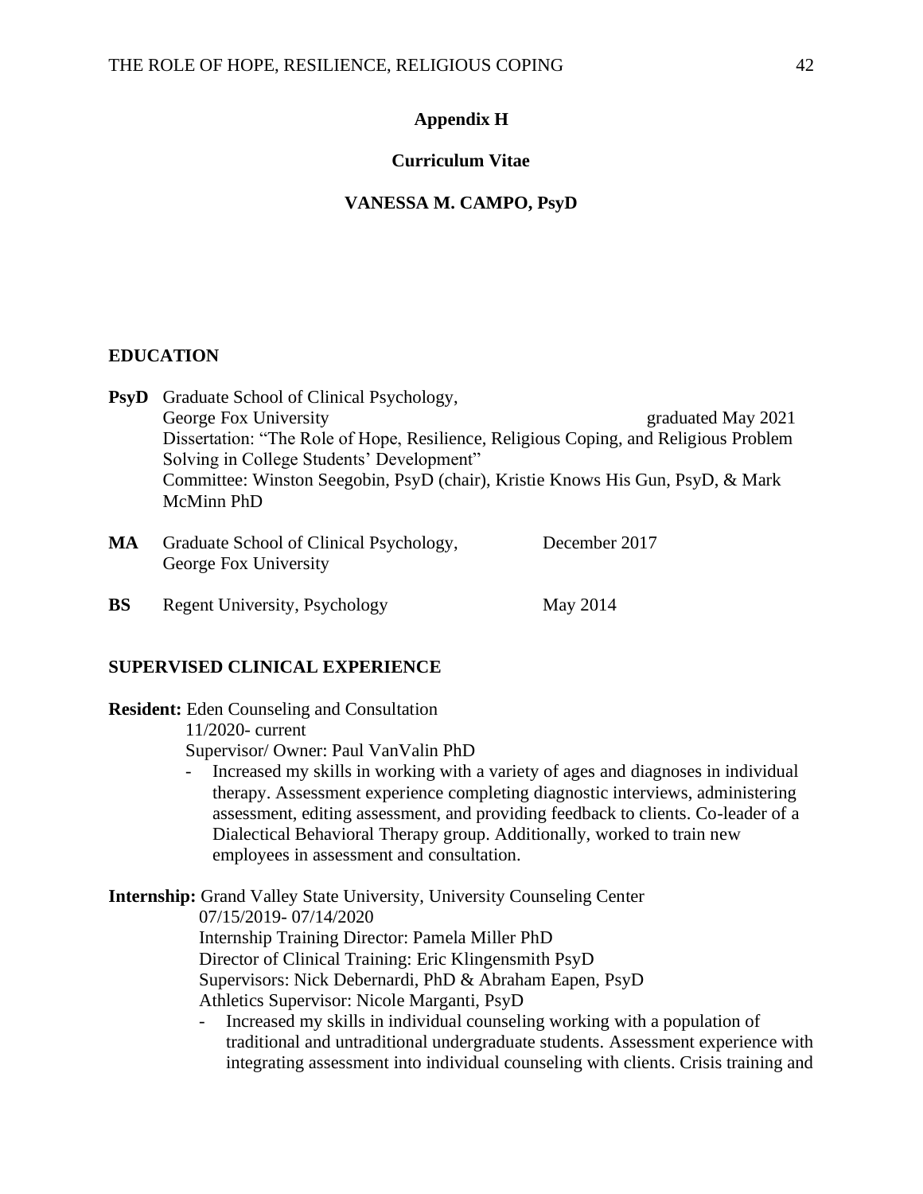## Appendix H

## Curriculum Vitae

## VANESSA M. CAMPO, PsyD

### EDUCATION

**PsyD** Graduate School of Clinical Psychology,
George Fox University — graduated May 2021
Dissertation: "The Role of Hope, Resilience, Religious Coping, and Religious Problem Solving in College Students' Development"
Committee: Winston Seegobin, PsyD (chair), Kristie Knows His Gun, PsyD, & Mark McMinn PhD

**MA** Graduate School of Clinical Psychology, George Fox University — December 2017

**BS** Regent University, Psychology — May 2014

### SUPERVISED CLINICAL EXPERIENCE

**Resident:** Eden Counseling and Consultation
11/2020- current
Supervisor/ Owner: Paul VanValin PhD

- Increased my skills in working with a variety of ages and diagnoses in individual therapy. Assessment experience completing diagnostic interviews, administering assessment, editing assessment, and providing feedback to clients. Co-leader of a Dialectical Behavioral Therapy group. Additionally, worked to train new employees in assessment and consultation.

**Internship:** Grand Valley State University, University Counseling Center
07/15/2019- 07/14/2020
Internship Training Director: Pamela Miller PhD
Director of Clinical Training: Eric Klingensmith PsyD
Supervisors: Nick Debernardi, PhD & Abraham Eapen, PsyD
Athletics Supervisor: Nicole Marganti, PsyD

- Increased my skills in individual counseling working with a population of traditional and untraditional undergraduate students. Assessment experience with integrating assessment into individual counseling with clients. Crisis training and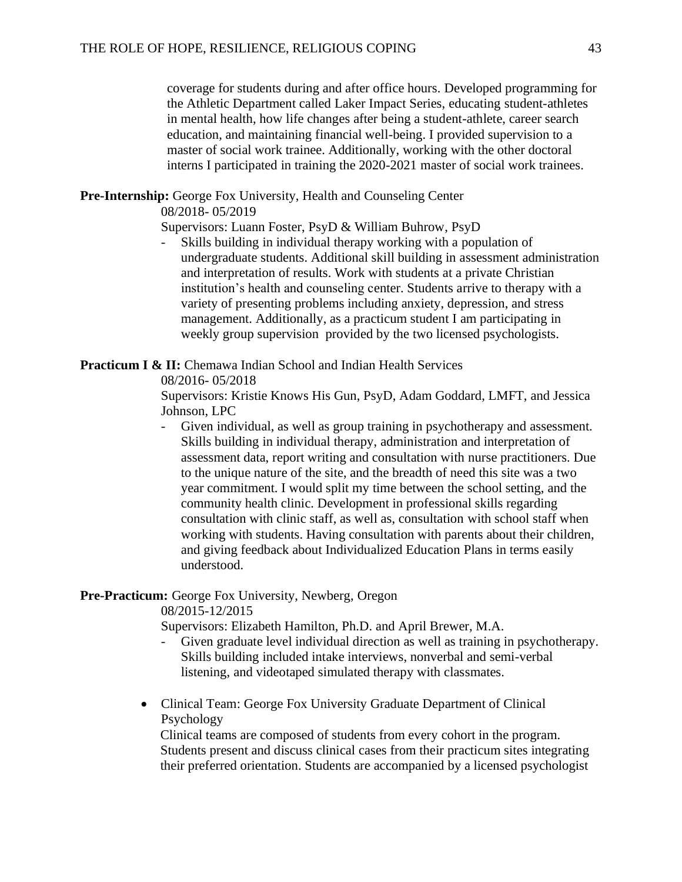coverage for students during and after office hours. Developed programming for the Athletic Department called Laker Impact Series, educating student-athletes in mental health, how life changes after being a student-athlete, career search education, and maintaining financial well-being. I provided supervision to a master of social work trainee. Additionally, working with the other doctoral interns I participated in training the 2020-2021 master of social work trainees.

**Pre-Internship:** George Fox University, Health and Counseling Center
08/2018- 05/2019
Supervisors: Luann Foster, PsyD & William Buhrow, PsyD

- Skills building in individual therapy working with a population of undergraduate students. Additional skill building in assessment administration and interpretation of results. Work with students at a private Christian institution's health and counseling center. Students arrive to therapy with a variety of presenting problems including anxiety, depression, and stress management. Additionally, as a practicum student I am participating in weekly group supervision provided by the two licensed psychologists.

**Practicum I & II:** Chemawa Indian School and Indian Health Services
08/2016- 05/2018
Supervisors: Kristie Knows His Gun, PsyD, Adam Goddard, LMFT, and Jessica Johnson, LPC

- Given individual, as well as group training in psychotherapy and assessment. Skills building in individual therapy, administration and interpretation of assessment data, report writing and consultation with nurse practitioners. Due to the unique nature of the site, and the breadth of need this site was a two year commitment. I would split my time between the school setting, and the community health clinic. Development in professional skills regarding consultation with clinic staff, as well as, consultation with school staff when working with students. Having consultation with parents about their children, and giving feedback about Individualized Education Plans in terms easily understood.

**Pre-Practicum:** George Fox University, Newberg, Oregon
08/2015-12/2015
Supervisors: Elizabeth Hamilton, Ph.D. and April Brewer, M.A.

- Given graduate level individual direction as well as training in psychotherapy. Skills building included intake interviews, nonverbal and semi-verbal listening, and videotaped simulated therapy with classmates.

- Clinical Team: George Fox University Graduate Department of Clinical Psychology
  Clinical teams are composed of students from every cohort in the program. Students present and discuss clinical cases from their practicum sites integrating their preferred orientation. Students are accompanied by a licensed psychologist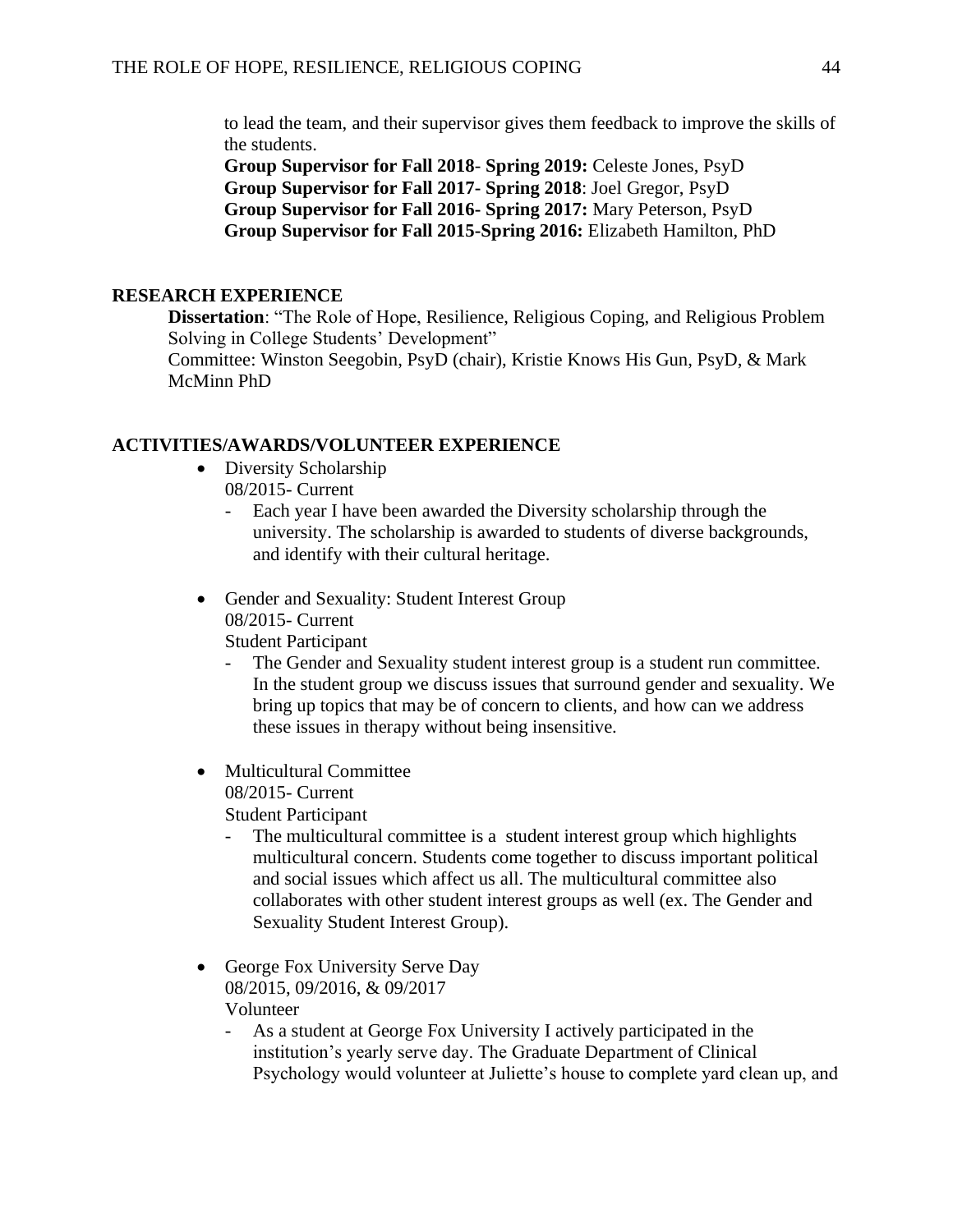to lead the team, and their supervisor gives them feedback to improve the skills of the students.

**Group Supervisor for Fall 2018- Spring 2019:** Celeste Jones, PsyD
**Group Supervisor for Fall 2017- Spring 2018**: Joel Gregor, PsyD
**Group Supervisor for Fall 2016- Spring 2017:** Mary Peterson, PsyD
**Group Supervisor for Fall 2015-Spring 2016:** Elizabeth Hamilton, PhD

## RESEARCH EXPERIENCE

**Dissertation**: "The Role of Hope, Resilience, Religious Coping, and Religious Problem Solving in College Students' Development"
Committee: Winston Seegobin, PsyD (chair), Kristie Knows His Gun, PsyD, & Mark McMinn PhD

## ACTIVITIES/AWARDS/VOLUNTEER EXPERIENCE

- Diversity Scholarship
  08/2015- Current
  - Each year I have been awarded the Diversity scholarship through the university. The scholarship is awarded to students of diverse backgrounds, and identify with their cultural heritage.

- Gender and Sexuality: Student Interest Group
  08/2015- Current
  Student Participant
  - The Gender and Sexuality student interest group is a student run committee. In the student group we discuss issues that surround gender and sexuality. We bring up topics that may be of concern to clients, and how can we address these issues in therapy without being insensitive.

- Multicultural Committee
  08/2015- Current
  Student Participant
  - The multicultural committee is a student interest group which highlights multicultural concern. Students come together to discuss important political and social issues which affect us all. The multicultural committee also collaborates with other student interest groups as well (ex. The Gender and Sexuality Student Interest Group).

- George Fox University Serve Day
  08/2015, 09/2016, & 09/2017
  Volunteer
  - As a student at George Fox University I actively participated in the institution's yearly serve day. The Graduate Department of Clinical Psychology would volunteer at Juliette's house to complete yard clean up, and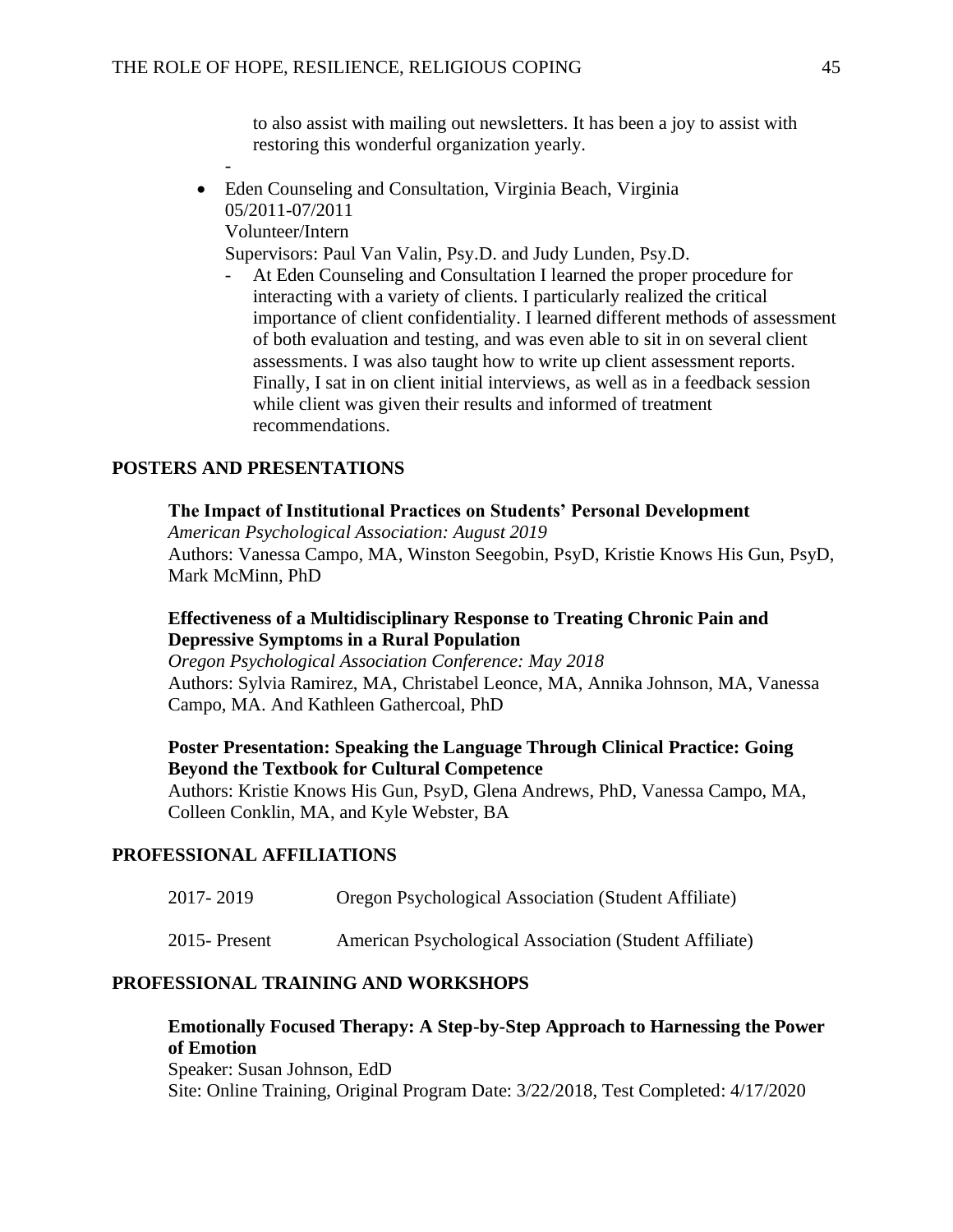to also assist with mailing out newsletters. It has been a joy to assist with restoring this wonderful organization yearly.

-

- Eden Counseling and Consultation, Virginia Beach, Virginia
  05/2011-07/2011
  Volunteer/Intern
  Supervisors: Paul Van Valin, Psy.D. and Judy Lunden, Psy.D.
  - At Eden Counseling and Consultation I learned the proper procedure for interacting with a variety of clients. I particularly realized the critical importance of client confidentiality. I learned different methods of assessment of both evaluation and testing, and was even able to sit in on several client assessments. I was also taught how to write up client assessment reports. Finally, I sat in on client initial interviews, as well as in a feedback session while client was given their results and informed of treatment recommendations.

## POSTERS AND PRESENTATIONS

**The Impact of Institutional Practices on Students' Personal Development**
*American Psychological Association: August 2019*
Authors: Vanessa Campo, MA, Winston Seegobin, PsyD, Kristie Knows His Gun, PsyD, Mark McMinn, PhD

**Effectiveness of a Multidisciplinary Response to Treating Chronic Pain and Depressive Symptoms in a Rural Population**
*Oregon Psychological Association Conference: May 2018*
Authors: Sylvia Ramirez, MA, Christabel Leonce, MA, Annika Johnson, MA, Vanessa Campo, MA. And Kathleen Gathercoal, PhD

**Poster Presentation: Speaking the Language Through Clinical Practice: Going Beyond the Textbook for Cultural Competence**
Authors: Kristie Knows His Gun, PsyD, Glena Andrews, PhD, Vanessa Campo, MA, Colleen Conklin, MA, and Kyle Webster, BA

## PROFESSIONAL AFFILIATIONS

| | |
|---|---|
| 2017- 2019 | Oregon Psychological Association (Student Affiliate) |
| 2015- Present | American Psychological Association (Student Affiliate) |

## PROFESSIONAL TRAINING AND WORKSHOPS

**Emotionally Focused Therapy: A Step-by-Step Approach to Harnessing the Power of Emotion**
Speaker: Susan Johnson, EdD
Site: Online Training, Original Program Date: 3/22/2018, Test Completed: 4/17/2020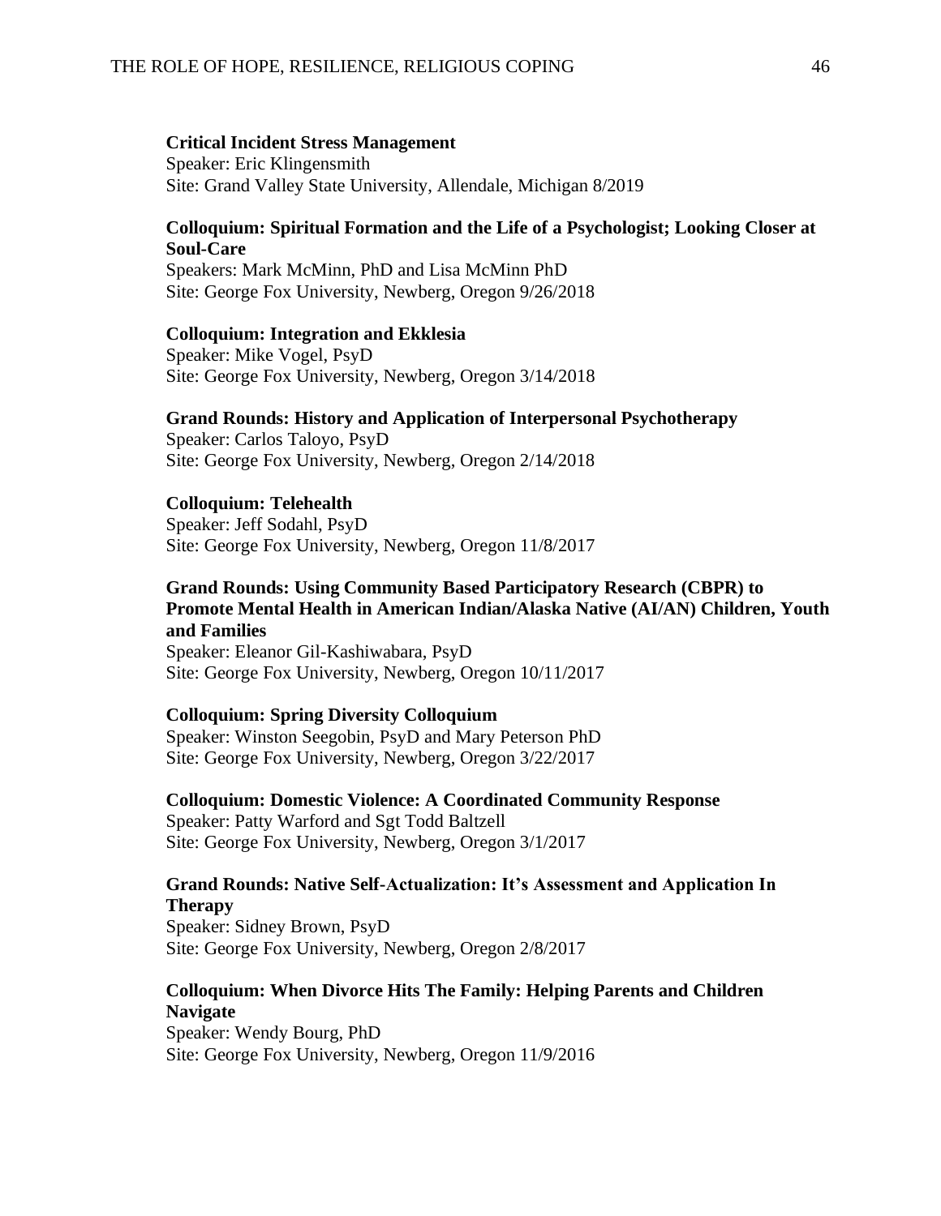**Critical Incident Stress Management**
Speaker: Eric Klingensmith
Site: Grand Valley State University, Allendale, Michigan 8/2019

**Colloquium: Spiritual Formation and the Life of a Psychologist; Looking Closer at Soul-Care**
Speakers: Mark McMinn, PhD and Lisa McMinn PhD
Site: George Fox University, Newberg, Oregon 9/26/2018

**Colloquium: Integration and Ekklesia**
Speaker: Mike Vogel, PsyD
Site: George Fox University, Newberg, Oregon 3/14/2018

**Grand Rounds: History and Application of Interpersonal Psychotherapy**
Speaker: Carlos Taloyo, PsyD
Site: George Fox University, Newberg, Oregon 2/14/2018

**Colloquium: Telehealth**
Speaker: Jeff Sodahl, PsyD
Site: George Fox University, Newberg, Oregon 11/8/2017

**Grand Rounds: Using Community Based Participatory Research (CBPR) to Promote Mental Health in American Indian/Alaska Native (AI/AN) Children, Youth and Families**
Speaker: Eleanor Gil-Kashiwabara, PsyD
Site: George Fox University, Newberg, Oregon 10/11/2017

**Colloquium: Spring Diversity Colloquium**
Speaker: Winston Seegobin, PsyD and Mary Peterson PhD
Site: George Fox University, Newberg, Oregon 3/22/2017

**Colloquium: Domestic Violence: A Coordinated Community Response**
Speaker: Patty Warford and Sgt Todd Baltzell
Site: George Fox University, Newberg, Oregon 3/1/2017

**Grand Rounds: Native Self-Actualization: It's Assessment and Application In Therapy**
Speaker: Sidney Brown, PsyD
Site: George Fox University, Newberg, Oregon 2/8/2017

**Colloquium: When Divorce Hits The Family: Helping Parents and Children Navigate**
Speaker: Wendy Bourg, PhD
Site: George Fox University, Newberg, Oregon 11/9/2016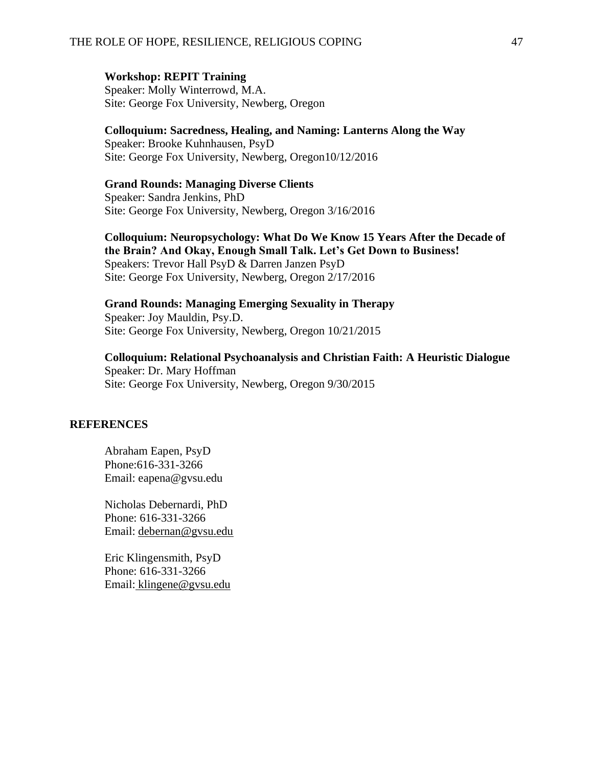**Workshop: REPIT Training**
Speaker: Molly Winterrowd, M.A.
Site: George Fox University, Newberg, Oregon

**Colloquium: Sacredness, Healing, and Naming: Lanterns Along the Way**
Speaker: Brooke Kuhnhausen, PsyD
Site: George Fox University, Newberg, Oregon10/12/2016

**Grand Rounds: Managing Diverse Clients**
Speaker: Sandra Jenkins, PhD
Site: George Fox University, Newberg, Oregon 3/16/2016

**Colloquium: Neuropsychology: What Do We Know 15 Years After the Decade of the Brain? And Okay, Enough Small Talk. Let's Get Down to Business!**
Speakers: Trevor Hall PsyD & Darren Janzen PsyD
Site: George Fox University, Newberg, Oregon 2/17/2016

**Grand Rounds: Managing Emerging Sexuality in Therapy**
Speaker: Joy Mauldin, Psy.D.
Site: George Fox University, Newberg, Oregon 10/21/2015

**Colloquium: Relational Psychoanalysis and Christian Faith: A Heuristic Dialogue**
Speaker: Dr. Mary Hoffman
Site: George Fox University, Newberg, Oregon 9/30/2015

## REFERENCES

Abraham Eapen, PsyD
Phone:616-331-3266
Email: eapena@gvsu.edu

Nicholas Debernardi, PhD
Phone: 616-331-3266
Email: debernan@gvsu.edu

Eric Klingensmith, PsyD
Phone: 616-331-3266
Email: klingene@gvsu.edu